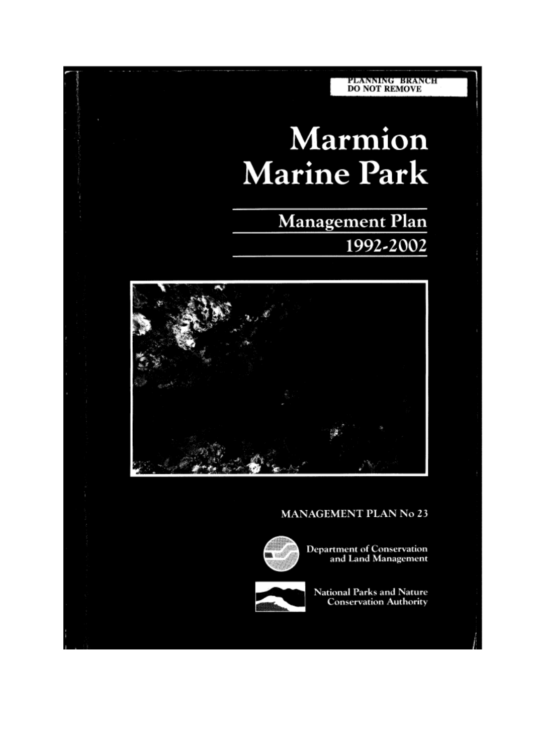PLANNING BRANCH
DO NOT REMOVE

# Marmion Marine Park

## Management Plan
## 1992-2002

MANAGEMENT PLAN No 23

Department of Conservation and Land Management

National Parks and Nature Conservation Authority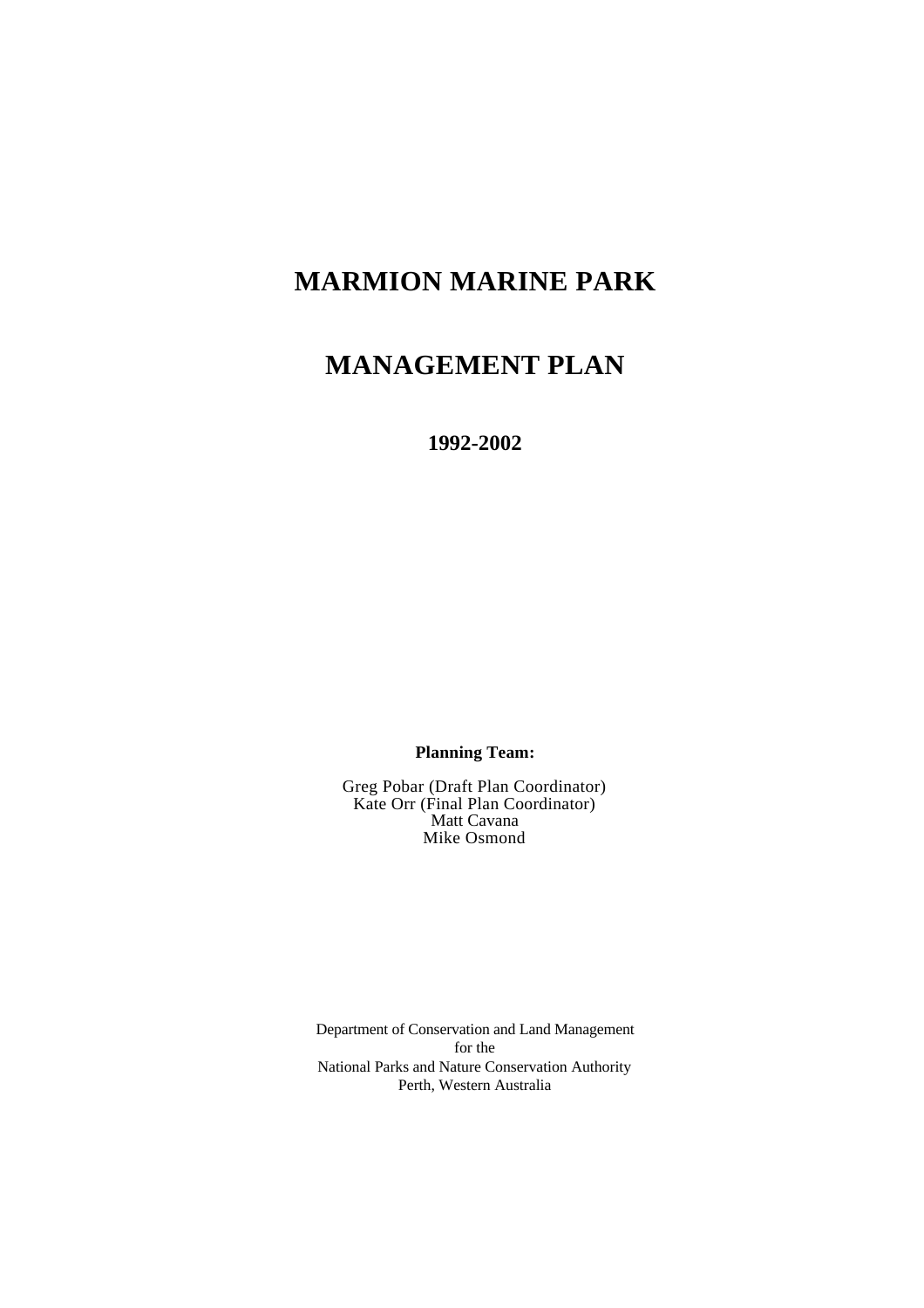# MARMION MARINE PARK

# MANAGEMENT PLAN

**1992-2002**

**Planning Team:**

Greg Pobar (Draft Plan Coordinator)
Kate Orr (Final Plan Coordinator)
Matt Cavana
Mike Osmond

Department of Conservation and Land Management
for the
National Parks and Nature Conservation Authority
Perth, Western Australia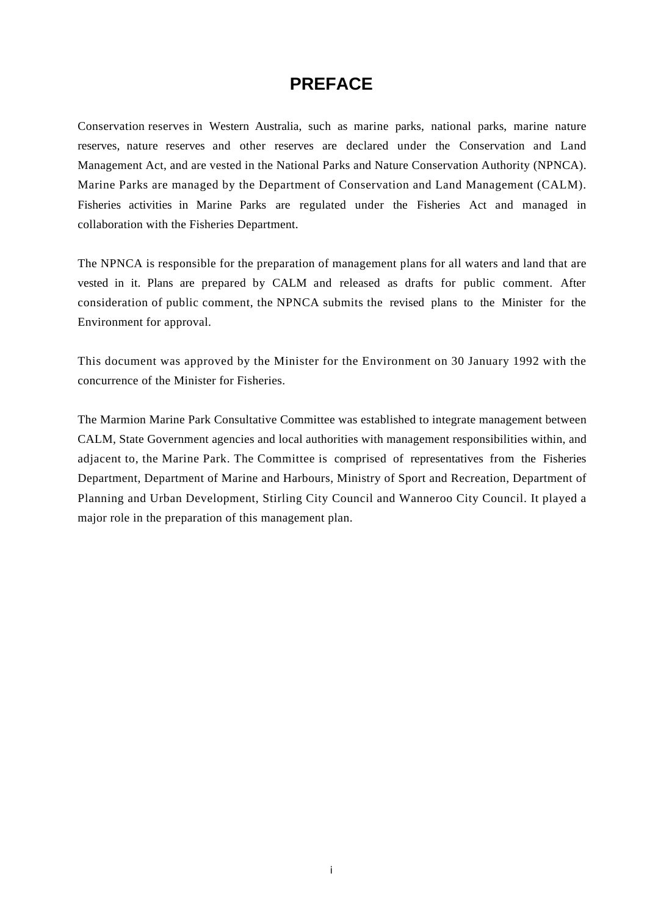# PREFACE

Conservation reserves in Western Australia, such as marine parks, national parks, marine nature reserves, nature reserves and other reserves are declared under the Conservation and Land Management Act, and are vested in the National Parks and Nature Conservation Authority (NPNCA). Marine Parks are managed by the Department of Conservation and Land Management (CALM). Fisheries activities in Marine Parks are regulated under the Fisheries Act and managed in collaboration with the Fisheries Department.

The NPNCA is responsible for the preparation of management plans for all waters and land that are vested in it. Plans are prepared by CALM and released as drafts for public comment. After consideration of public comment, the NPNCA submits the revised plans to the Minister for the Environment for approval.

This document was approved by the Minister for the Environment on 30 January 1992 with the concurrence of the Minister for Fisheries.

The Marmion Marine Park Consultative Committee was established to integrate management between CALM, State Government agencies and local authorities with management responsibilities within, and adjacent to, the Marine Park. The Committee is comprised of representatives from the Fisheries Department, Department of Marine and Harbours, Ministry of Sport and Recreation, Department of Planning and Urban Development, Stirling City Council and Wanneroo City Council. It played a major role in the preparation of this management plan.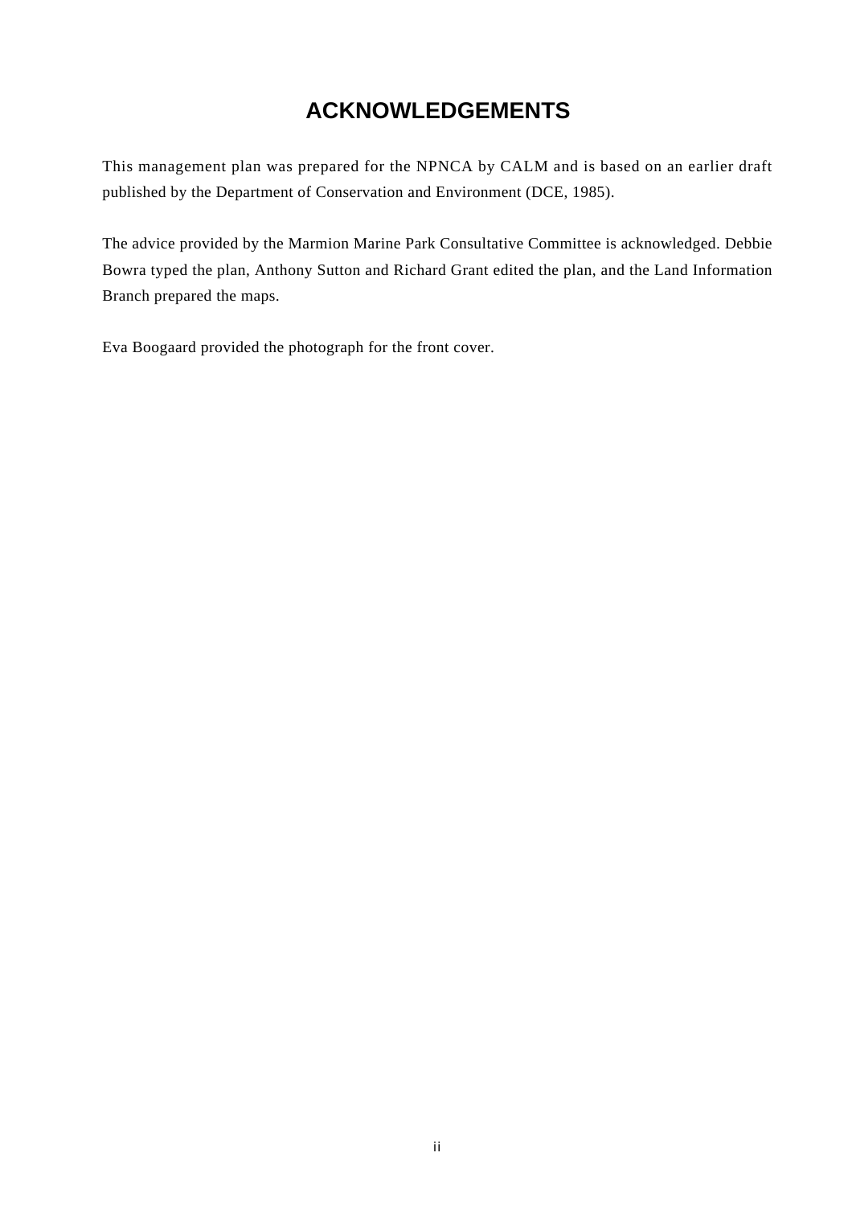# ACKNOWLEDGEMENTS

This management plan was prepared for the NPNCA by CALM and is based on an earlier draft published by the Department of Conservation and Environment (DCE, 1985).

The advice provided by the Marmion Marine Park Consultative Committee is acknowledged. Debbie Bowra typed the plan, Anthony Sutton and Richard Grant edited the plan, and the Land Information Branch prepared the maps.

Eva Boogaard provided the photograph for the front cover.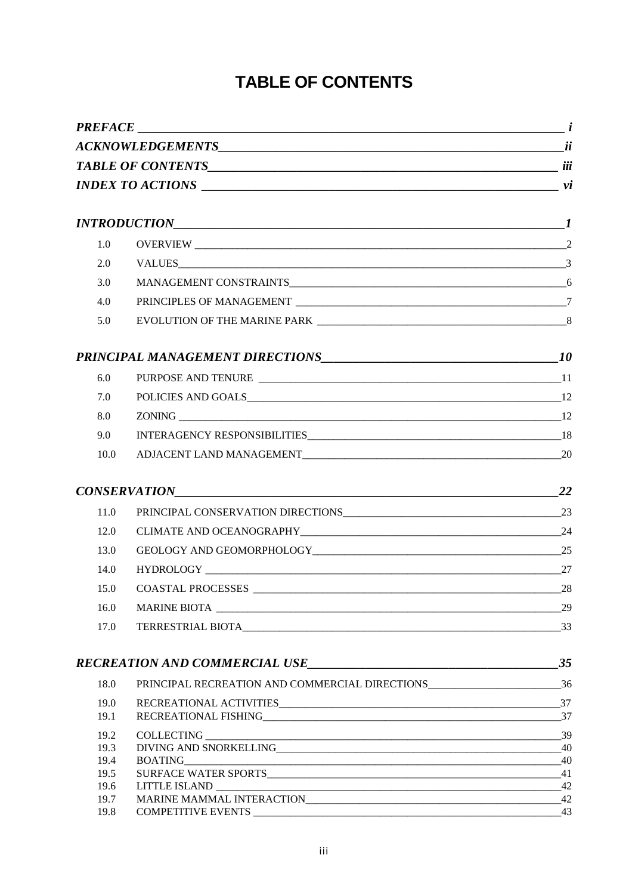# TABLE OF CONTENTS

| | | |
|---|---|---|
| ***PREFACE*** | | ***i*** |
| ***ACKNOWLEDGEMENTS*** | | ***ii*** |
| ***TABLE OF CONTENTS*** | | ***iii*** |
| ***INDEX TO ACTIONS*** | | ***vi*** |
| ***INTRODUCTION*** | | ***1*** |
| 1.0 | OVERVIEW | 2 |
| 2.0 | VALUES | 3 |
| 3.0 | MANAGEMENT CONSTRAINTS | 6 |
| 4.0 | PRINCIPLES OF MANAGEMENT | 7 |
| 5.0 | EVOLUTION OF THE MARINE PARK | 8 |
| ***PRINCIPAL MANAGEMENT DIRECTIONS*** | | ***10*** |
| 6.0 | PURPOSE AND TENURE | 11 |
| 7.0 | POLICIES AND GOALS | 12 |
| 8.0 | ZONING | 12 |
| 9.0 | INTERAGENCY RESPONSIBILITIES | 18 |
| 10.0 | ADJACENT LAND MANAGEMENT | 20 |
| ***CONSERVATION*** | | ***22*** |
| 11.0 | PRINCIPAL CONSERVATION DIRECTIONS | 23 |
| 12.0 | CLIMATE AND OCEANOGRAPHY | 24 |
| 13.0 | GEOLOGY AND GEOMORPHOLOGY | 25 |
| 14.0 | HYDROLOGY | 27 |
| 15.0 | COASTAL PROCESSES | 28 |
| 16.0 | MARINE BIOTA | 29 |
| 17.0 | TERRESTRIAL BIOTA | 33 |
| ***RECREATION AND COMMERCIAL USE*** | | ***35*** |
| 18.0 | PRINCIPAL RECREATION AND COMMERCIAL DIRECTIONS | 36 |
| 19.0 | RECREATIONAL ACTIVITIES | 37 |
| 19.1 | RECREATIONAL FISHING | 37 |
| 19.2 | COLLECTING | 39 |
| 19.3 | DIVING AND SNORKELLING | 40 |
| 19.4 | BOATING | 40 |
| 19.5 | SURFACE WATER SPORTS | 41 |
| 19.6 | LITTLE ISLAND | 42 |
| 19.7 | MARINE MAMMAL INTERACTION | 42 |
| 19.8 | COMPETITIVE EVENTS | 43 |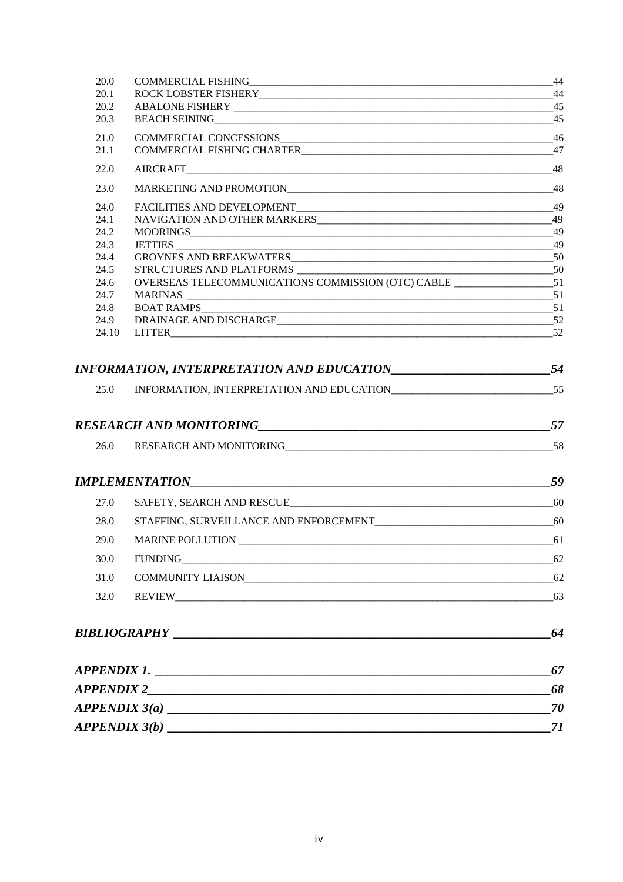| | | |
|---|---|---|
| 20.0 | COMMERCIAL FISHING | 44 |
| 20.1 | ROCK LOBSTER FISHERY | 44 |
| 20.2 | ABALONE FISHERY | 45 |
| 20.3 | BEACH SEINING | 45 |
| 21.0 | COMMERCIAL CONCESSIONS | 46 |
| 21.1 | COMMERCIAL FISHING CHARTER | 47 |
| 22.0 | AIRCRAFT | 48 |
| 23.0 | MARKETING AND PROMOTION | 48 |
| 24.0 | FACILITIES AND DEVELOPMENT | 49 |
| 24.1 | NAVIGATION AND OTHER MARKERS | 49 |
| 24.2 | MOORINGS | 49 |
| 24.3 | JETTIES | 49 |
| 24.4 | GROYNES AND BREAKWATERS | 50 |
| 24.5 | STRUCTURES AND PLATFORMS | 50 |
| 24.6 | OVERSEAS TELECOMMUNICATIONS COMMISSION (OTC) CABLE | 51 |
| 24.7 | MARINAS | 51 |
| 24.8 | BOAT RAMPS | 51 |
| 24.9 | DRAINAGE AND DISCHARGE | 52 |
| 24.10 | LITTER | 52 |

***INFORMATION, INTERPRETATION AND EDUCATION*** — ***54***

| | | |
|---|---|---|
| 25.0 | INFORMATION, INTERPRETATION AND EDUCATION | 55 |

***RESEARCH AND MONITORING*** — ***57***

| | | |
|---|---|---|
| 26.0 | RESEARCH AND MONITORING | 58 |

***IMPLEMENTATION*** — ***59***

| | | |
|---|---|---|
| 27.0 | SAFETY, SEARCH AND RESCUE | 60 |
| 28.0 | STAFFING, SURVEILLANCE AND ENFORCEMENT | 60 |
| 29.0 | MARINE POLLUTION | 61 |
| 30.0 | FUNDING | 62 |
| 31.0 | COMMUNITY LIAISON | 62 |
| 32.0 | REVIEW | 63 |

***BIBLIOGRAPHY*** — ***64***

***APPENDIX 1.*** — ***67***

***APPENDIX 2*** — ***68***

***APPENDIX 3(a)*** — ***70***

***APPENDIX 3(b)*** — ***71***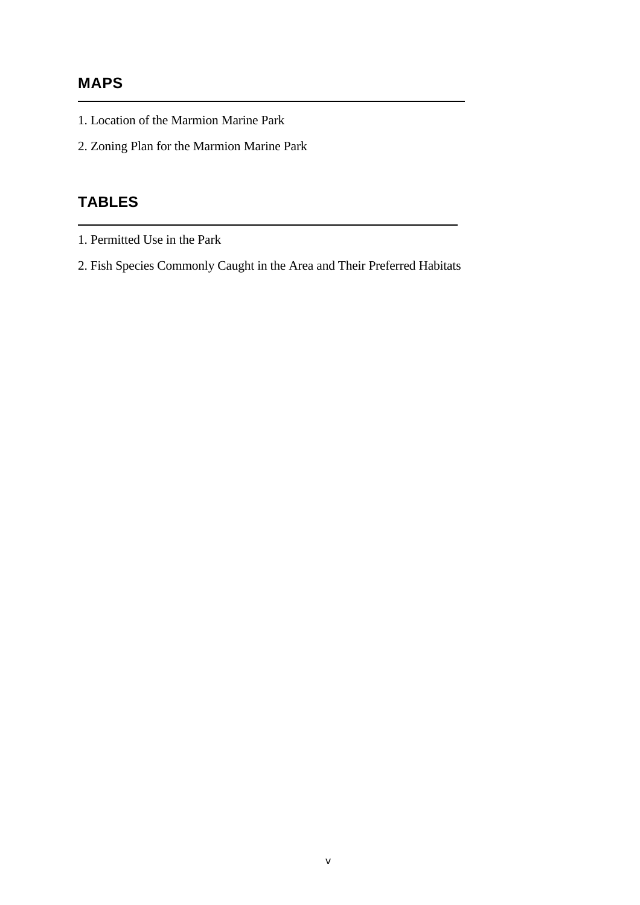## MAPS

1. Location of the Marmion Marine Park
2. Zoning Plan for the Marmion Marine Park

## TABLES

1. Permitted Use in the Park
2. Fish Species Commonly Caught in the Area and Their Preferred Habitats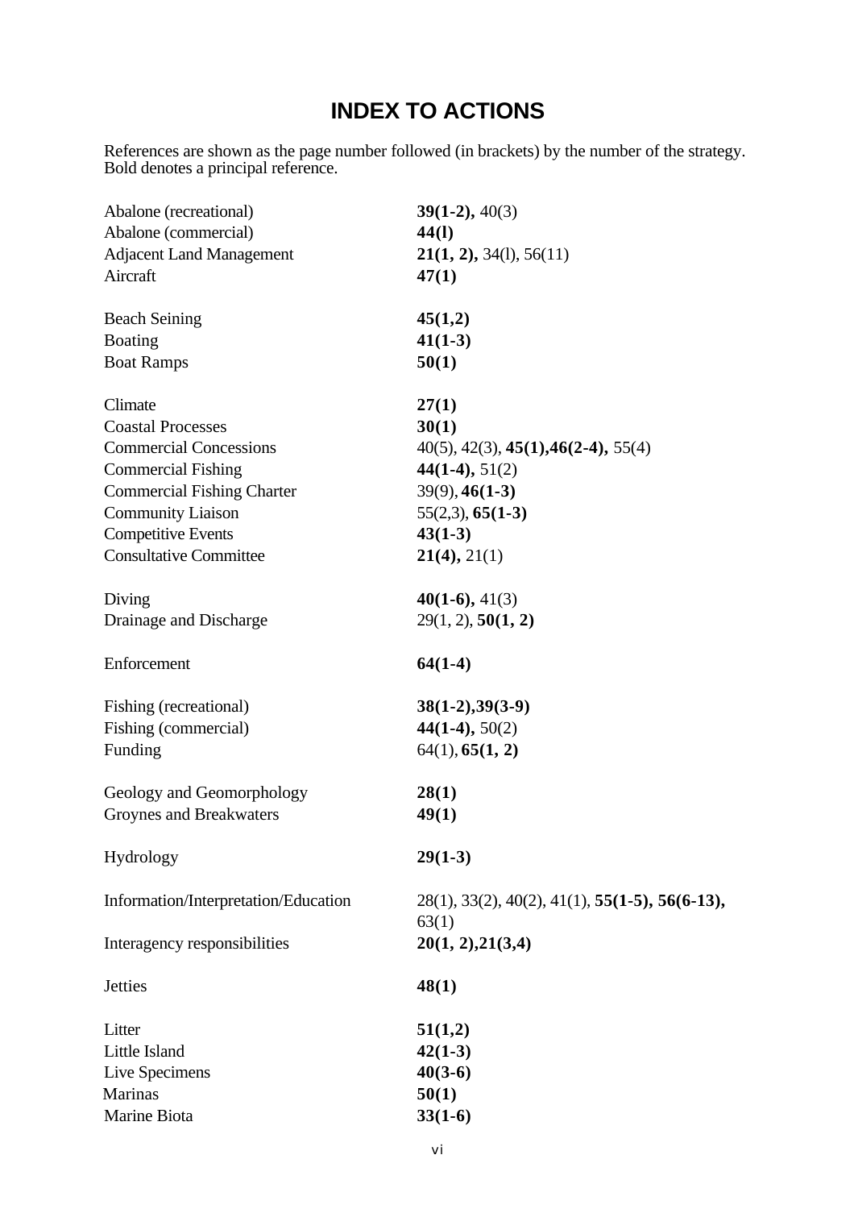# INDEX TO ACTIONS

References are shown as the page number followed (in brackets) by the number of the strategy. Bold denotes a principal reference.

| | |
|---|---|
| Abalone (recreational) | **39(1-2),** 40(3) |
| Abalone (commercial) | **44(l)** |
| Adjacent Land Management | **21(1, 2),** 34(l), 56(11) |
| Aircraft | **47(1)** |
| | |
| Beach Seining | **45(1,2)** |
| Boating | **41(1-3)** |
| Boat Ramps | **50(1)** |
| | |
| Climate | **27(1)** |
| Coastal Processes | **30(1)** |
| Commercial Concessions | 40(5), 42(3), **45(1),46(2-4),** 55(4) |
| Commercial Fishing | **44(1-4),** 51(2) |
| Commercial Fishing Charter | 39(9), **46(1-3)** |
| Community Liaison | 55(2,3), **65(1-3)** |
| Competitive Events | **43(1-3)** |
| Consultative Committee | **21(4),** 21(1) |
| | |
| Diving | **40(1-6),** 41(3) |
| Drainage and Discharge | 29(1, 2), **50(1, 2)** |
| | |
| Enforcement | **64(1-4)** |
| | |
| Fishing (recreational) | **38(1-2),39(3-9)** |
| Fishing (commercial) | **44(1-4),** 50(2) |
| Funding | 64(1), **65(1, 2)** |
| | |
| Geology and Geomorphology | **28(1)** |
| Groynes and Breakwaters | **49(1)** |
| | |
| Hydrology | **29(1-3)** |
| | |
| Information/Interpretation/Education | 28(1), 33(2), 40(2), 41(1), **55(1-5), 56(6-13),** 63(1) |
| Interagency responsibilities | **20(1, 2),21(3,4)** |
| | |
| Jetties | **48(1)** |
| | |
| Litter | **51(1,2)** |
| Little Island | **42(1-3)** |
| Live Specimens | **40(3-6)** |
| Marinas | **50(1)** |
| Marine Biota | **33(1-6)** |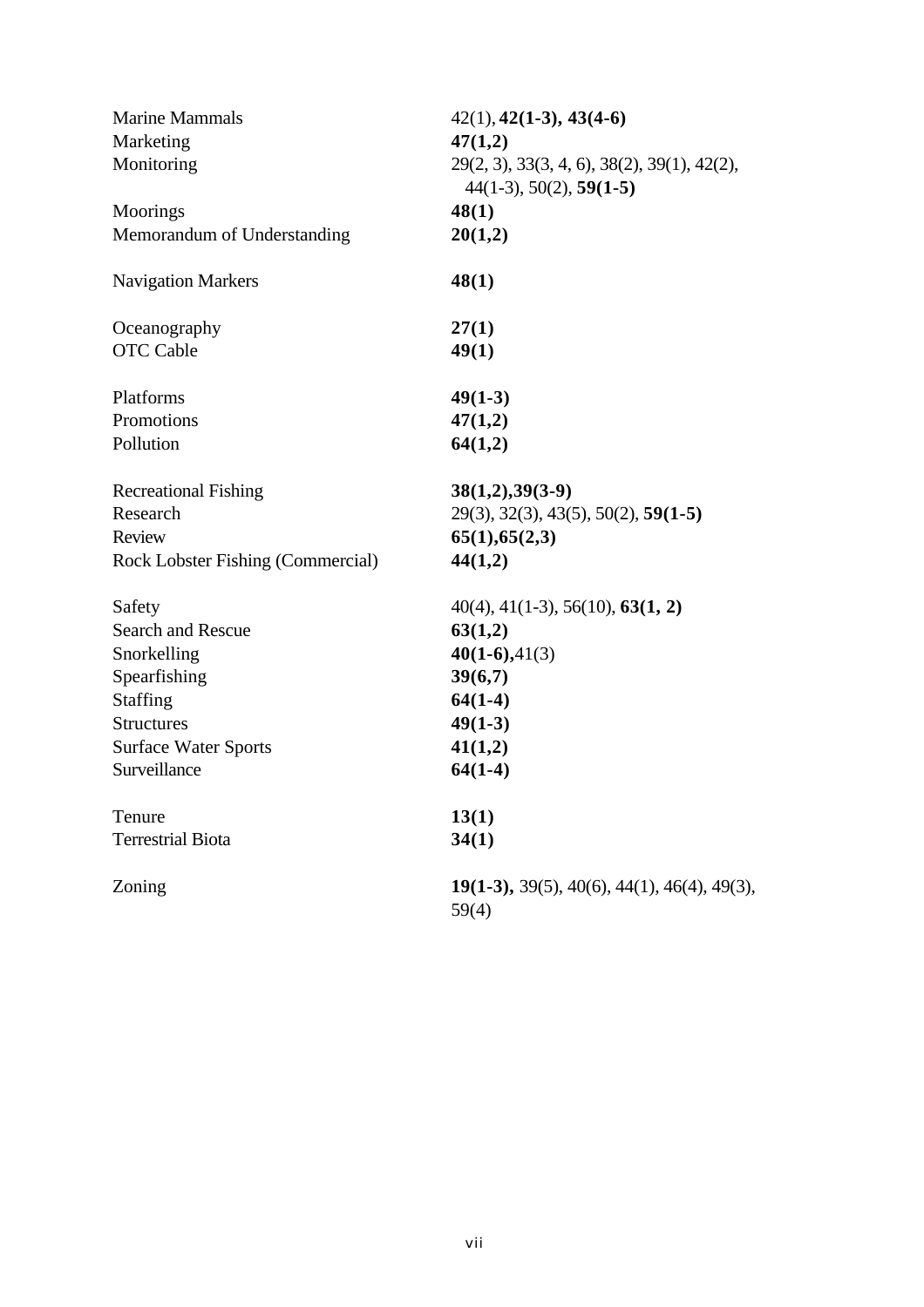| | |
|---|---|
| Marine Mammals | 42(1), **42(1-3), 43(4-6)** |
| Marketing | **47(1,2)** |
| Monitoring | 29(2, 3), 33(3, 4, 6), 38(2), 39(1), 42(2), 44(1-3), 50(2), **59(1-5)** |
| Moorings | **48(1)** |
| Memorandum of Understanding | **20(1,2)** |
| | |
| Navigation Markers | **48(1)** |
| | |
| Oceanography | **27(1)** |
| OTC Cable | **49(1)** |
| | |
| Platforms | **49(1-3)** |
| Promotions | **47(1,2)** |
| Pollution | **64(1,2)** |
| | |
| Recreational Fishing | **38(1,2),39(3-9)** |
| Research | 29(3), 32(3), 43(5), 50(2), **59(1-5)** |
| Review | **65(1),65(2,3)** |
| Rock Lobster Fishing (Commercial) | **44(1,2)** |
| | |
| Safety | 40(4), 41(1-3), 56(10), **63(1, 2)** |
| Search and Rescue | **63(1,2)** |
| Snorkelling | **40(1-6),**41(3) |
| Spearfishing | **39(6,7)** |
| Staffing | **64(1-4)** |
| Structures | **49(1-3)** |
| Surface Water Sports | **41(1,2)** |
| Surveillance | **64(1-4)** |
| | |
| Tenure | **13(1)** |
| Terrestrial Biota | **34(1)** |
| | |
| Zoning | **19(1-3),** 39(5), 40(6), 44(1), 46(4), 49(3), 59(4) |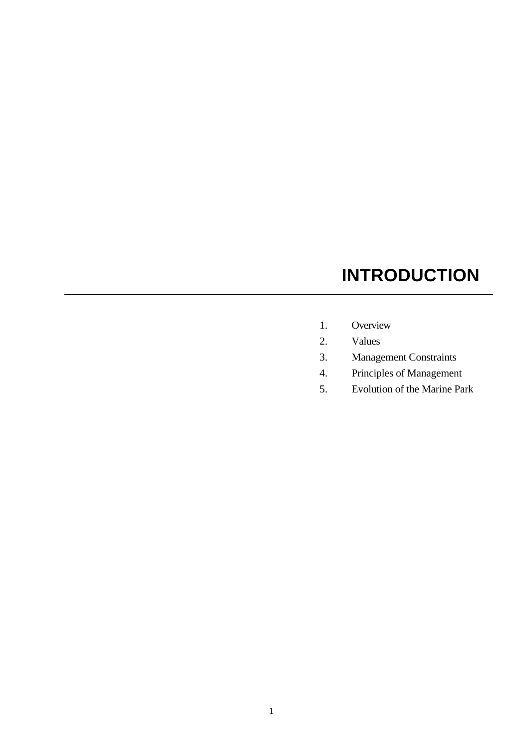# INTRODUCTION

1. Overview
2. Values
3. Management Constraints
4. Principles of Management
5. Evolution of the Marine Park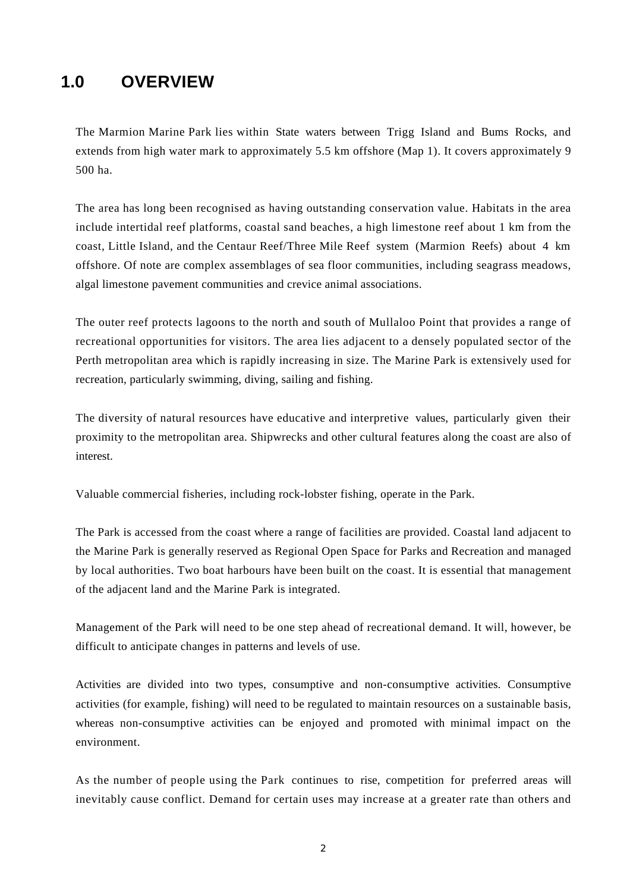# 1.0 OVERVIEW

The Marmion Marine Park lies within State waters between Trigg Island and Bums Rocks, and extends from high water mark to approximately 5.5 km offshore (Map 1). It covers approximately 9 500 ha.

The area has long been recognised as having outstanding conservation value. Habitats in the area include intertidal reef platforms, coastal sand beaches, a high limestone reef about 1 km from the coast, Little Island, and the Centaur Reef/Three Mile Reef system (Marmion Reefs) about 4 km offshore. Of note are complex assemblages of sea floor communities, including seagrass meadows, algal limestone pavement communities and crevice animal associations.

The outer reef protects lagoons to the north and south of Mullaloo Point that provides a range of recreational opportunities for visitors. The area lies adjacent to a densely populated sector of the Perth metropolitan area which is rapidly increasing in size. The Marine Park is extensively used for recreation, particularly swimming, diving, sailing and fishing.

The diversity of natural resources have educative and interpretive values, particularly given their proximity to the metropolitan area. Shipwrecks and other cultural features along the coast are also of interest.

Valuable commercial fisheries, including rock-lobster fishing, operate in the Park.

The Park is accessed from the coast where a range of facilities are provided. Coastal land adjacent to the Marine Park is generally reserved as Regional Open Space for Parks and Recreation and managed by local authorities. Two boat harbours have been built on the coast. It is essential that management of the adjacent land and the Marine Park is integrated.

Management of the Park will need to be one step ahead of recreational demand. It will, however, be difficult to anticipate changes in patterns and levels of use.

Activities are divided into two types, consumptive and non-consumptive activities. Consumptive activities (for example, fishing) will need to be regulated to maintain resources on a sustainable basis, whereas non-consumptive activities can be enjoyed and promoted with minimal impact on the environment.

As the number of people using the Park continues to rise, competition for preferred areas will inevitably cause conflict. Demand for certain uses may increase at a greater rate than others and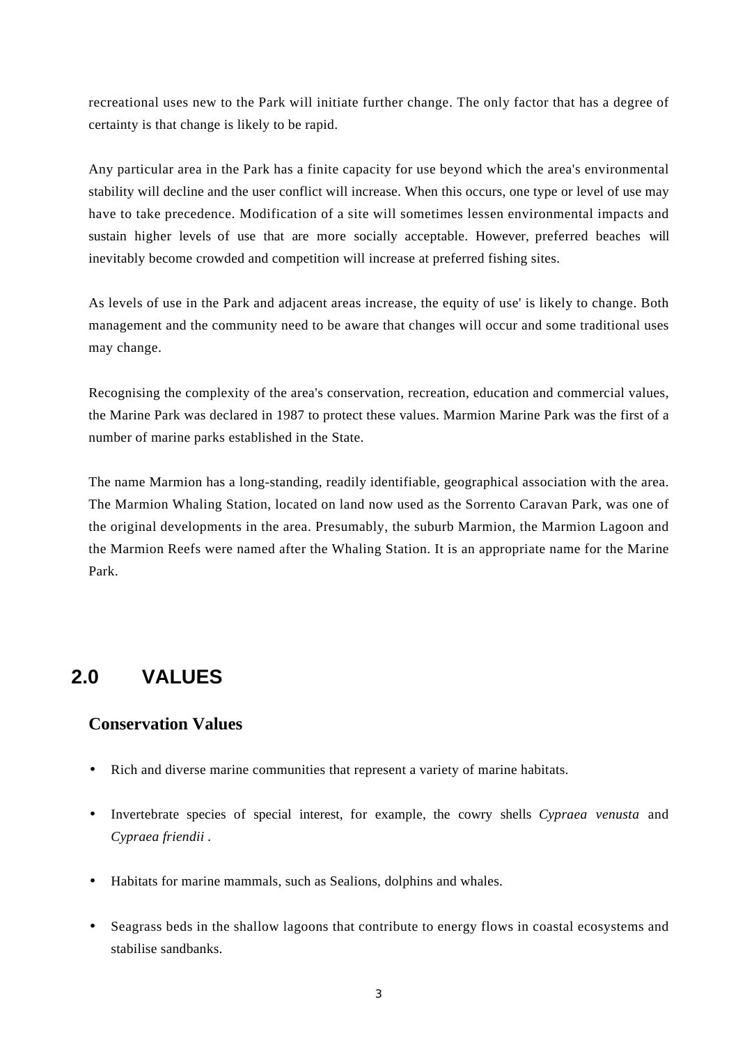recreational uses new to the Park will initiate further change. The only factor that has a degree of certainty is that change is likely to be rapid.

Any particular area in the Park has a finite capacity for use beyond which the area's environmental stability will decline and the user conflict will increase. When this occurs, one type or level of use may have to take precedence. Modification of a site will sometimes lessen environmental impacts and sustain higher levels of use that are more socially acceptable. However, preferred beaches will inevitably become crowded and competition will increase at preferred fishing sites.

As levels of use in the Park and adjacent areas increase, the equity of use' is likely to change. Both management and the community need to be aware that changes will occur and some traditional uses may change.

Recognising the complexity of the area's conservation, recreation, education and commercial values, the Marine Park was declared in 1987 to protect these values. Marmion Marine Park was the first of a number of marine parks established in the State.

The name Marmion has a long-standing, readily identifiable, geographical association with the area. The Marmion Whaling Station, located on land now used as the Sorrento Caravan Park, was one of the original developments in the area. Presumably, the suburb Marmion, the Marmion Lagoon and the Marmion Reefs were named after the Whaling Station. It is an appropriate name for the Marine Park.

# 2.0 VALUES

## Conservation Values

- Rich and diverse marine communities that represent a variety of marine habitats.
- Invertebrate species of special interest, for example, the cowry shells *Cypraea venusta* and *Cypraea friendii* .
- Habitats for marine mammals, such as Sealions, dolphins and whales.
- Seagrass beds in the shallow lagoons that contribute to energy flows in coastal ecosystems and stabilise sandbanks.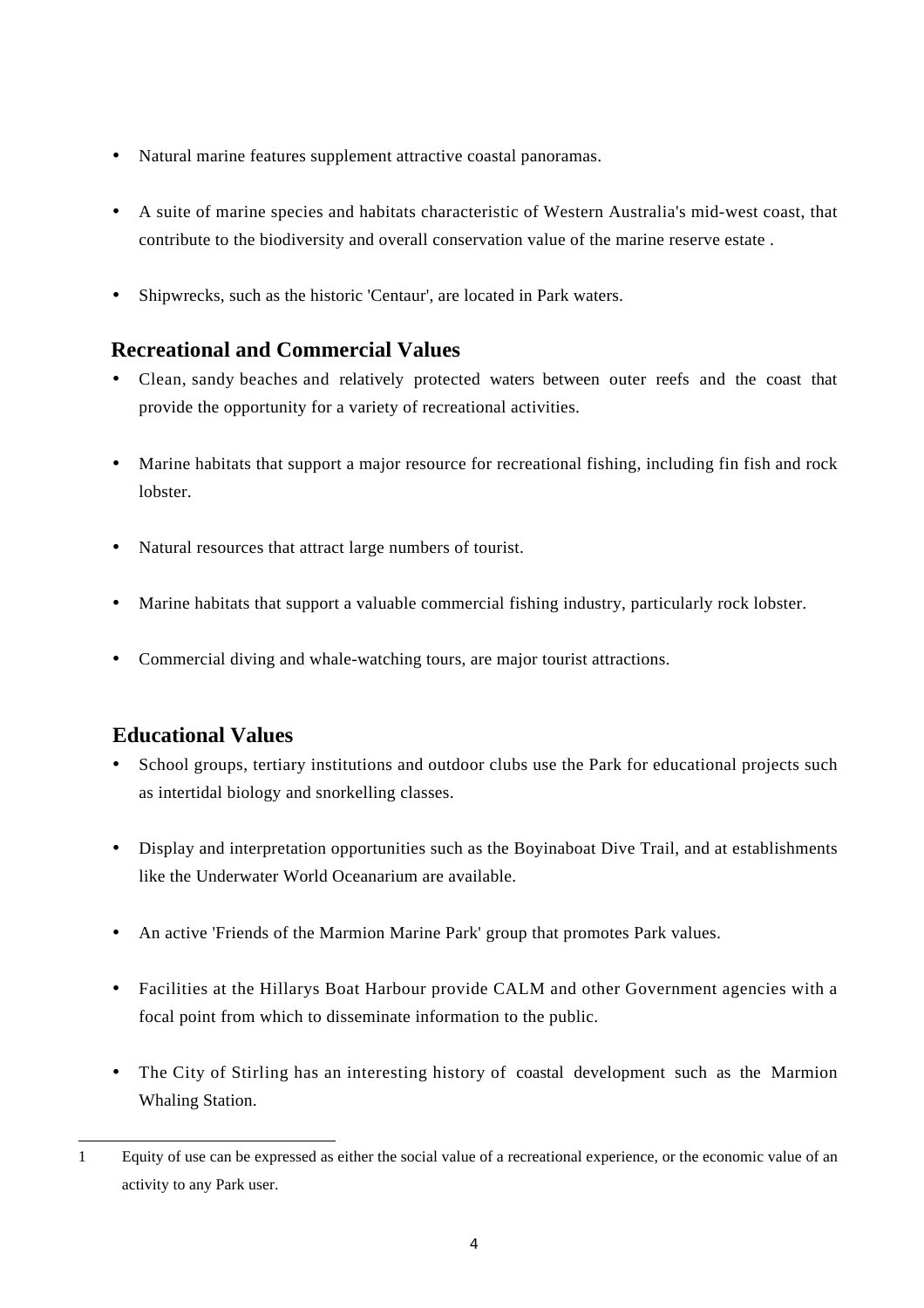- Natural marine features supplement attractive coastal panoramas.

- A suite of marine species and habitats characteristic of Western Australia's mid-west coast, that contribute to the biodiversity and overall conservation value of the marine reserve estate .

- Shipwrecks, such as the historic 'Centaur', are located in Park waters.

## Recreational and Commercial Values

- Clean, sandy beaches and relatively protected waters between outer reefs and the coast that provide the opportunity for a variety of recreational activities.

- Marine habitats that support a major resource for recreational fishing, including fin fish and rock lobster.

- Natural resources that attract large numbers of tourist.

- Marine habitats that support a valuable commercial fishing industry, particularly rock lobster.

- Commercial diving and whale-watching tours, are major tourist attractions.

## Educational Values

- School groups, tertiary institutions and outdoor clubs use the Park for educational projects such as intertidal biology and snorkelling classes.

- Display and interpretation opportunities such as the Boyinaboat Dive Trail, and at establishments like the Underwater World Oceanarium are available.

- An active 'Friends of the Marmion Marine Park' group that promotes Park values.

- Facilities at the Hillarys Boat Harbour provide CALM and other Government agencies with a focal point from which to disseminate information to the public.

- The City of Stirling has an interesting history of coastal development such as the Marmion Whaling Station.

---

1 Equity of use can be expressed as either the social value of a recreational experience, or the economic value of an activity to any Park user.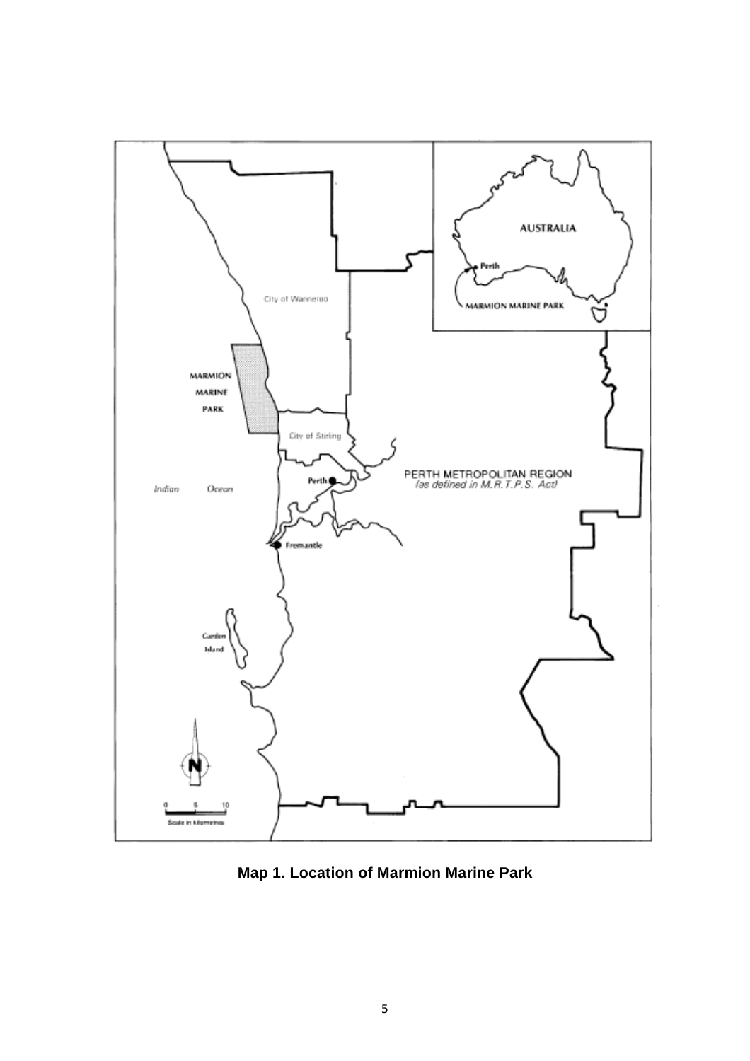**Map 1. Location of Marmion Marine Park**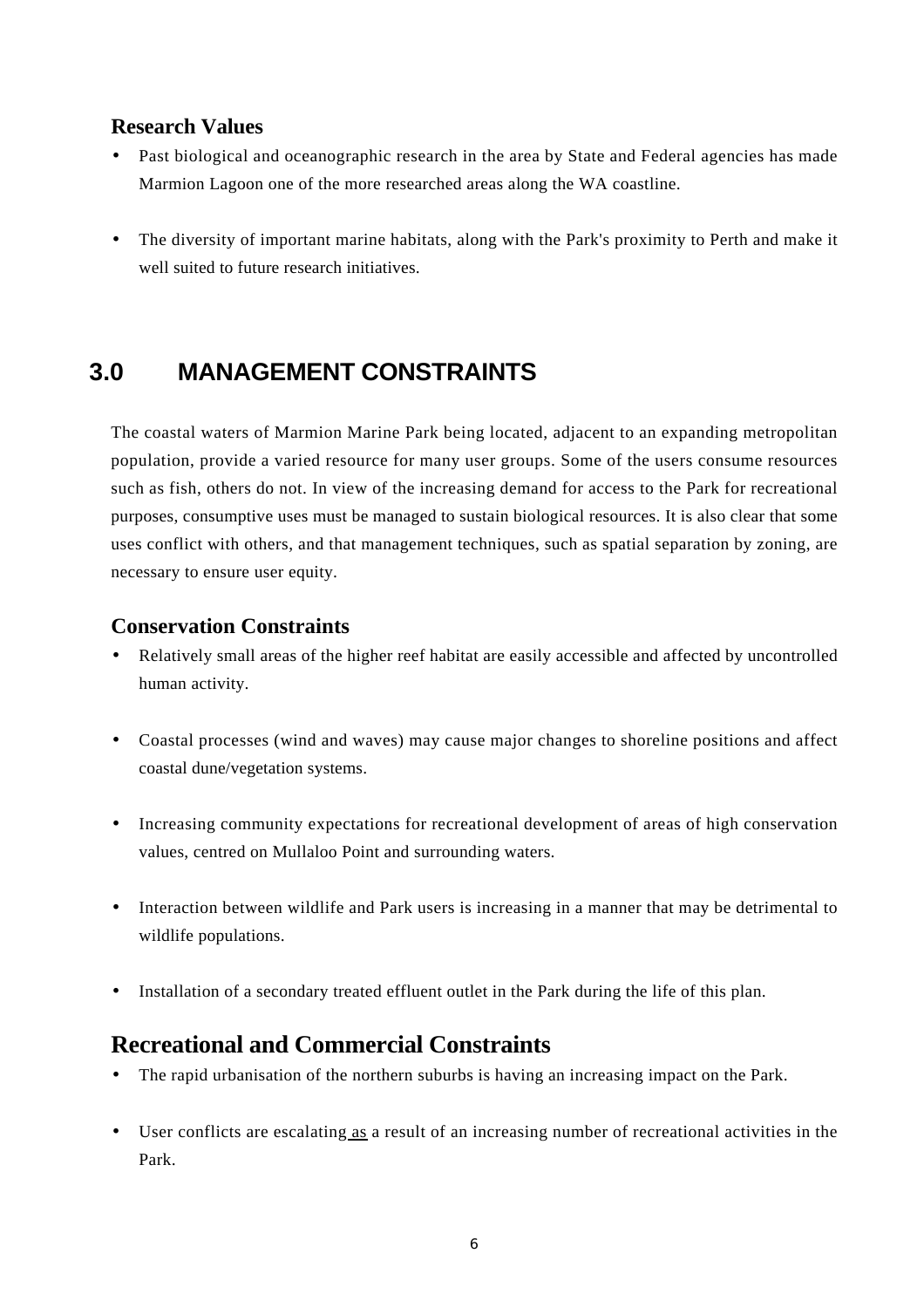### Research Values

- Past biological and oceanographic research in the area by State and Federal agencies has made Marmion Lagoon one of the more researched areas along the WA coastline.

- The diversity of important marine habitats, along with the Park's proximity to Perth and make it well suited to future research initiatives.

## 3.0 MANAGEMENT CONSTRAINTS

The coastal waters of Marmion Marine Park being located, adjacent to an expanding metropolitan population, provide a varied resource for many user groups. Some of the users consume resources such as fish, others do not. In view of the increasing demand for access to the Park for recreational purposes, consumptive uses must be managed to sustain biological resources. It is also clear that some uses conflict with others, and that management techniques, such as spatial separation by zoning, are necessary to ensure user equity.

### Conservation Constraints

- Relatively small areas of the higher reef habitat are easily accessible and affected by uncontrolled human activity.

- Coastal processes (wind and waves) may cause major changes to shoreline positions and affect coastal dune/vegetation systems.

- Increasing community expectations for recreational development of areas of high conservation values, centred on Mullaloo Point and surrounding waters.

- Interaction between wildlife and Park users is increasing in a manner that may be detrimental to wildlife populations.

- Installation of a secondary treated effluent outlet in the Park during the life of this plan.

### Recreational and Commercial Constraints

- The rapid urbanisation of the northern suburbs is having an increasing impact on the Park.

- User conflicts are escalating as a result of an increasing number of recreational activities in the Park.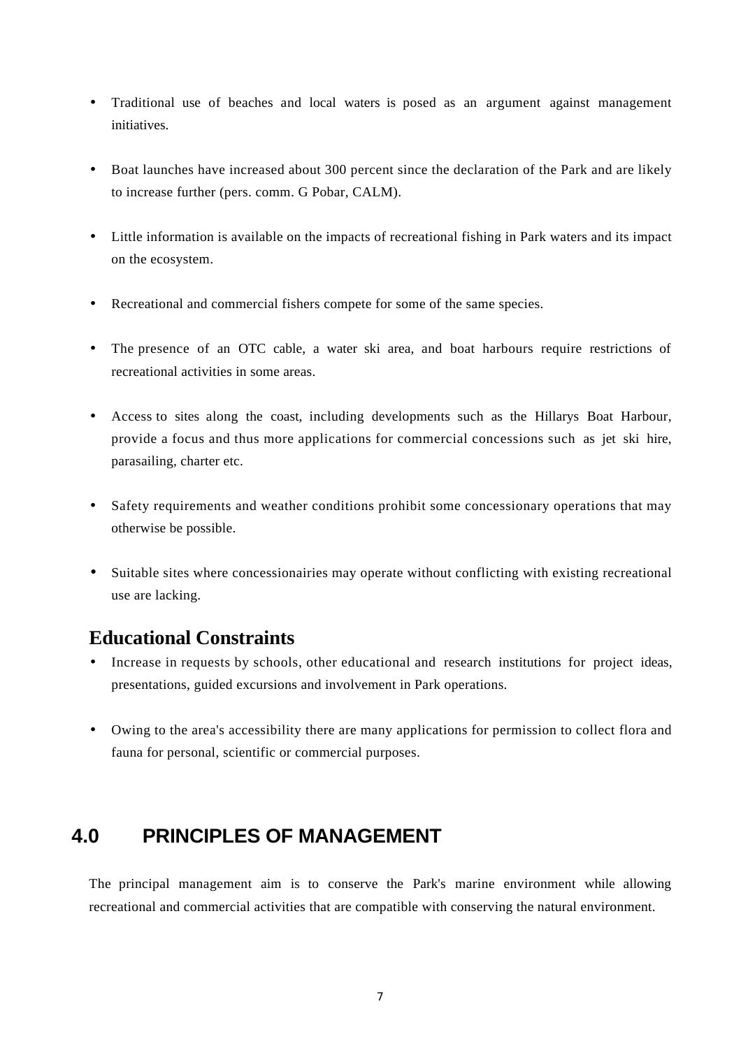- Traditional use of beaches and local waters is posed as an argument against management initiatives.

- Boat launches have increased about 300 percent since the declaration of the Park and are likely to increase further (pers. comm. G Pobar, CALM).

- Little information is available on the impacts of recreational fishing in Park waters and its impact on the ecosystem.

- Recreational and commercial fishers compete for some of the same species.

- The presence of an OTC cable, a water ski area, and boat harbours require restrictions of recreational activities in some areas.

- Access to sites along the coast, including developments such as the Hillarys Boat Harbour, provide a focus and thus more applications for commercial concessions such as jet ski hire, parasailing, charter etc.

- Safety requirements and weather conditions prohibit some concessionary operations that may otherwise be possible.

- Suitable sites where concessionairies may operate without conflicting with existing recreational use are lacking.

### Educational Constraints

- Increase in requests by schools, other educational and research institutions for project ideas, presentations, guided excursions and involvement in Park operations.

- Owing to the area's accessibility there are many applications for permission to collect flora and fauna for personal, scientific or commercial purposes.

## 4.0 PRINCIPLES OF MANAGEMENT

The principal management aim is to conserve the Park's marine environment while allowing recreational and commercial activities that are compatible with conserving the natural environment.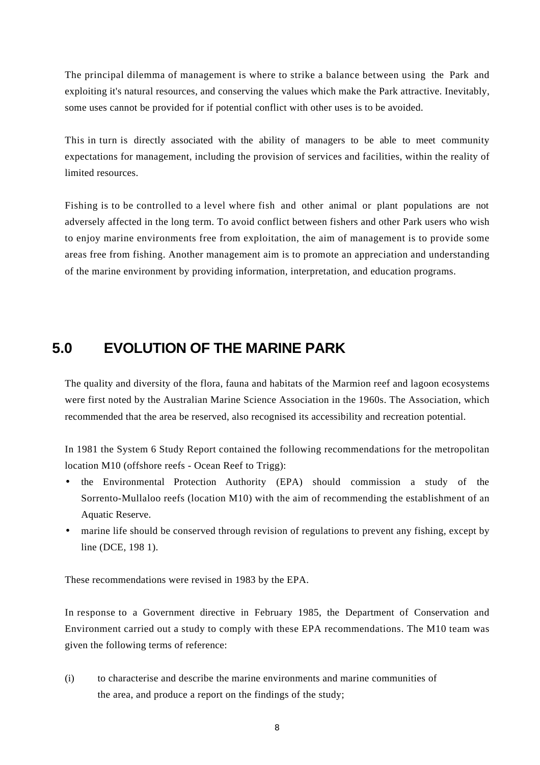The principal dilemma of management is where to strike a balance between using the Park and exploiting it's natural resources, and conserving the values which make the Park attractive. Inevitably, some uses cannot be provided for if potential conflict with other uses is to be avoided.

This in turn is directly associated with the ability of managers to be able to meet community expectations for management, including the provision of services and facilities, within the reality of limited resources.

Fishing is to be controlled to a level where fish and other animal or plant populations are not adversely affected in the long term. To avoid conflict between fishers and other Park users who wish to enjoy marine environments free from exploitation, the aim of management is to provide some areas free from fishing. Another management aim is to promote an appreciation and understanding of the marine environment by providing information, interpretation, and education programs.

## 5.0 EVOLUTION OF THE MARINE PARK

The quality and diversity of the flora, fauna and habitats of the Marmion reef and lagoon ecosystems were first noted by the Australian Marine Science Association in the 1960s. The Association, which recommended that the area be reserved, also recognised its accessibility and recreation potential.

In 1981 the System 6 Study Report contained the following recommendations for the metropolitan location M10 (offshore reefs - Ocean Reef to Trigg):

- the Environmental Protection Authority (EPA) should commission a study of the Sorrento-Mullaloo reefs (location M10) with the aim of recommending the establishment of an Aquatic Reserve.
- marine life should be conserved through revision of regulations to prevent any fishing, except by line (DCE, 198 1).

These recommendations were revised in 1983 by the EPA.

In response to a Government directive in February 1985, the Department of Conservation and Environment carried out a study to comply with these EPA recommendations. The M10 team was given the following terms of reference:

(i) to characterise and describe the marine environments and marine communities of the area, and produce a report on the findings of the study;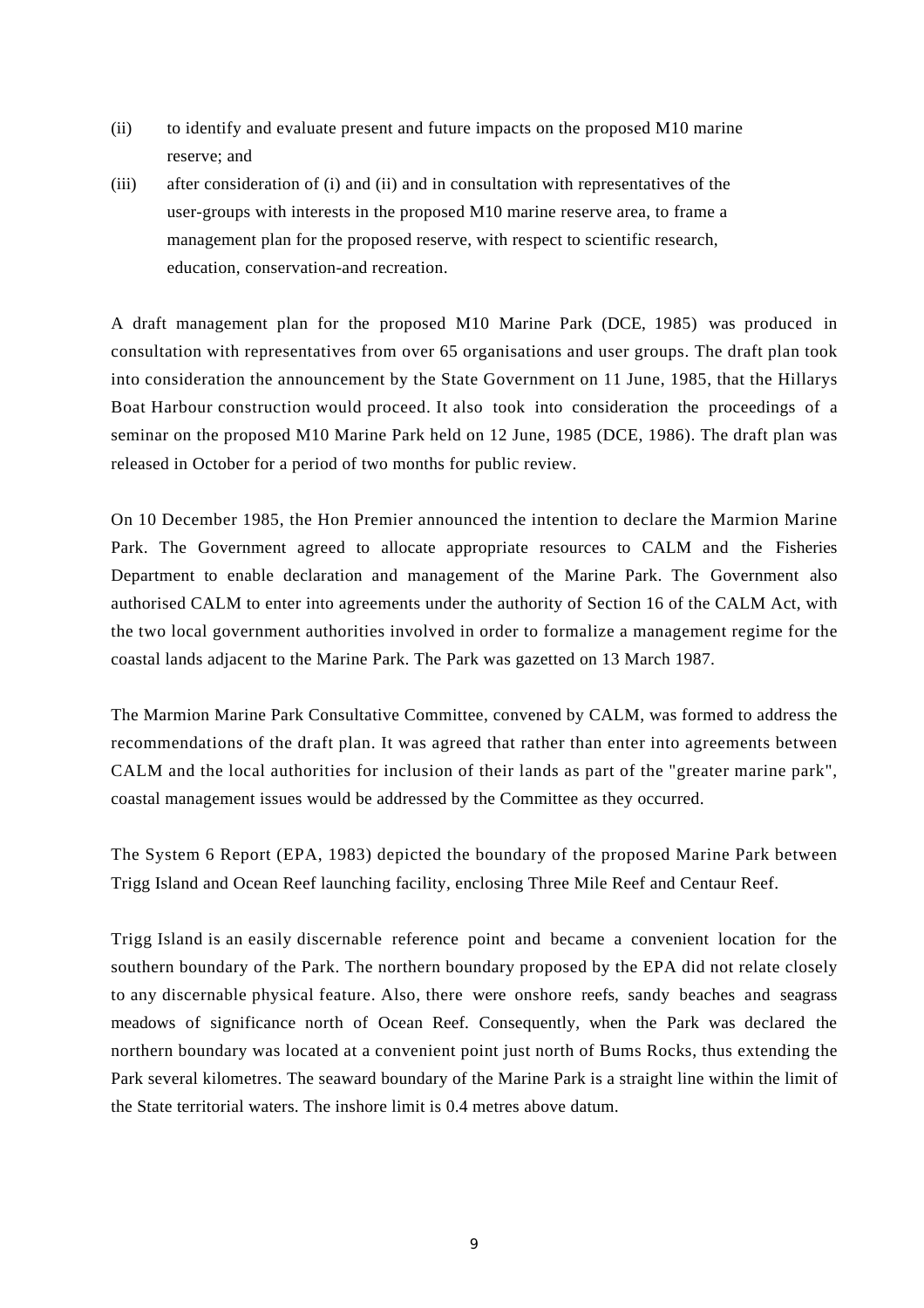(ii) to identify and evaluate present and future impacts on the proposed M10 marine reserve; and

(iii) after consideration of (i) and (ii) and in consultation with representatives of the user-groups with interests in the proposed M10 marine reserve area, to frame a management plan for the proposed reserve, with respect to scientific research, education, conservation-and recreation.

A draft management plan for the proposed M10 Marine Park (DCE, 1985) was produced in consultation with representatives from over 65 organisations and user groups. The draft plan took into consideration the announcement by the State Government on 11 June, 1985, that the Hillarys Boat Harbour construction would proceed. It also took into consideration the proceedings of a seminar on the proposed M10 Marine Park held on 12 June, 1985 (DCE, 1986). The draft plan was released in October for a period of two months for public review.

On 10 December 1985, the Hon Premier announced the intention to declare the Marmion Marine Park. The Government agreed to allocate appropriate resources to CALM and the Fisheries Department to enable declaration and management of the Marine Park. The Government also authorised CALM to enter into agreements under the authority of Section 16 of the CALM Act, with the two local government authorities involved in order to formalize a management regime for the coastal lands adjacent to the Marine Park. The Park was gazetted on 13 March 1987.

The Marmion Marine Park Consultative Committee, convened by CALM, was formed to address the recommendations of the draft plan. It was agreed that rather than enter into agreements between CALM and the local authorities for inclusion of their lands as part of the "greater marine park", coastal management issues would be addressed by the Committee as they occurred.

The System 6 Report (EPA, 1983) depicted the boundary of the proposed Marine Park between Trigg Island and Ocean Reef launching facility, enclosing Three Mile Reef and Centaur Reef.

Trigg Island is an easily discernable reference point and became a convenient location for the southern boundary of the Park. The northern boundary proposed by the EPA did not relate closely to any discernable physical feature. Also, there were onshore reefs, sandy beaches and seagrass meadows of significance north of Ocean Reef. Consequently, when the Park was declared the northern boundary was located at a convenient point just north of Bums Rocks, thus extending the Park several kilometres. The seaward boundary of the Marine Park is a straight line within the limit of the State territorial waters. The inshore limit is 0.4 metres above datum.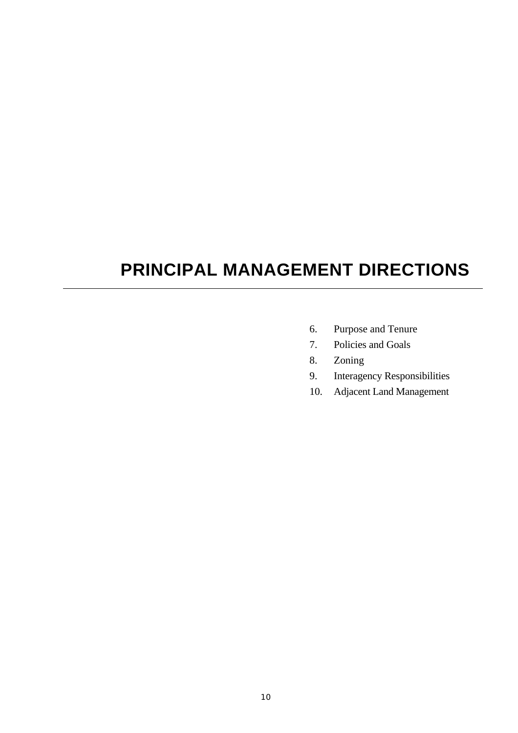# PRINCIPAL MANAGEMENT DIRECTIONS

6. Purpose and Tenure
7. Policies and Goals
8. Zoning
9. Interagency Responsibilities
10. Adjacent Land Management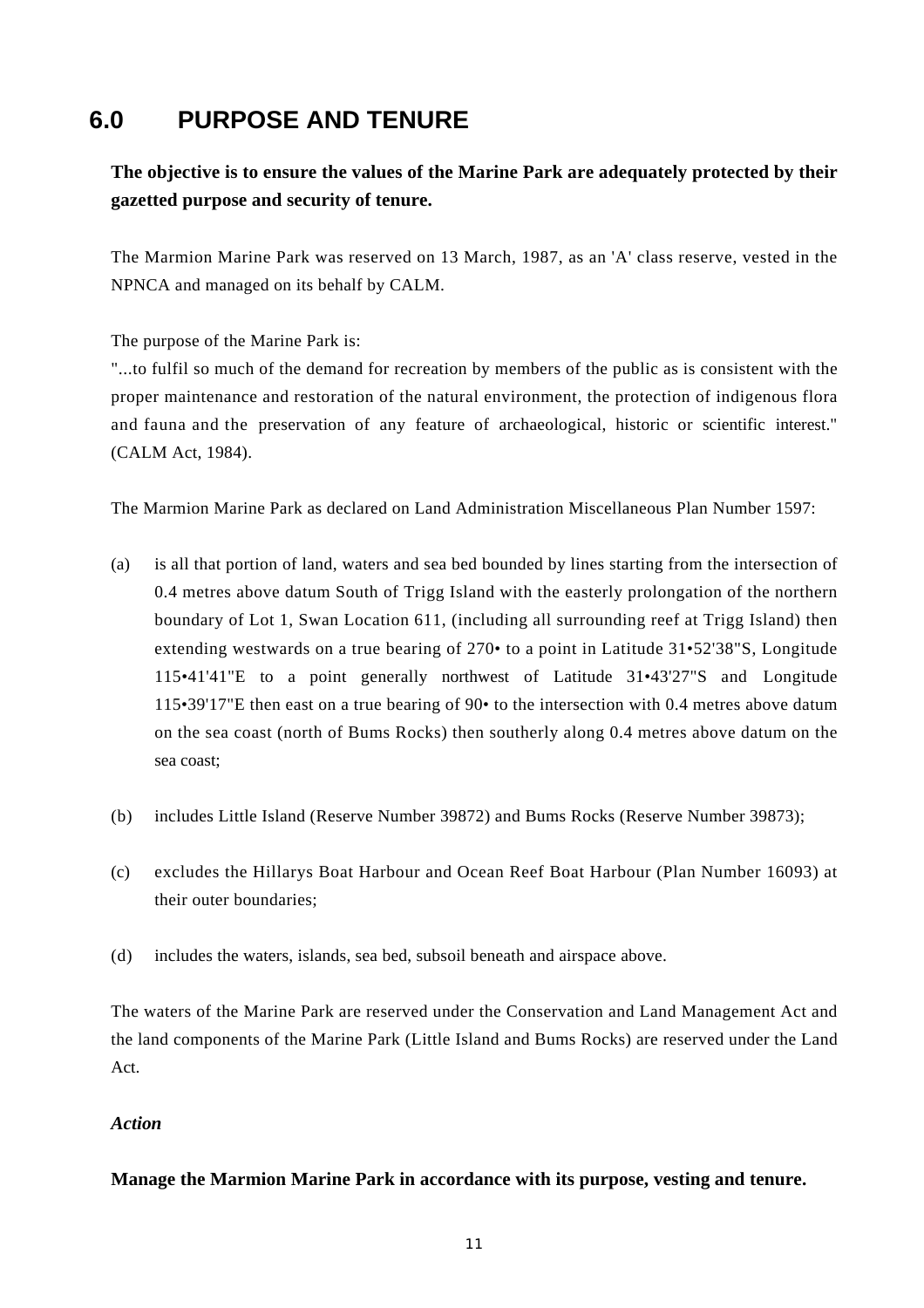# 6.0 PURPOSE AND TENURE

**The objective is to ensure the values of the Marine Park are adequately protected by their gazetted purpose and security of tenure.**

The Marmion Marine Park was reserved on 13 March, 1987, as an 'A' class reserve, vested in the NPNCA and managed on its behalf by CALM.

The purpose of the Marine Park is:
"...to fulfil so much of the demand for recreation by members of the public as is consistent with the proper maintenance and restoration of the natural environment, the protection of indigenous flora and fauna and the preservation of any feature of archaeological, historic or scientific interest." (CALM Act, 1984).

The Marmion Marine Park as declared on Land Administration Miscellaneous Plan Number 1597:

(a) is all that portion of land, waters and sea bed bounded by lines starting from the intersection of 0.4 metres above datum South of Trigg Island with the easterly prolongation of the northern boundary of Lot 1, Swan Location 611, (including all surrounding reef at Trigg Island) then extending westwards on a true bearing of 270• to a point in Latitude 31•52'38"S, Longitude 115•41'41"E to a point generally northwest of Latitude 31•43'27"S and Longitude 115•39'17"E then east on a true bearing of 90• to the intersection with 0.4 metres above datum on the sea coast (north of Bums Rocks) then southerly along 0.4 metres above datum on the sea coast;

(b) includes Little Island (Reserve Number 39872) and Bums Rocks (Reserve Number 39873);

(c) excludes the Hillarys Boat Harbour and Ocean Reef Boat Harbour (Plan Number 16093) at their outer boundaries;

(d) includes the waters, islands, sea bed, subsoil beneath and airspace above.

The waters of the Marine Park are reserved under the Conservation and Land Management Act and the land components of the Marine Park (Little Island and Bums Rocks) are reserved under the Land Act.

***Action***

**Manage the Marmion Marine Park in accordance with its purpose, vesting and tenure.**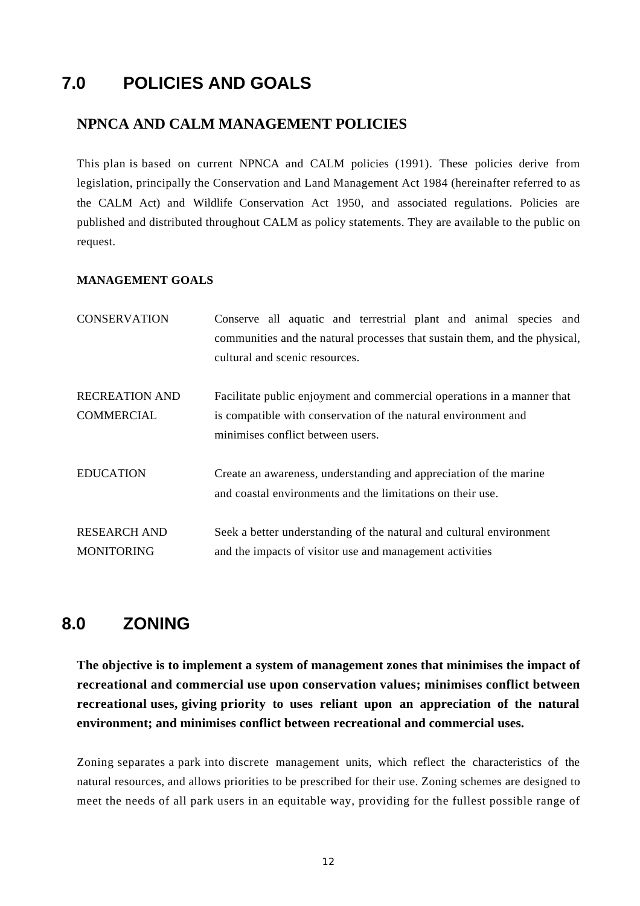# 7.0 POLICIES AND GOALS

## NPNCA AND CALM MANAGEMENT POLICIES

This plan is based on current NPNCA and CALM policies (1991). These policies derive from legislation, principally the Conservation and Land Management Act 1984 (hereinafter referred to as the CALM Act) and Wildlife Conservation Act 1950, and associated regulations. Policies are published and distributed throughout CALM as policy statements. They are available to the public on request.

### MANAGEMENT GOALS

| | |
|---|---|
| CONSERVATION | Conserve all aquatic and terrestrial plant and animal species and communities and the natural processes that sustain them, and the physical, cultural and scenic resources. |
| RECREATION AND COMMERCIAL | Facilitate public enjoyment and commercial operations in a manner that is compatible with conservation of the natural environment and minimises conflict between users. |
| EDUCATION | Create an awareness, understanding and appreciation of the marine and coastal environments and the limitations on their use. |
| RESEARCH AND MONITORING | Seek a better understanding of the natural and cultural environment and the impacts of visitor use and management activities |

# 8.0 ZONING

**The objective is to implement a system of management zones that minimises the impact of recreational and commercial use upon conservation values; minimises conflict between recreational uses, giving priority to uses reliant upon an appreciation of the natural environment; and minimises conflict between recreational and commercial uses.**

Zoning separates a park into discrete management units, which reflect the characteristics of the natural resources, and allows priorities to be prescribed for their use. Zoning schemes are designed to meet the needs of all park users in an equitable way, providing for the fullest possible range of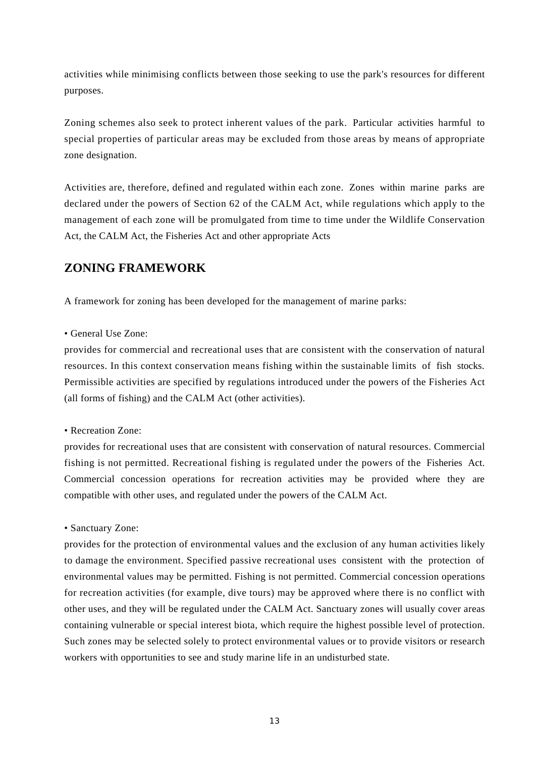activities while minimising conflicts between those seeking to use the park's resources for different purposes.

Zoning schemes also seek to protect inherent values of the park. Particular activities harmful to special properties of particular areas may be excluded from those areas by means of appropriate zone designation.

Activities are, therefore, defined and regulated within each zone. Zones within marine parks are declared under the powers of Section 62 of the CALM Act, while regulations which apply to the management of each zone will be promulgated from time to time under the Wildlife Conservation Act, the CALM Act, the Fisheries Act and other appropriate Acts

## ZONING FRAMEWORK

A framework for zoning has been developed for the management of marine parks:

• General Use Zone:
provides for commercial and recreational uses that are consistent with the conservation of natural resources. In this context conservation means fishing within the sustainable limits of fish stocks. Permissible activities are specified by regulations introduced under the powers of the Fisheries Act (all forms of fishing) and the CALM Act (other activities).

• Recreation Zone:
provides for recreational uses that are consistent with conservation of natural resources. Commercial fishing is not permitted. Recreational fishing is regulated under the powers of the Fisheries Act. Commercial concession operations for recreation activities may be provided where they are compatible with other uses, and regulated under the powers of the CALM Act.

• Sanctuary Zone:
provides for the protection of environmental values and the exclusion of any human activities likely to damage the environment. Specified passive recreational uses consistent with the protection of environmental values may be permitted. Fishing is not permitted. Commercial concession operations for recreation activities (for example, dive tours) may be approved where there is no conflict with other uses, and they will be regulated under the CALM Act. Sanctuary zones will usually cover areas containing vulnerable or special interest biota, which require the highest possible level of protection. Such zones may be selected solely to protect environmental values or to provide visitors or research workers with opportunities to see and study marine life in an undisturbed state.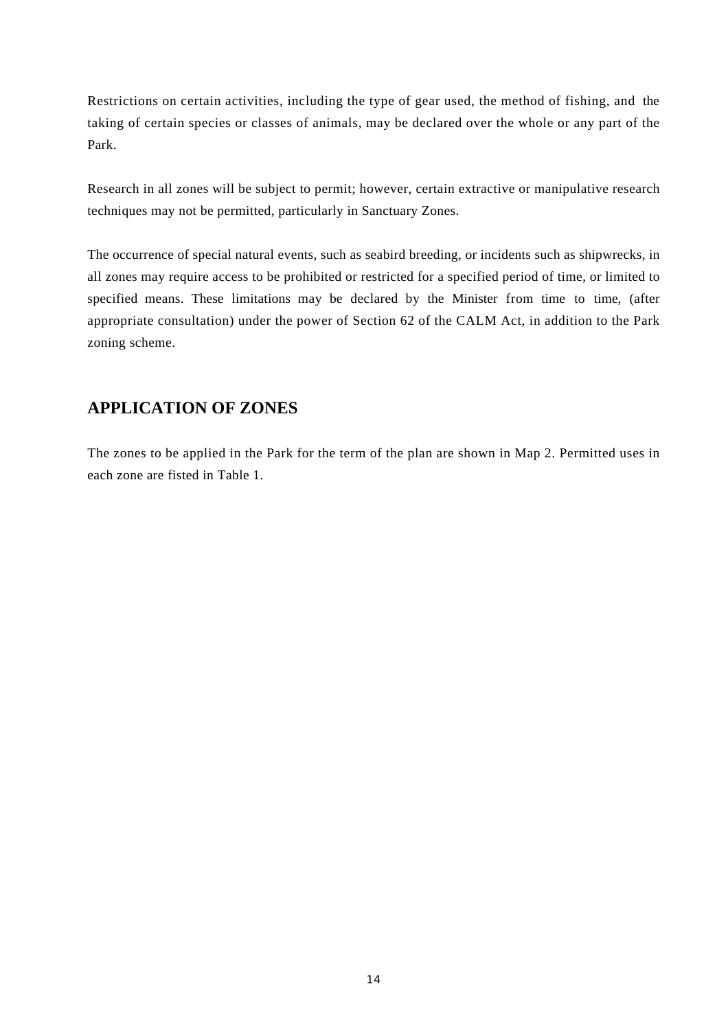Restrictions on certain activities, including the type of gear used, the method of fishing, and the taking of certain species or classes of animals, may be declared over the whole or any part of the Park.

Research in all zones will be subject to permit; however, certain extractive or manipulative research techniques may not be permitted, particularly in Sanctuary Zones.

The occurrence of special natural events, such as seabird breeding, or incidents such as shipwrecks, in all zones may require access to be prohibited or restricted for a specified period of time, or limited to specified means. These limitations may be declared by the Minister from time to time, (after appropriate consultation) under the power of Section 62 of the CALM Act, in addition to the Park zoning scheme.

## APPLICATION OF ZONES

The zones to be applied in the Park for the term of the plan are shown in Map 2. Permitted uses in each zone are fisted in Table 1.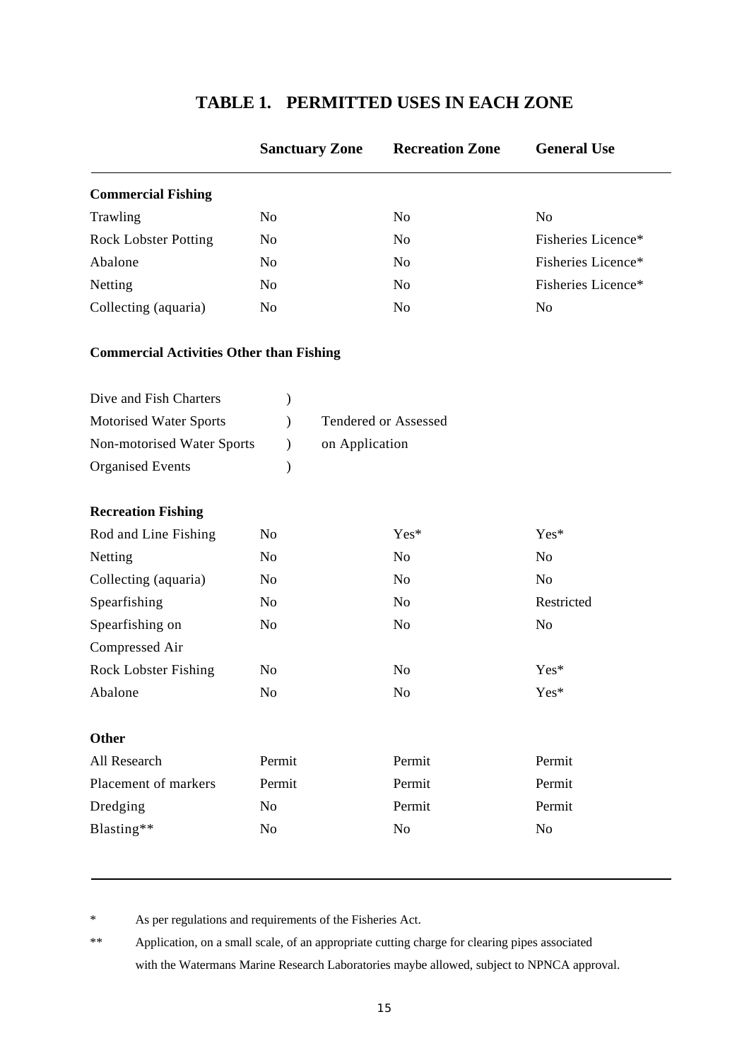# TABLE 1. PERMITTED USES IN EACH ZONE

| | Sanctuary Zone | Recreation Zone | General Use |
|---|---|---|---|
| **Commercial Fishing** | | | |
| Trawling | No | No | No |
| Rock Lobster Potting | No | No | Fisheries Licence* |
| Abalone | No | No | Fisheries Licence* |
| Netting | No | No | Fisheries Licence* |
| Collecting (aquaria) | No | No | No |
| **Commercial Activities Other than Fishing** | | | |
| Dive and Fish Charters | Tendered or Assessed on Application | | |
| Motorised Water Sports | Tendered or Assessed on Application | | |
| Non-motorised Water Sports | Tendered or Assessed on Application | | |
| Organised Events | Tendered or Assessed on Application | | |
| **Recreation Fishing** | | | |
| Rod and Line Fishing | No | Yes* | Yes* |
| Netting | No | No | No |
| Collecting (aquaria) | No | No | No |
| Spearfishing | No | No | Restricted |
| Spearfishing on Compressed Air | No | No | No |
| Rock Lobster Fishing | No | No | Yes* |
| Abalone | No | No | Yes* |
| **Other** | | | |
| All Research | Permit | Permit | Permit |
| Placement of markers | Permit | Permit | Permit |
| Dredging | No | Permit | Permit |
| Blasting** | No | No | No |

\* As per regulations and requirements of the Fisheries Act.

\*\* Application, on a small scale, of an appropriate cutting charge for clearing pipes associated with the Watermans Marine Research Laboratories maybe allowed, subject to NPNCA approval.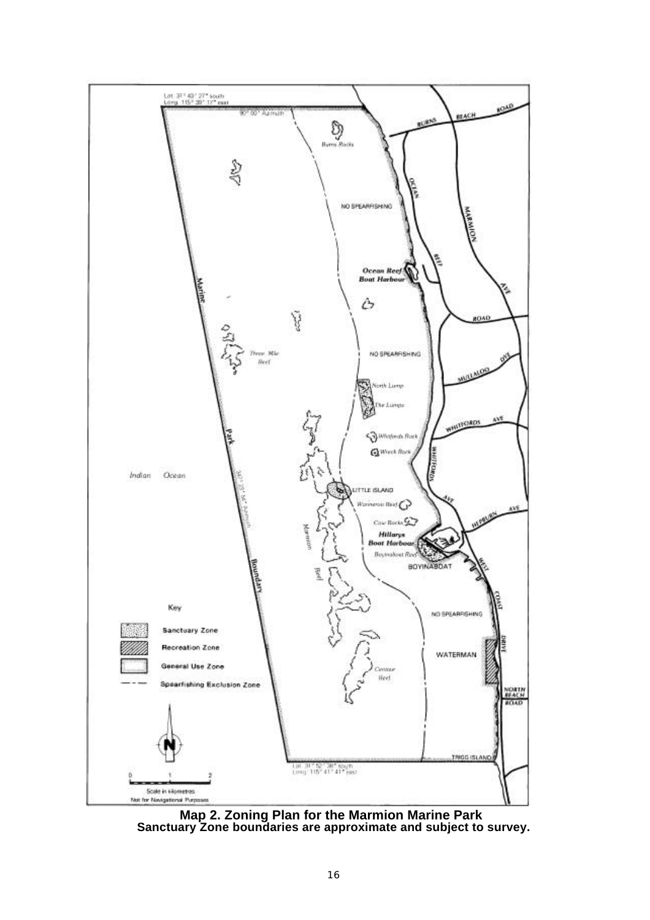**Map 2. Zoning Plan for the Marmion Marine Park**
**Sanctuary Zone boundaries are approximate and subject to survey.**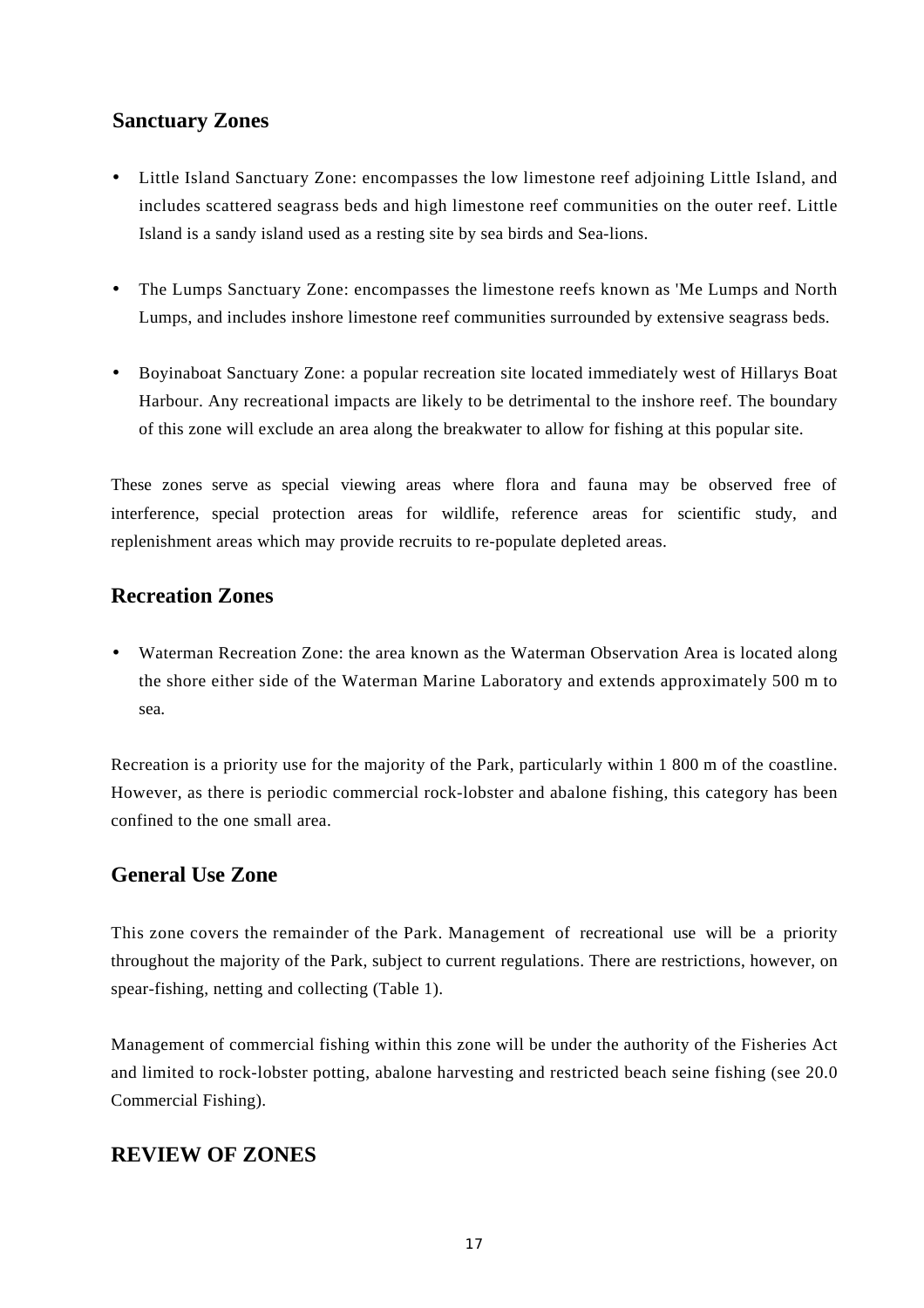## Sanctuary Zones

- Little Island Sanctuary Zone: encompasses the low limestone reef adjoining Little Island, and includes scattered seagrass beds and high limestone reef communities on the outer reef. Little Island is a sandy island used as a resting site by sea birds and Sea-lions.
- The Lumps Sanctuary Zone: encompasses the limestone reefs known as 'Me Lumps and North Lumps, and includes inshore limestone reef communities surrounded by extensive seagrass beds.
- Boyinaboat Sanctuary Zone: a popular recreation site located immediately west of Hillarys Boat Harbour. Any recreational impacts are likely to be detrimental to the inshore reef. The boundary of this zone will exclude an area along the breakwater to allow for fishing at this popular site.

These zones serve as special viewing areas where flora and fauna may be observed free of interference, special protection areas for wildlife, reference areas for scientific study, and replenishment areas which may provide recruits to re-populate depleted areas.

## Recreation Zones

- Waterman Recreation Zone: the area known as the Waterman Observation Area is located along the shore either side of the Waterman Marine Laboratory and extends approximately 500 m to sea.

Recreation is a priority use for the majority of the Park, particularly within 1 800 m of the coastline. However, as there is periodic commercial rock-lobster and abalone fishing, this category has been confined to the one small area.

## General Use Zone

This zone covers the remainder of the Park. Management of recreational use will be a priority throughout the majority of the Park, subject to current regulations. There are restrictions, however, on spear-fishing, netting and collecting (Table 1).

Management of commercial fishing within this zone will be under the authority of the Fisheries Act and limited to rock-lobster potting, abalone harvesting and restricted beach seine fishing (see 20.0 Commercial Fishing).

## REVIEW OF ZONES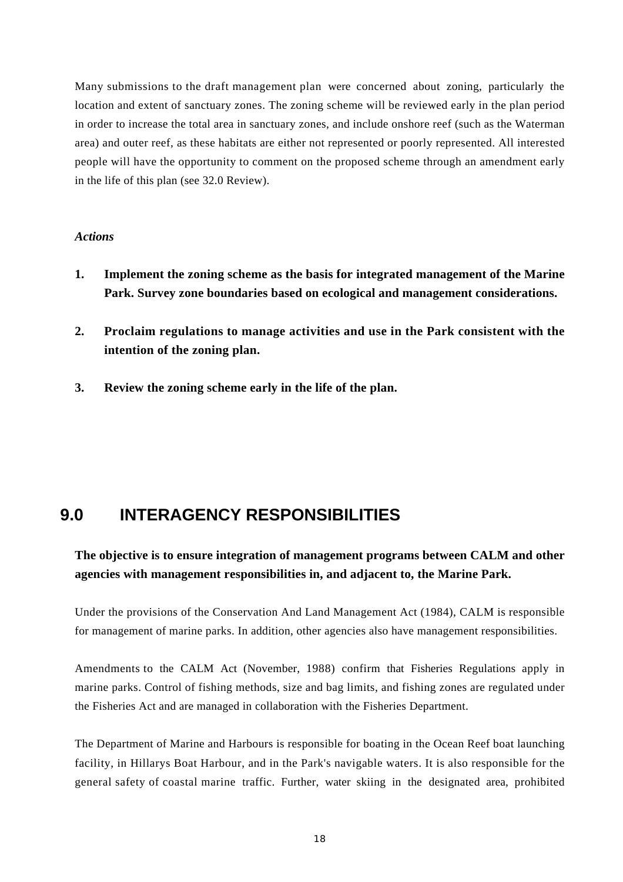Many submissions to the draft management plan were concerned about zoning, particularly the location and extent of sanctuary zones. The zoning scheme will be reviewed early in the plan period in order to increase the total area in sanctuary zones, and include onshore reef (such as the Waterman area) and outer reef, as these habitats are either not represented or poorly represented. All interested people will have the opportunity to comment on the proposed scheme through an amendment early in the life of this plan (see 32.0 Review).

*Actions*

1. **Implement the zoning scheme as the basis for integrated management of the Marine Park. Survey zone boundaries based on ecological and management considerations.**

2. **Proclaim regulations to manage activities and use in the Park consistent with the intention of the zoning plan.**

3. **Review the zoning scheme early in the life of the plan.**

## 9.0 INTERAGENCY RESPONSIBILITIES

**The objective is to ensure integration of management programs between CALM and other agencies with management responsibilities in, and adjacent to, the Marine Park.**

Under the provisions of the Conservation And Land Management Act (1984), CALM is responsible for management of marine parks. In addition, other agencies also have management responsibilities.

Amendments to the CALM Act (November, 1988) confirm that Fisheries Regulations apply in marine parks. Control of fishing methods, size and bag limits, and fishing zones are regulated under the Fisheries Act and are managed in collaboration with the Fisheries Department.

The Department of Marine and Harbours is responsible for boating in the Ocean Reef boat launching facility, in Hillarys Boat Harbour, and in the Park's navigable waters. It is also responsible for the general safety of coastal marine traffic. Further, water skiing in the designated area, prohibited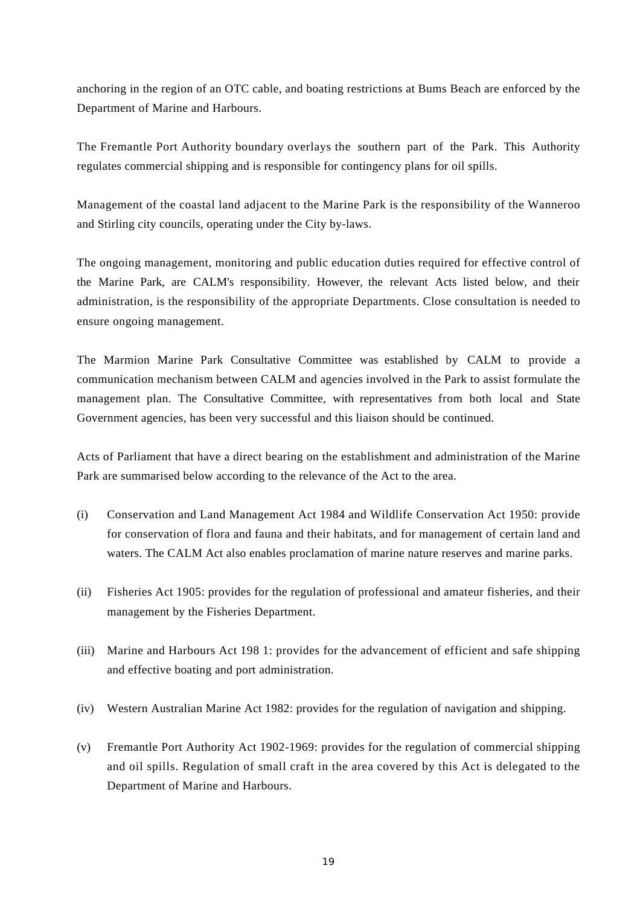anchoring in the region of an OTC cable, and boating restrictions at Bums Beach are enforced by the Department of Marine and Harbours.

The Fremantle Port Authority boundary overlays the southern part of the Park. This Authority regulates commercial shipping and is responsible for contingency plans for oil spills.

Management of the coastal land adjacent to the Marine Park is the responsibility of the Wanneroo and Stirling city councils, operating under the City by-laws.

The ongoing management, monitoring and public education duties required for effective control of the Marine Park, are CALM's responsibility. However, the relevant Acts listed below, and their administration, is the responsibility of the appropriate Departments. Close consultation is needed to ensure ongoing management.

The Marmion Marine Park Consultative Committee was established by CALM to provide a communication mechanism between CALM and agencies involved in the Park to assist formulate the management plan. The Consultative Committee, with representatives from both local and State Government agencies, has been very successful and this liaison should be continued.

Acts of Parliament that have a direct bearing on the establishment and administration of the Marine Park are summarised below according to the relevance of the Act to the area.

(i) Conservation and Land Management Act 1984 and Wildlife Conservation Act 1950: provide for conservation of flora and fauna and their habitats, and for management of certain land and waters. The CALM Act also enables proclamation of marine nature reserves and marine parks.

(ii) Fisheries Act 1905: provides for the regulation of professional and amateur fisheries, and their management by the Fisheries Department.

(iii) Marine and Harbours Act 198 1: provides for the advancement of efficient and safe shipping and effective boating and port administration.

(iv) Western Australian Marine Act 1982: provides for the regulation of navigation and shipping.

(v) Fremantle Port Authority Act 1902-1969: provides for the regulation of commercial shipping and oil spills. Regulation of small craft in the area covered by this Act is delegated to the Department of Marine and Harbours.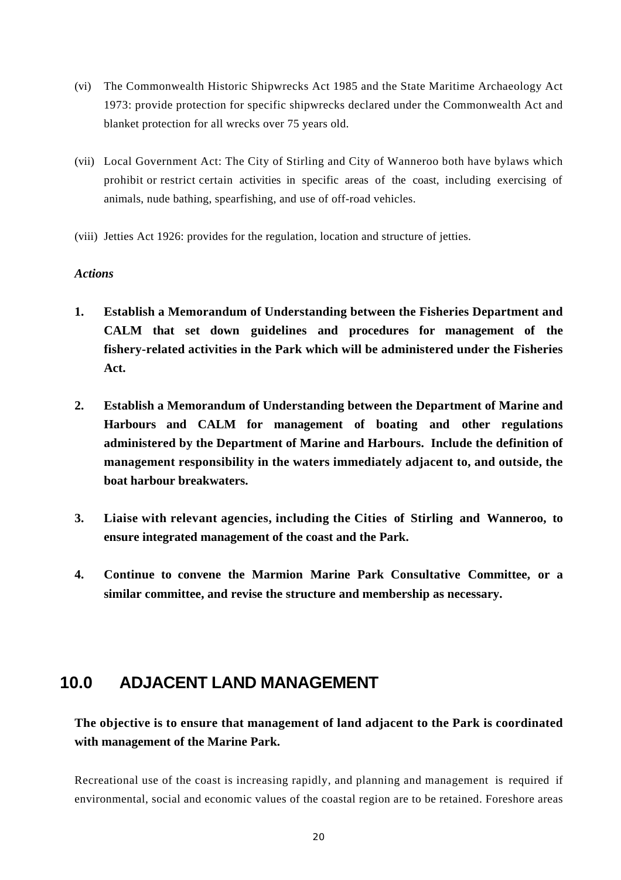(vi) The Commonwealth Historic Shipwrecks Act 1985 and the State Maritime Archaeology Act 1973: provide protection for specific shipwrecks declared under the Commonwealth Act and blanket protection for all wrecks over 75 years old.

(vii) Local Government Act: The City of Stirling and City of Wanneroo both have bylaws which prohibit or restrict certain activities in specific areas of the coast, including exercising of animals, nude bathing, spearfishing, and use of off-road vehicles.

(viii) Jetties Act 1926: provides for the regulation, location and structure of jetties.

*Actions*

1. **Establish a Memorandum of Understanding between the Fisheries Department and CALM that set down guidelines and procedures for management of the fishery-related activities in the Park which will be administered under the Fisheries Act.**

2. **Establish a Memorandum of Understanding between the Department of Marine and Harbours and CALM for management of boating and other regulations administered by the Department of Marine and Harbours. Include the definition of management responsibility in the waters immediately adjacent to, and outside, the boat harbour breakwaters.**

3. **Liaise with relevant agencies, including the Cities of Stirling and Wanneroo, to ensure integrated management of the coast and the Park.**

4. **Continue to convene the Marmion Marine Park Consultative Committee, or a similar committee, and revise the structure and membership as necessary.**

## 10.0 ADJACENT LAND MANAGEMENT

**The objective is to ensure that management of land adjacent to the Park is coordinated with management of the Marine Park.**

Recreational use of the coast is increasing rapidly, and planning and management is required if environmental, social and economic values of the coastal region are to be retained. Foreshore areas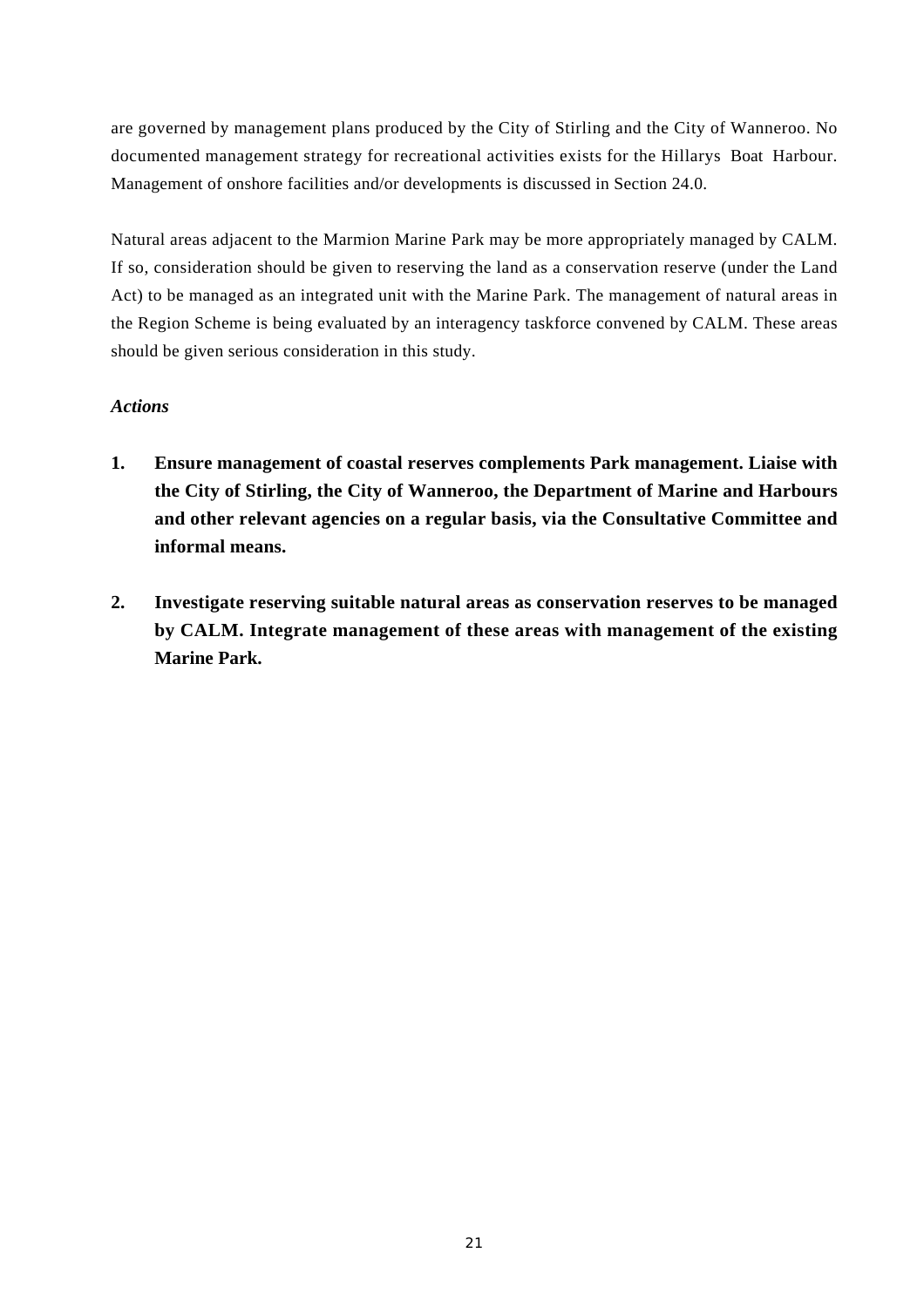are governed by management plans produced by the City of Stirling and the City of Wanneroo. No documented management strategy for recreational activities exists for the Hillarys Boat Harbour. Management of onshore facilities and/or developments is discussed in Section 24.0.

Natural areas adjacent to the Marmion Marine Park may be more appropriately managed by CALM. If so, consideration should be given to reserving the land as a conservation reserve (under the Land Act) to be managed as an integrated unit with the Marine Park. The management of natural areas in the Region Scheme is being evaluated by an interagency taskforce convened by CALM. These areas should be given serious consideration in this study.

*Actions*

1. **Ensure management of coastal reserves complements Park management. Liaise with the City of Stirling, the City of Wanneroo, the Department of Marine and Harbours and other relevant agencies on a regular basis, via the Consultative Committee and informal means.**

2. **Investigate reserving suitable natural areas as conservation reserves to be managed by CALM. Integrate management of these areas with management of the existing Marine Park.**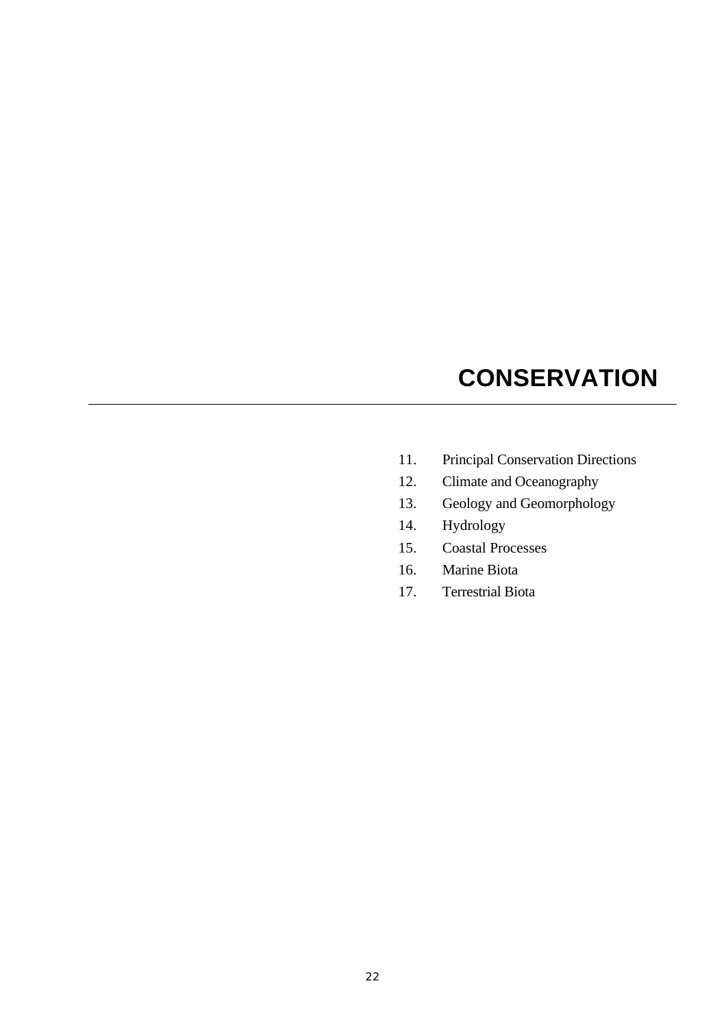# CONSERVATION

---

11. Principal Conservation Directions
12. Climate and Oceanography
13. Geology and Geomorphology
14. Hydrology
15. Coastal Processes
16. Marine Biota
17. Terrestrial Biota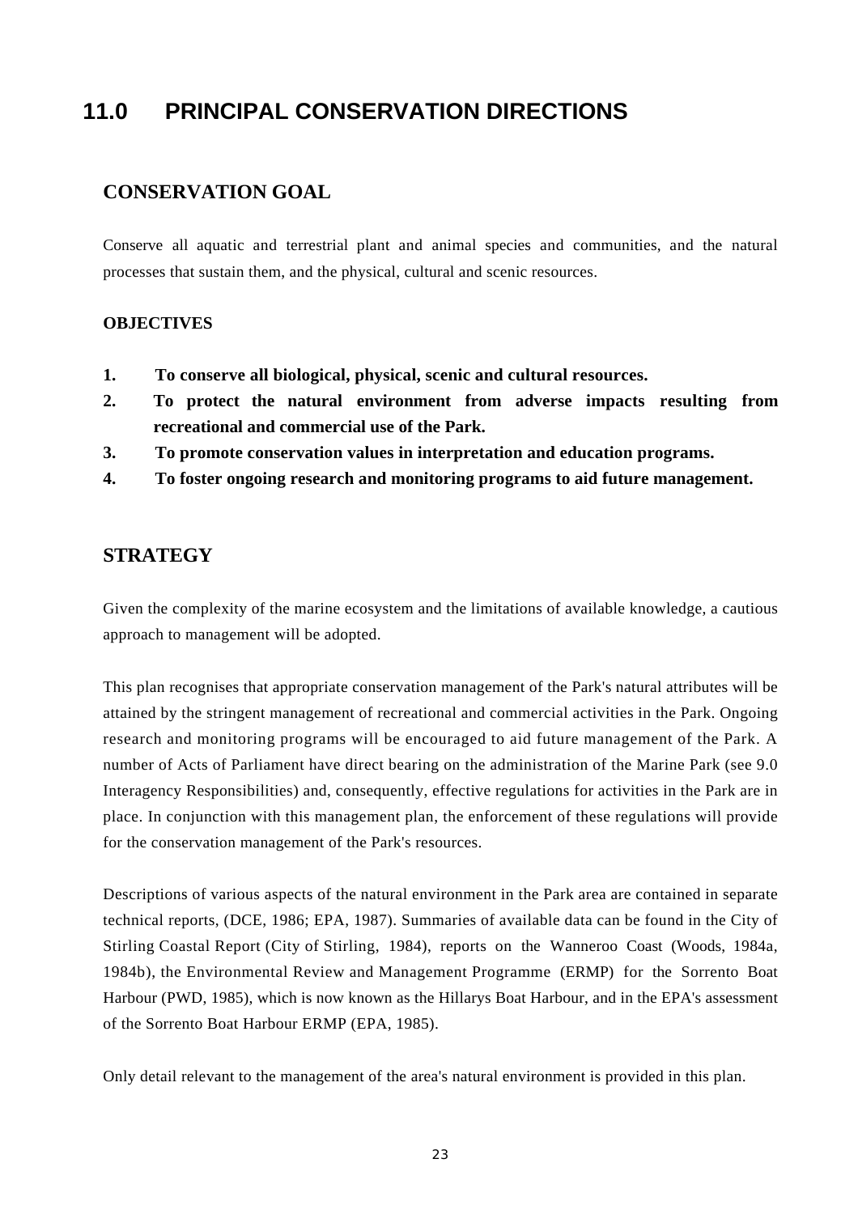# 11.0 PRINCIPAL CONSERVATION DIRECTIONS

## CONSERVATION GOAL

Conserve all aquatic and terrestrial plant and animal species and communities, and the natural processes that sustain them, and the physical, cultural and scenic resources.

### OBJECTIVES

1. **To conserve all biological, physical, scenic and cultural resources.**
2. **To protect the natural environment from adverse impacts resulting from recreational and commercial use of the Park.**
3. **To promote conservation values in interpretation and education programs.**
4. **To foster ongoing research and monitoring programs to aid future management.**

## STRATEGY

Given the complexity of the marine ecosystem and the limitations of available knowledge, a cautious approach to management will be adopted.

This plan recognises that appropriate conservation management of the Park's natural attributes will be attained by the stringent management of recreational and commercial activities in the Park. Ongoing research and monitoring programs will be encouraged to aid future management of the Park. A number of Acts of Parliament have direct bearing on the administration of the Marine Park (see 9.0 Interagency Responsibilities) and, consequently, effective regulations for activities in the Park are in place. In conjunction with this management plan, the enforcement of these regulations will provide for the conservation management of the Park's resources.

Descriptions of various aspects of the natural environment in the Park area are contained in separate technical reports, (DCE, 1986; EPA, 1987). Summaries of available data can be found in the City of Stirling Coastal Report (City of Stirling, 1984), reports on the Wanneroo Coast (Woods, 1984a, 1984b), the Environmental Review and Management Programme (ERMP) for the Sorrento Boat Harbour (PWD, 1985), which is now known as the Hillarys Boat Harbour, and in the EPA's assessment of the Sorrento Boat Harbour ERMP (EPA, 1985).

Only detail relevant to the management of the area's natural environment is provided in this plan.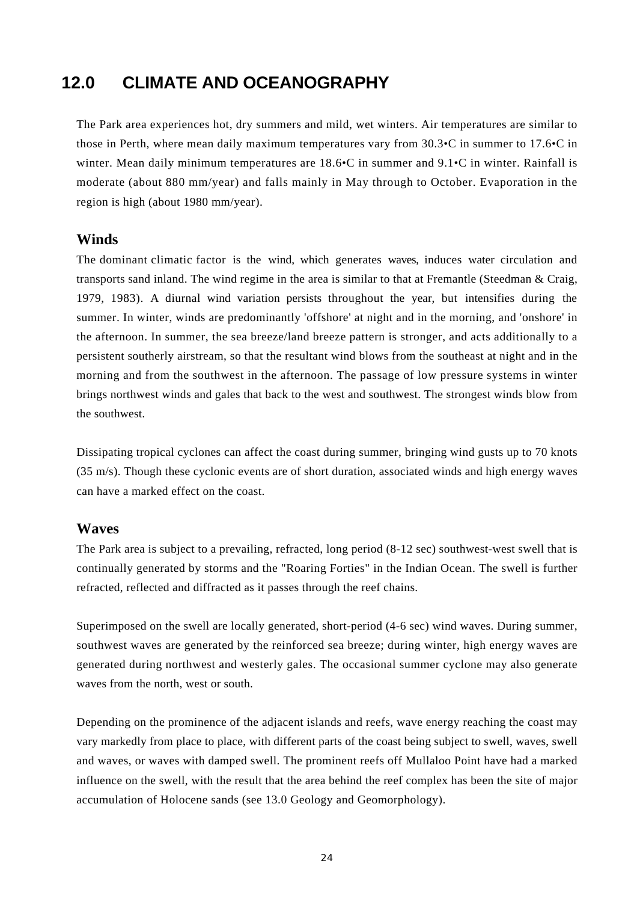# 12.0 CLIMATE AND OCEANOGRAPHY

The Park area experiences hot, dry summers and mild, wet winters. Air temperatures are similar to those in Perth, where mean daily maximum temperatures vary from 30.3•C in summer to 17.6•C in winter. Mean daily minimum temperatures are 18.6•C in summer and 9.1•C in winter. Rainfall is moderate (about 880 mm/year) and falls mainly in May through to October. Evaporation in the region is high (about 1980 mm/year).

## Winds

The dominant climatic factor is the wind, which generates waves, induces water circulation and transports sand inland. The wind regime in the area is similar to that at Fremantle (Steedman & Craig, 1979, 1983). A diurnal wind variation persists throughout the year, but intensifies during the summer. In winter, winds are predominantly 'offshore' at night and in the morning, and 'onshore' in the afternoon. In summer, the sea breeze/land breeze pattern is stronger, and acts additionally to a persistent southerly airstream, so that the resultant wind blows from the southeast at night and in the morning and from the southwest in the afternoon. The passage of low pressure systems in winter brings northwest winds and gales that back to the west and southwest. The strongest winds blow from the southwest.

Dissipating tropical cyclones can affect the coast during summer, bringing wind gusts up to 70 knots (35 m/s). Though these cyclonic events are of short duration, associated winds and high energy waves can have a marked effect on the coast.

## Waves

The Park area is subject to a prevailing, refracted, long period (8-12 sec) southwest-west swell that is continually generated by storms and the "Roaring Forties" in the Indian Ocean. The swell is further refracted, reflected and diffracted as it passes through the reef chains.

Superimposed on the swell are locally generated, short-period (4-6 sec) wind waves. During summer, southwest waves are generated by the reinforced sea breeze; during winter, high energy waves are generated during northwest and westerly gales. The occasional summer cyclone may also generate waves from the north, west or south.

Depending on the prominence of the adjacent islands and reefs, wave energy reaching the coast may vary markedly from place to place, with different parts of the coast being subject to swell, waves, swell and waves, or waves with damped swell. The prominent reefs off Mullaloo Point have had a marked influence on the swell, with the result that the area behind the reef complex has been the site of major accumulation of Holocene sands (see 13.0 Geology and Geomorphology).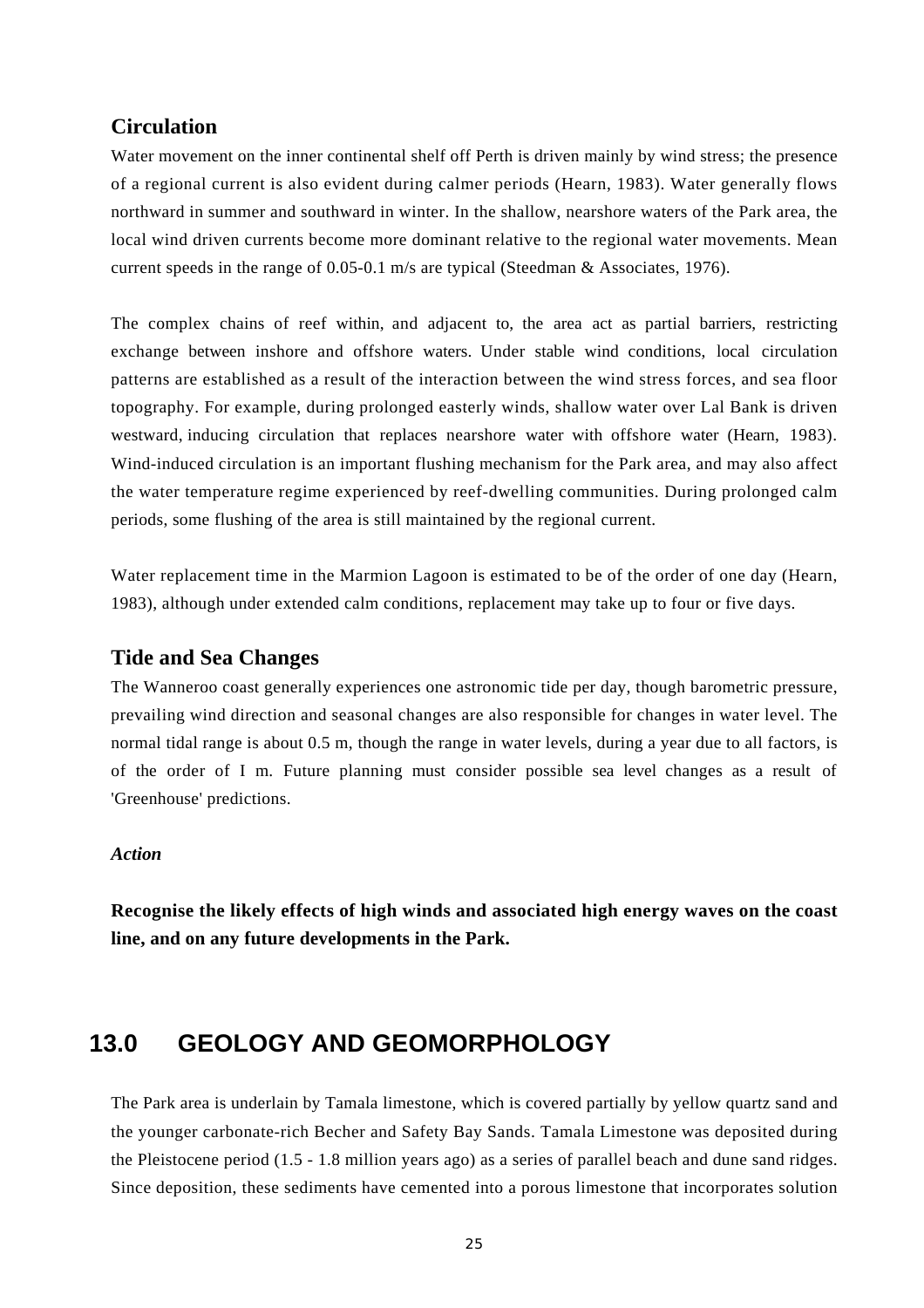### Circulation

Water movement on the inner continental shelf off Perth is driven mainly by wind stress; the presence of a regional current is also evident during calmer periods (Hearn, 1983). Water generally flows northward in summer and southward in winter. In the shallow, nearshore waters of the Park area, the local wind driven currents become more dominant relative to the regional water movements. Mean current speeds in the range of 0.05-0.1 m/s are typical (Steedman & Associates, 1976).

The complex chains of reef within, and adjacent to, the area act as partial barriers, restricting exchange between inshore and offshore waters. Under stable wind conditions, local circulation patterns are established as a result of the interaction between the wind stress forces, and sea floor topography. For example, during prolonged easterly winds, shallow water over Lal Bank is driven westward, inducing circulation that replaces nearshore water with offshore water (Hearn, 1983). Wind-induced circulation is an important flushing mechanism for the Park area, and may also affect the water temperature regime experienced by reef-dwelling communities. During prolonged calm periods, some flushing of the area is still maintained by the regional current.

Water replacement time in the Marmion Lagoon is estimated to be of the order of one day (Hearn, 1983), although under extended calm conditions, replacement may take up to four or five days.

### Tide and Sea Changes

The Wanneroo coast generally experiences one astronomic tide per day, though barometric pressure, prevailing wind direction and seasonal changes are also responsible for changes in water level. The normal tidal range is about 0.5 m, though the range in water levels, during a year due to all factors, is of the order of I m. Future planning must consider possible sea level changes as a result of 'Greenhouse' predictions.

*Action*

**Recognise the likely effects of high winds and associated high energy waves on the coast line, and on any future developments in the Park.**

## 13.0 GEOLOGY AND GEOMORPHOLOGY

The Park area is underlain by Tamala limestone, which is covered partially by yellow quartz sand and the younger carbonate-rich Becher and Safety Bay Sands. Tamala Limestone was deposited during the Pleistocene period (1.5 - 1.8 million years ago) as a series of parallel beach and dune sand ridges. Since deposition, these sediments have cemented into a porous limestone that incorporates solution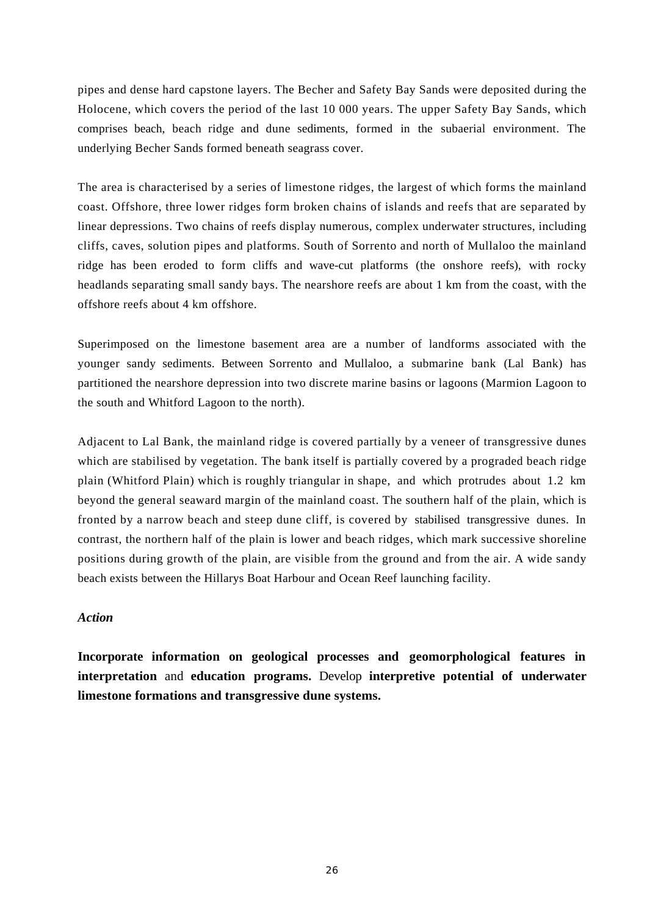pipes and dense hard capstone layers. The Becher and Safety Bay Sands were deposited during the Holocene, which covers the period of the last 10 000 years. The upper Safety Bay Sands, which comprises beach, beach ridge and dune sediments, formed in the subaerial environment. The underlying Becher Sands formed beneath seagrass cover.

The area is characterised by a series of limestone ridges, the largest of which forms the mainland coast. Offshore, three lower ridges form broken chains of islands and reefs that are separated by linear depressions. Two chains of reefs display numerous, complex underwater structures, including cliffs, caves, solution pipes and platforms. South of Sorrento and north of Mullaloo the mainland ridge has been eroded to form cliffs and wave-cut platforms (the onshore reefs), with rocky headlands separating small sandy bays. The nearshore reefs are about 1 km from the coast, with the offshore reefs about 4 km offshore.

Superimposed on the limestone basement area are a number of landforms associated with the younger sandy sediments. Between Sorrento and Mullaloo, a submarine bank (Lal Bank) has partitioned the nearshore depression into two discrete marine basins or lagoons (Marmion Lagoon to the south and Whitford Lagoon to the north).

Adjacent to Lal Bank, the mainland ridge is covered partially by a veneer of transgressive dunes which are stabilised by vegetation. The bank itself is partially covered by a prograded beach ridge plain (Whitford Plain) which is roughly triangular in shape, and which protrudes about 1.2 km beyond the general seaward margin of the mainland coast. The southern half of the plain, which is fronted by a narrow beach and steep dune cliff, is covered by stabilised transgressive dunes. In contrast, the northern half of the plain is lower and beach ridges, which mark successive shoreline positions during growth of the plain, are visible from the ground and from the air. A wide sandy beach exists between the Hillarys Boat Harbour and Ocean Reef launching facility.

***Action***

**Incorporate information on geological processes and geomorphological features in interpretation** and **education programs.** Develop **interpretive potential of underwater limestone formations and transgressive dune systems.**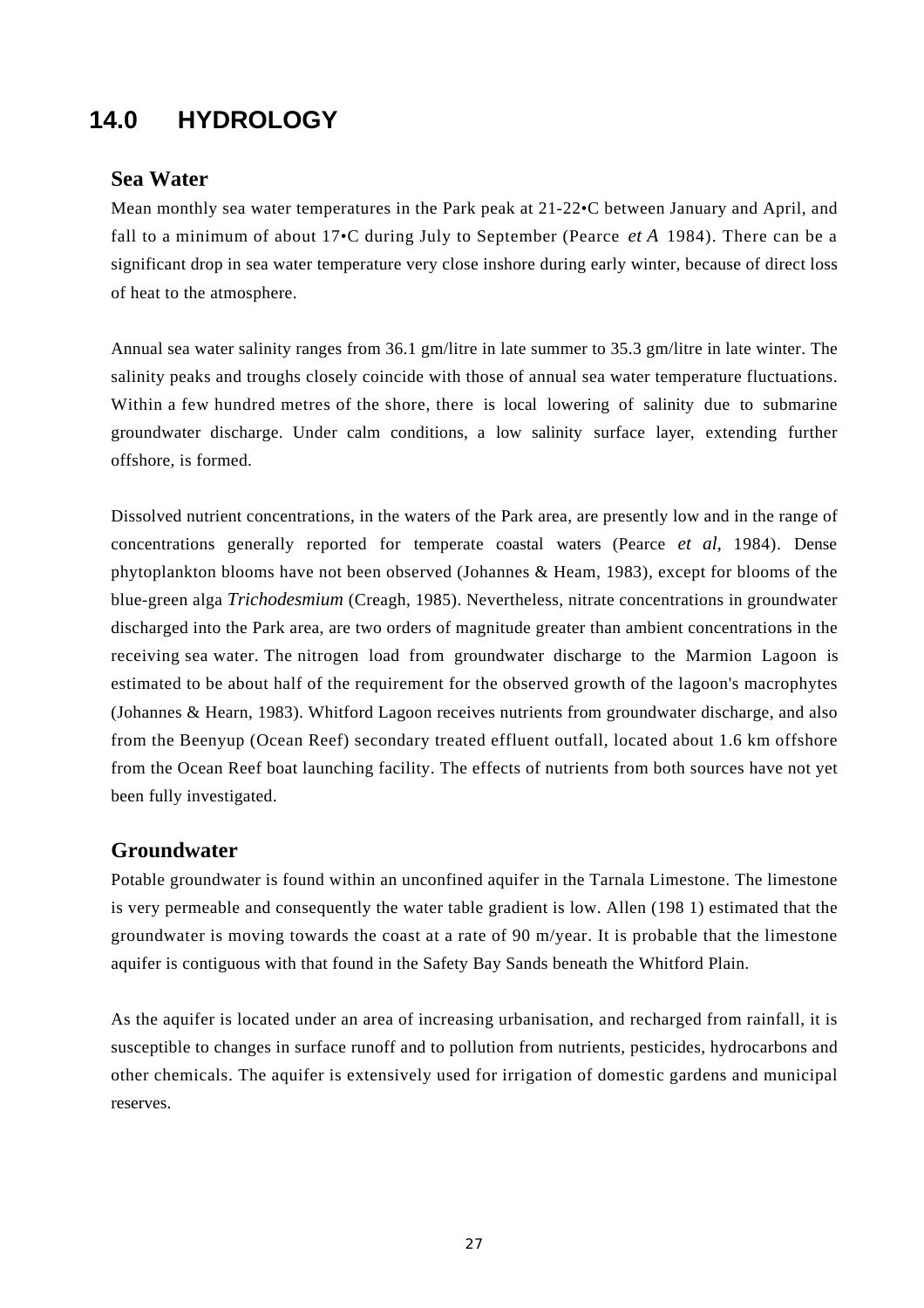# 14.0 HYDROLOGY

## Sea Water

Mean monthly sea water temperatures in the Park peak at 21-22•C between January and April, and fall to a minimum of about 17•C during July to September (Pearce *et A* 1984). There can be a significant drop in sea water temperature very close inshore during early winter, because of direct loss of heat to the atmosphere.

Annual sea water salinity ranges from 36.1 gm/litre in late summer to 35.3 gm/litre in late winter. The salinity peaks and troughs closely coincide with those of annual sea water temperature fluctuations. Within a few hundred metres of the shore, there is local lowering of salinity due to submarine groundwater discharge. Under calm conditions, a low salinity surface layer, extending further offshore, is formed.

Dissolved nutrient concentrations, in the waters of the Park area, are presently low and in the range of concentrations generally reported for temperate coastal waters (Pearce *et al,* 1984). Dense phytoplankton blooms have not been observed (Johannes & Heam, 1983), except for blooms of the blue-green alga *Trichodesmium* (Creagh, 1985). Nevertheless, nitrate concentrations in groundwater discharged into the Park area, are two orders of magnitude greater than ambient concentrations in the receiving sea water. The nitrogen load from groundwater discharge to the Marmion Lagoon is estimated to be about half of the requirement for the observed growth of the lagoon's macrophytes (Johannes & Hearn, 1983). Whitford Lagoon receives nutrients from groundwater discharge, and also from the Beenyup (Ocean Reef) secondary treated effluent outfall, located about 1.6 km offshore from the Ocean Reef boat launching facility. The effects of nutrients from both sources have not yet been fully investigated.

## Groundwater

Potable groundwater is found within an unconfined aquifer in the Tarnala Limestone. The limestone is very permeable and consequently the water table gradient is low. Allen (198 1) estimated that the groundwater is moving towards the coast at a rate of 90 m/year. It is probable that the limestone aquifer is contiguous with that found in the Safety Bay Sands beneath the Whitford Plain.

As the aquifer is located under an area of increasing urbanisation, and recharged from rainfall, it is susceptible to changes in surface runoff and to pollution from nutrients, pesticides, hydrocarbons and other chemicals. The aquifer is extensively used for irrigation of domestic gardens and municipal reserves.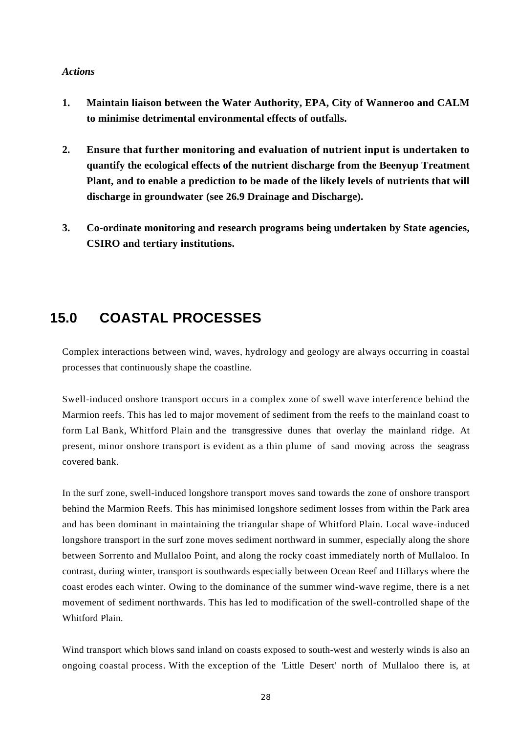*Actions*

1. **Maintain liaison between the Water Authority, EPA, City of Wanneroo and CALM to minimise detrimental environmental effects of outfalls.**

2. **Ensure that further monitoring and evaluation of nutrient input is undertaken to quantify the ecological effects of the nutrient discharge from the Beenyup Treatment Plant, and to enable a prediction to be made of the likely levels of nutrients that will discharge in groundwater (see 26.9 Drainage and Discharge).**

3. **Co-ordinate monitoring and research programs being undertaken by State agencies, CSIRO and tertiary institutions.**

## 15.0 COASTAL PROCESSES

Complex interactions between wind, waves, hydrology and geology are always occurring in coastal processes that continuously shape the coastline.

Swell-induced onshore transport occurs in a complex zone of swell wave interference behind the Marmion reefs. This has led to major movement of sediment from the reefs to the mainland coast to form Lal Bank, Whitford Plain and the transgressive dunes that overlay the mainland ridge. At present, minor onshore transport is evident as a thin plume of sand moving across the seagrass covered bank.

In the surf zone, swell-induced longshore transport moves sand towards the zone of onshore transport behind the Marmion Reefs. This has minimised longshore sediment losses from within the Park area and has been dominant in maintaining the triangular shape of Whitford Plain. Local wave-induced longshore transport in the surf zone moves sediment northward in summer, especially along the shore between Sorrento and Mullaloo Point, and along the rocky coast immediately north of Mullaloo. In contrast, during winter, transport is southwards especially between Ocean Reef and Hillarys where the coast erodes each winter. Owing to the dominance of the summer wind-wave regime, there is a net movement of sediment northwards. This has led to modification of the swell-controlled shape of the Whitford Plain.

Wind transport which blows sand inland on coasts exposed to south-west and westerly winds is also an ongoing coastal process. With the exception of the 'Little Desert' north of Mullaloo there is, at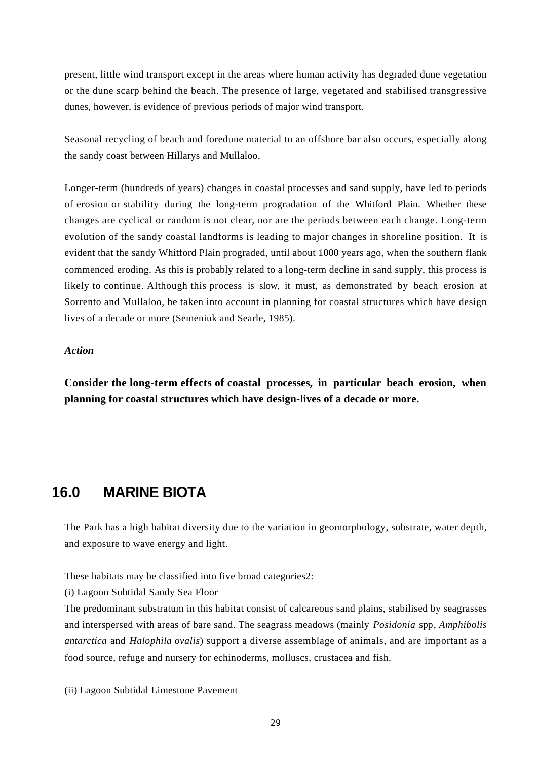present, little wind transport except in the areas where human activity has degraded dune vegetation or the dune scarp behind the beach. The presence of large, vegetated and stabilised transgressive dunes, however, is evidence of previous periods of major wind transport.

Seasonal recycling of beach and foredune material to an offshore bar also occurs, especially along the sandy coast between Hillarys and Mullaloo.

Longer-term (hundreds of years) changes in coastal processes and sand supply, have led to periods of erosion or stability during the long-term progradation of the Whitford Plain. Whether these changes are cyclical or random is not clear, nor are the periods between each change. Long-term evolution of the sandy coastal landforms is leading to major changes in shoreline position. It is evident that the sandy Whitford Plain prograded, until about 1000 years ago, when the southern flank commenced eroding. As this is probably related to a long-term decline in sand supply, this process is likely to continue. Although this process is slow, it must, as demonstrated by beach erosion at Sorrento and Mullaloo, be taken into account in planning for coastal structures which have design lives of a decade or more (Semeniuk and Searle, 1985).

***Action***

**Consider the long-term effects of coastal processes, in particular beach erosion, when planning for coastal structures which have design-lives of a decade or more.**

## 16.0 MARINE BIOTA

The Park has a high habitat diversity due to the variation in geomorphology, substrate, water depth, and exposure to wave energy and light.

These habitats may be classified into five broad categories2:

(i) Lagoon Subtidal Sandy Sea Floor

The predominant substratum in this habitat consist of calcareous sand plains, stabilised by seagrasses and interspersed with areas of bare sand. The seagrass meadows (mainly *Posidonia* spp, *Amphibolis antarctica* and *Halophila ovalis*) support a diverse assemblage of animals, and are important as a food source, refuge and nursery for echinoderms, molluscs, crustacea and fish.

(ii) Lagoon Subtidal Limestone Pavement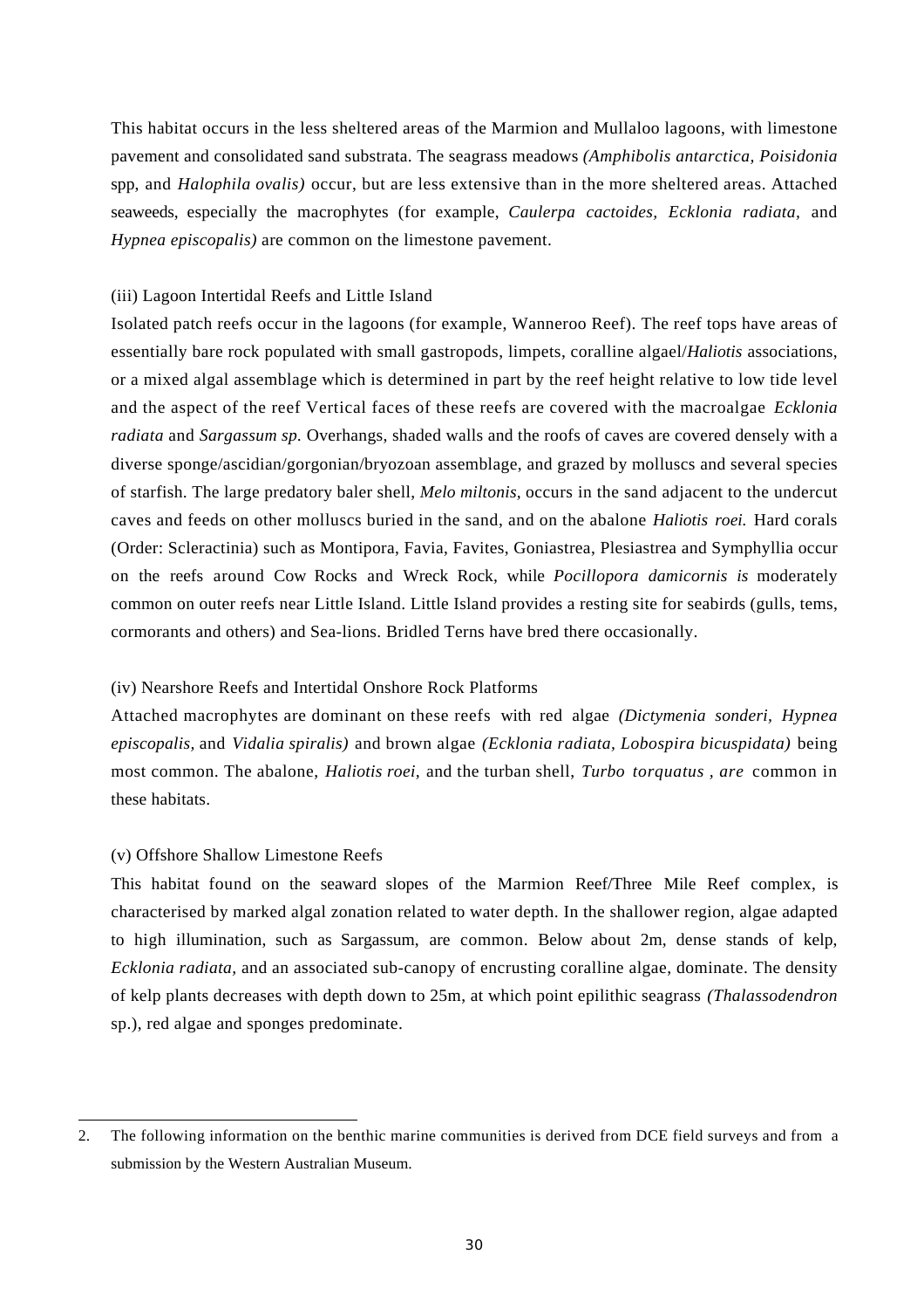This habitat occurs in the less sheltered areas of the Marmion and Mullaloo lagoons, with limestone pavement and consolidated sand substrata. The seagrass meadows *(Amphibolis antarctica, Poisidonia* spp, and *Halophila ovalis)* occur, but are less extensive than in the more sheltered areas. Attached seaweeds, especially the macrophytes (for example, *Caulerpa cactoides, Ecklonia radiata,* and *Hypnea episcopalis)* are common on the limestone pavement.

(iii) Lagoon Intertidal Reefs and Little Island

Isolated patch reefs occur in the lagoons (for example, Wanneroo Reef). The reef tops have areas of essentially bare rock populated with small gastropods, limpets, coralline algael/*Haliotis* associations, or a mixed algal assemblage which is determined in part by the reef height relative to low tide level and the aspect of the reef Vertical faces of these reefs are covered with the macroalgae *Ecklonia radiata* and *Sargassum sp.* Overhangs, shaded walls and the roofs of caves are covered densely with a diverse sponge/ascidian/gorgonian/bryozoan assemblage, and grazed by molluscs and several species of starfish. The large predatory baler shell, *Melo miltonis,* occurs in the sand adjacent to the undercut caves and feeds on other molluscs buried in the sand, and on the abalone *Haliotis roei.* Hard corals (Order: Scleractinia) such as Montipora, Favia, Favites, Goniastrea, Plesiastrea and Symphyllia occur on the reefs around Cow Rocks and Wreck Rock, while *Pocillopora damicornis is* moderately common on outer reefs near Little Island. Little Island provides a resting site for seabirds (gulls, tems, cormorants and others) and Sea-lions. Bridled Terns have bred there occasionally.

(iv) Nearshore Reefs and Intertidal Onshore Rock Platforms

Attached macrophytes are dominant on these reefs with red algae *(Dictymenia sonderi, Hypnea episcopalis,* and *Vidalia spiralis)* and brown algae *(Ecklonia radiata, Lobospira bicuspidata)* being most common. The abalone, *Haliotis roei,* and the turban shell, *Turbo torquatus , are* common in these habitats.

(v) Offshore Shallow Limestone Reefs

This habitat found on the seaward slopes of the Marmion Reef/Three Mile Reef complex, is characterised by marked algal zonation related to water depth. In the shallower region, algae adapted to high illumination, such as Sargassum, are common. Below about 2m, dense stands of kelp, *Ecklonia radiata,* and an associated sub-canopy of encrusting coralline algae, dominate. The density of kelp plants decreases with depth down to 25m, at which point epilithic seagrass *(Thalassodendron* sp.), red algae and sponges predominate.

---

2. The following information on the benthic marine communities is derived from DCE field surveys and from a submission by the Western Australian Museum.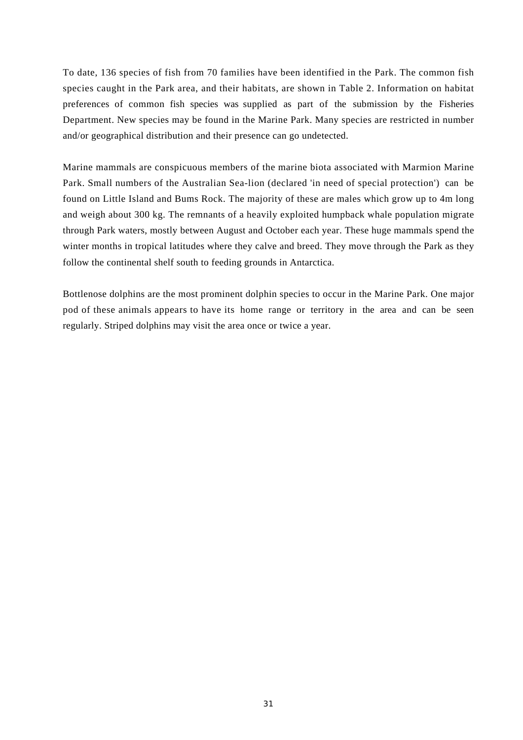To date, 136 species of fish from 70 families have been identified in the Park. The common fish species caught in the Park area, and their habitats, are shown in Table 2. Information on habitat preferences of common fish species was supplied as part of the submission by the Fisheries Department. New species may be found in the Marine Park. Many species are restricted in number and/or geographical distribution and their presence can go undetected.

Marine mammals are conspicuous members of the marine biota associated with Marmion Marine Park. Small numbers of the Australian Sea-lion (declared 'in need of special protection') can be found on Little Island and Bums Rock. The majority of these are males which grow up to 4m long and weigh about 300 kg. The remnants of a heavily exploited humpback whale population migrate through Park waters, mostly between August and October each year. These huge mammals spend the winter months in tropical latitudes where they calve and breed. They move through the Park as they follow the continental shelf south to feeding grounds in Antarctica.

Bottlenose dolphins are the most prominent dolphin species to occur in the Marine Park. One major pod of these animals appears to have its home range or territory in the area and can be seen regularly. Striped dolphins may visit the area once or twice a year.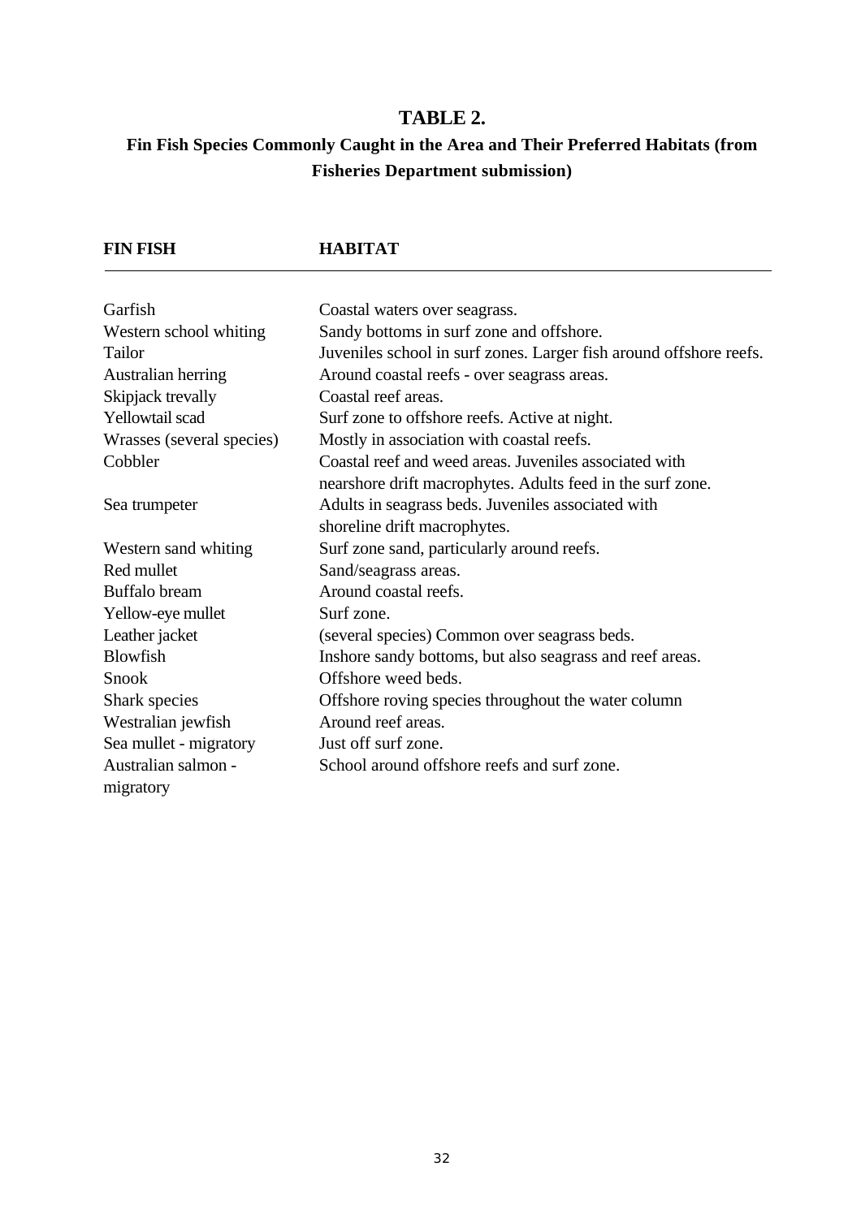# TABLE 2.

## Fin Fish Species Commonly Caught in the Area and Their Preferred Habitats (from Fisheries Department submission)

| FIN FISH | HABITAT |
|---|---|
| Garfish | Coastal waters over seagrass. |
| Western school whiting | Sandy bottoms in surf zone and offshore. |
| Tailor | Juveniles school in surf zones. Larger fish around offshore reefs. |
| Australian herring | Around coastal reefs - over seagrass areas. |
| Skipjack trevally | Coastal reef areas. |
| Yellowtail scad | Surf zone to offshore reefs. Active at night. |
| Wrasses (several species) | Mostly in association with coastal reefs. |
| Cobbler | Coastal reef and weed areas. Juveniles associated with nearshore drift macrophytes. Adults feed in the surf zone. |
| Sea trumpeter | Adults in seagrass beds. Juveniles associated with shoreline drift macrophytes. |
| Western sand whiting | Surf zone sand, particularly around reefs. |
| Red mullet | Sand/seagrass areas. |
| Buffalo bream | Around coastal reefs. |
| Yellow-eye mullet | Surf zone. |
| Leather jacket | (several species) Common over seagrass beds. |
| Blowfish | Inshore sandy bottoms, but also seagrass and reef areas. |
| Snook | Offshore weed beds. |
| Shark species | Offshore roving species throughout the water column |
| Westralian jewfish | Around reef areas. |
| Sea mullet - migratory | Just off surf zone. |
| Australian salmon - migratory | School around offshore reefs and surf zone. |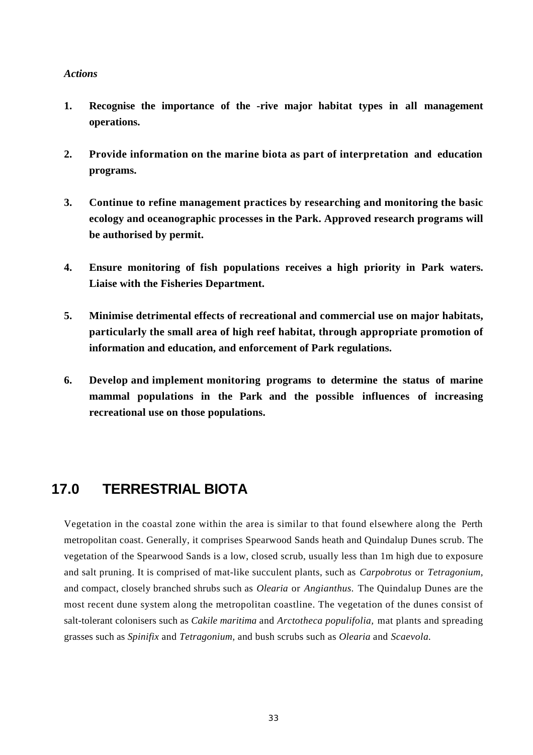*Actions*

1. **Recognise the importance of the -rive major habitat types in all management operations.**

2. **Provide information on the marine biota as part of interpretation and education programs.**

3. **Continue to refine management practices by researching and monitoring the basic ecology and oceanographic processes in the Park. Approved research programs will be authorised by permit.**

4. **Ensure monitoring of fish populations receives a high priority in Park waters. Liaise with the Fisheries Department.**

5. **Minimise detrimental effects of recreational and commercial use on major habitats, particularly the small area of high reef habitat, through appropriate promotion of information and education, and enforcement of Park regulations.**

6. **Develop and implement monitoring programs to determine the status of marine mammal populations in the Park and the possible influences of increasing recreational use on those populations.**

## 17.0 TERRESTRIAL BIOTA

Vegetation in the coastal zone within the area is similar to that found elsewhere along the Perth metropolitan coast. Generally, it comprises Spearwood Sands heath and Quindalup Dunes scrub. The vegetation of the Spearwood Sands is a low, closed scrub, usually less than 1m high due to exposure and salt pruning. It is comprised of mat-like succulent plants, such as *Carpobrotus* or *Tetragonium*, and compact, closely branched shrubs such as *Olearia* or *Angianthus.* The Quindalup Dunes are the most recent dune system along the metropolitan coastline. The vegetation of the dunes consist of salt-tolerant colonisers such as *Cakile maritima* and *Arctotheca populifolia,* mat plants and spreading grasses such as *Spinifix* and *Tetragonium,* and bush scrubs such as *Olearia* and *Scaevola.*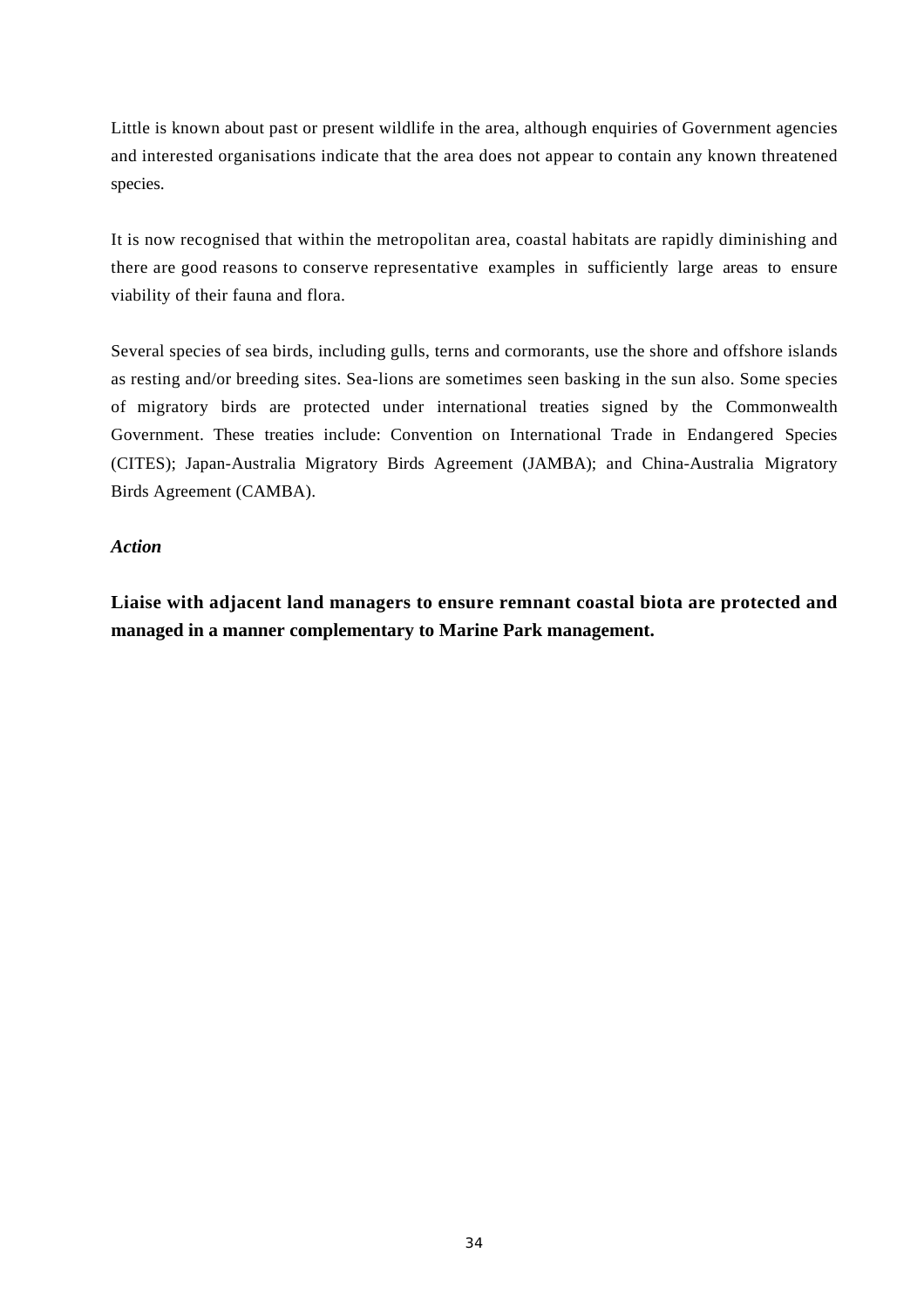Little is known about past or present wildlife in the area, although enquiries of Government agencies and interested organisations indicate that the area does not appear to contain any known threatened species.

It is now recognised that within the metropolitan area, coastal habitats are rapidly diminishing and there are good reasons to conserve representative examples in sufficiently large areas to ensure viability of their fauna and flora.

Several species of sea birds, including gulls, terns and cormorants, use the shore and offshore islands as resting and/or breeding sites. Sea-lions are sometimes seen basking in the sun also. Some species of migratory birds are protected under international treaties signed by the Commonwealth Government. These treaties include: Convention on International Trade in Endangered Species (CITES); Japan-Australia Migratory Birds Agreement (JAMBA); and China-Australia Migratory Birds Agreement (CAMBA).

***Action***

**Liaise with adjacent land managers to ensure remnant coastal biota are protected and managed in a manner complementary to Marine Park management.**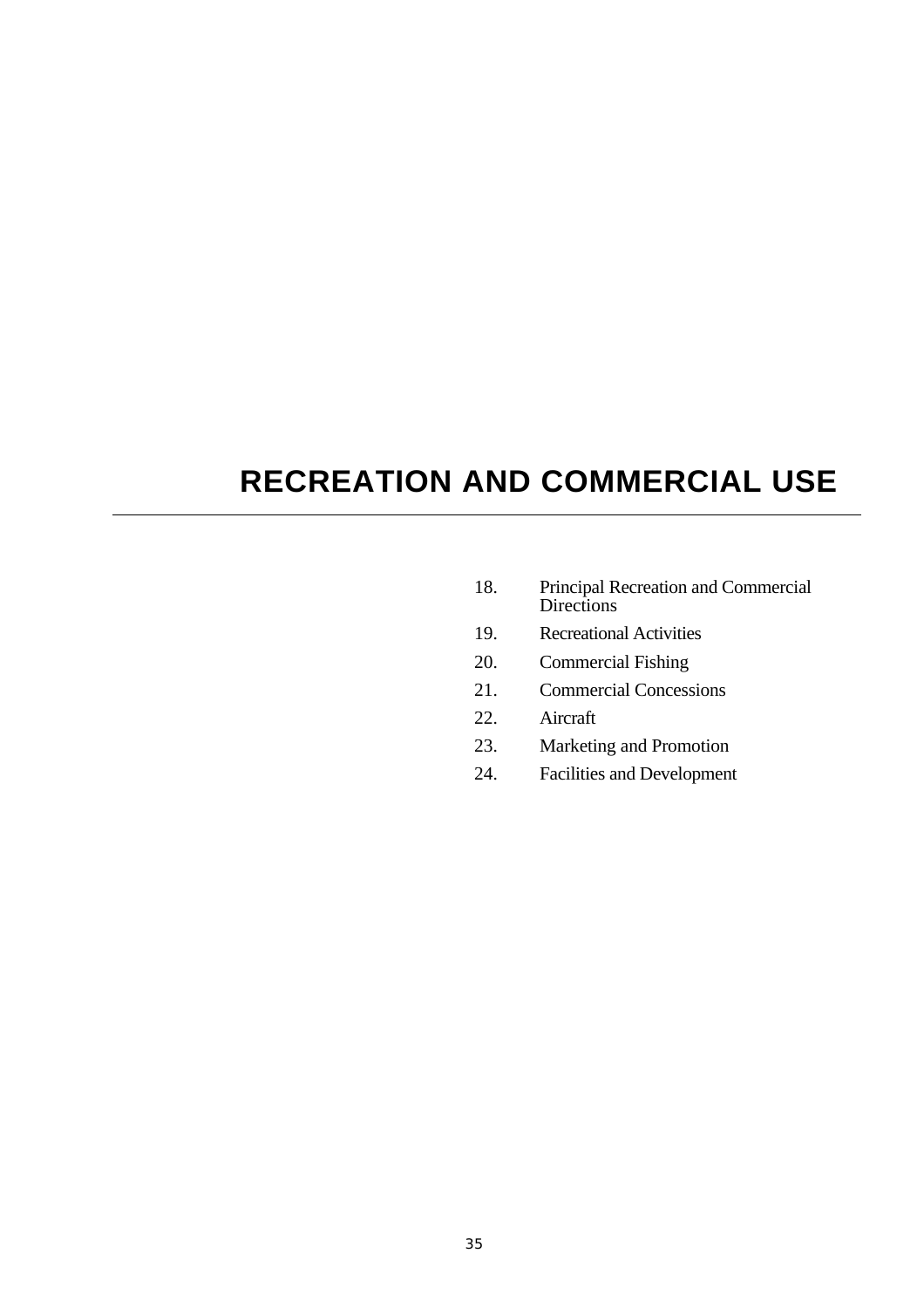# RECREATION AND COMMERCIAL USE

18. Principal Recreation and Commercial Directions
19. Recreational Activities
20. Commercial Fishing
21. Commercial Concessions
22. Aircraft
23. Marketing and Promotion
24. Facilities and Development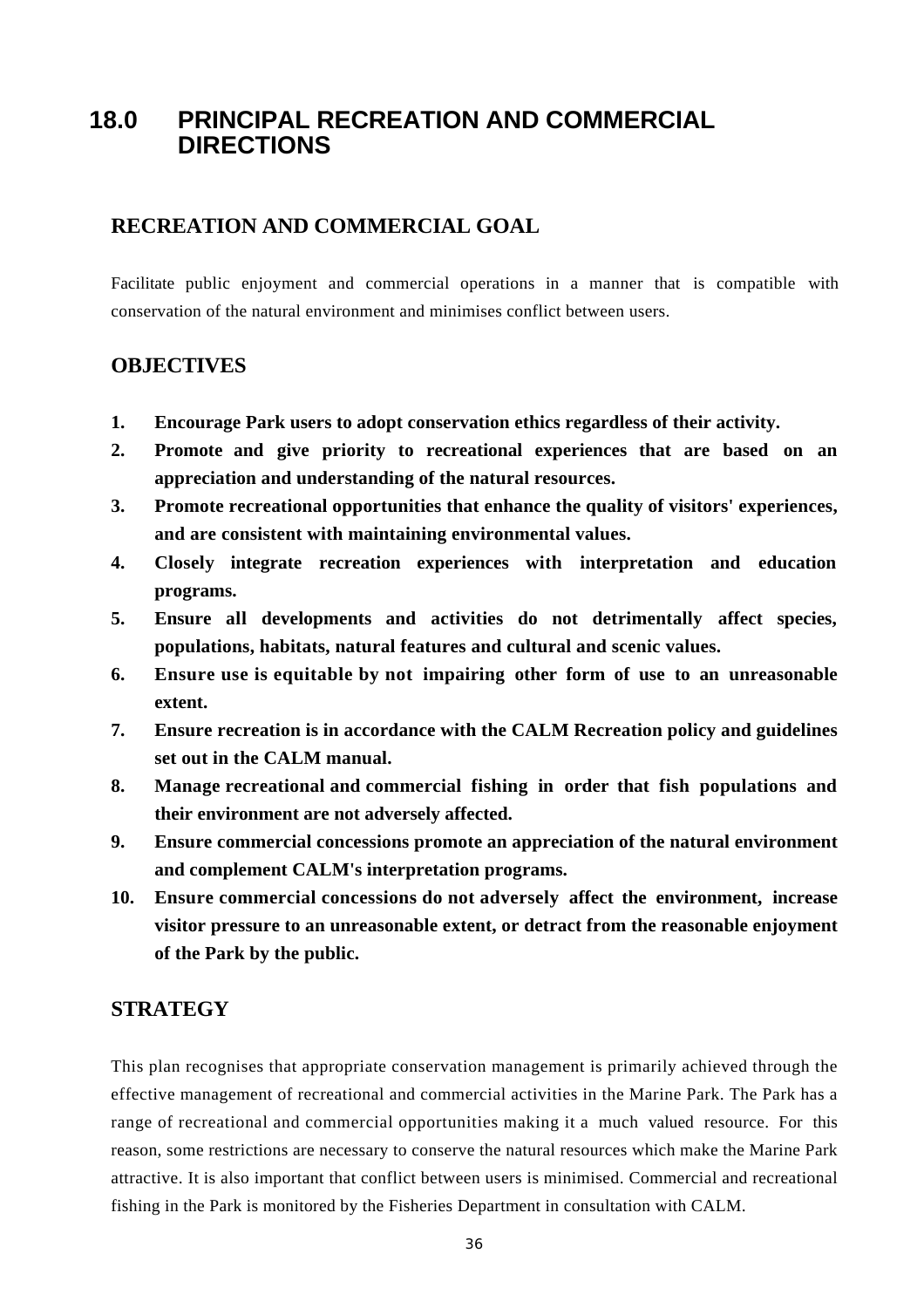# 18.0 PRINCIPAL RECREATION AND COMMERCIAL DIRECTIONS

## RECREATION AND COMMERCIAL GOAL

Facilitate public enjoyment and commercial operations in a manner that is compatible with conservation of the natural environment and minimises conflict between users.

## OBJECTIVES

1. **Encourage Park users to adopt conservation ethics regardless of their activity.**
2. **Promote and give priority to recreational experiences that are based on an appreciation and understanding of the natural resources.**
3. **Promote recreational opportunities that enhance the quality of visitors' experiences, and are consistent with maintaining environmental values.**
4. **Closely integrate recreation experiences with interpretation and education programs.**
5. **Ensure all developments and activities do not detrimentally affect species, populations, habitats, natural features and cultural and scenic values.**
6. **Ensure use is equitable by not impairing other form of use to an unreasonable extent.**
7. **Ensure recreation is in accordance with the CALM Recreation policy and guidelines set out in the CALM manual.**
8. **Manage recreational and commercial fishing in order that fish populations and their environment are not adversely affected.**
9. **Ensure commercial concessions promote an appreciation of the natural environment and complement CALM's interpretation programs.**
10. **Ensure commercial concessions do not adversely affect the environment, increase visitor pressure to an unreasonable extent, or detract from the reasonable enjoyment of the Park by the public.**

## STRATEGY

This plan recognises that appropriate conservation management is primarily achieved through the effective management of recreational and commercial activities in the Marine Park. The Park has a range of recreational and commercial opportunities making it a much valued resource. For this reason, some restrictions are necessary to conserve the natural resources which make the Marine Park attractive. It is also important that conflict between users is minimised. Commercial and recreational fishing in the Park is monitored by the Fisheries Department in consultation with CALM.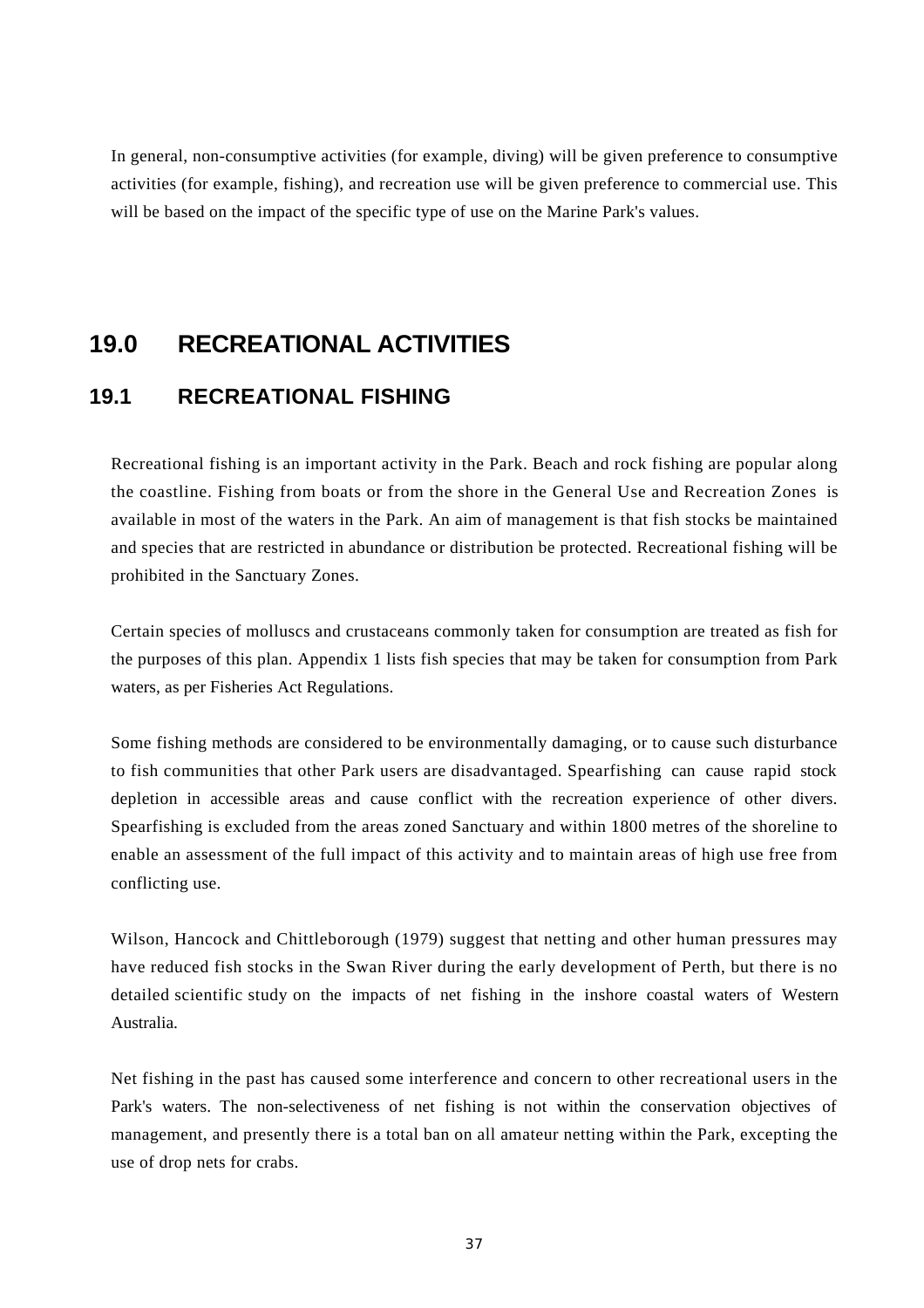In general, non-consumptive activities (for example, diving) will be given preference to consumptive activities (for example, fishing), and recreation use will be given preference to commercial use. This will be based on the impact of the specific type of use on the Marine Park's values.

# 19.0 RECREATIONAL ACTIVITIES

## 19.1 RECREATIONAL FISHING

Recreational fishing is an important activity in the Park. Beach and rock fishing are popular along the coastline. Fishing from boats or from the shore in the General Use and Recreation Zones is available in most of the waters in the Park. An aim of management is that fish stocks be maintained and species that are restricted in abundance or distribution be protected. Recreational fishing will be prohibited in the Sanctuary Zones.

Certain species of molluscs and crustaceans commonly taken for consumption are treated as fish for the purposes of this plan. Appendix 1 lists fish species that may be taken for consumption from Park waters, as per Fisheries Act Regulations.

Some fishing methods are considered to be environmentally damaging, or to cause such disturbance to fish communities that other Park users are disadvantaged. Spearfishing can cause rapid stock depletion in accessible areas and cause conflict with the recreation experience of other divers. Spearfishing is excluded from the areas zoned Sanctuary and within 1800 metres of the shoreline to enable an assessment of the full impact of this activity and to maintain areas of high use free from conflicting use.

Wilson, Hancock and Chittleborough (1979) suggest that netting and other human pressures may have reduced fish stocks in the Swan River during the early development of Perth, but there is no detailed scientific study on the impacts of net fishing in the inshore coastal waters of Western Australia.

Net fishing in the past has caused some interference and concern to other recreational users in the Park's waters. The non-selectiveness of net fishing is not within the conservation objectives of management, and presently there is a total ban on all amateur netting within the Park, excepting the use of drop nets for crabs.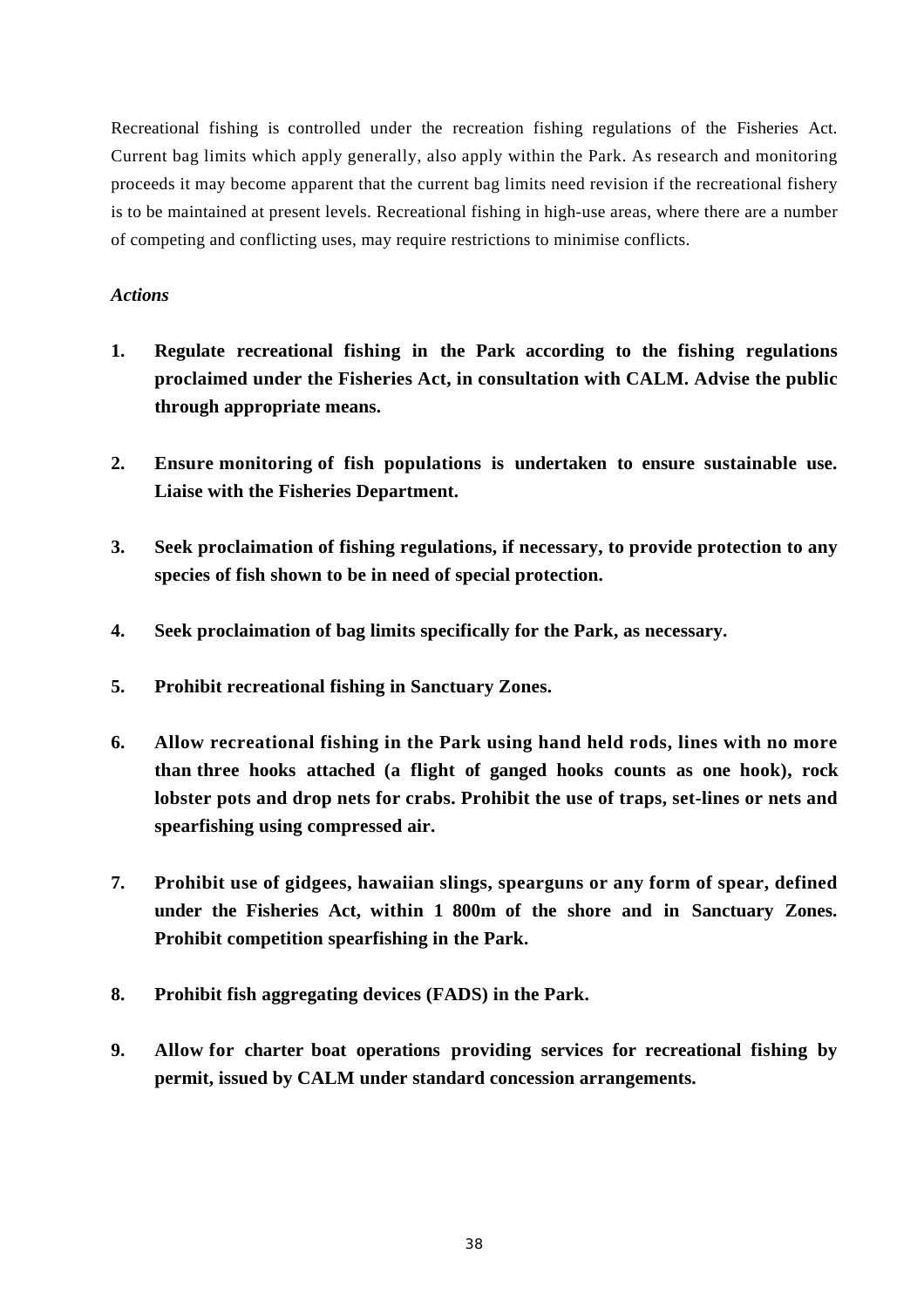Recreational fishing is controlled under the recreation fishing regulations of the Fisheries Act. Current bag limits which apply generally, also apply within the Park. As research and monitoring proceeds it may become apparent that the current bag limits need revision if the recreational fishery is to be maintained at present levels. Recreational fishing in high-use areas, where there are a number of competing and conflicting uses, may require restrictions to minimise conflicts.

*Actions*

1. **Regulate recreational fishing in the Park according to the fishing regulations proclaimed under the Fisheries Act, in consultation with CALM. Advise the public through appropriate means.**

2. **Ensure monitoring of fish populations is undertaken to ensure sustainable use. Liaise with the Fisheries Department.**

3. **Seek proclaimation of fishing regulations, if necessary, to provide protection to any species of fish shown to be in need of special protection.**

4. **Seek proclaimation of bag limits specifically for the Park, as necessary.**

5. **Prohibit recreational fishing in Sanctuary Zones.**

6. **Allow recreational fishing in the Park using hand held rods, lines with no more than three hooks attached (a flight of ganged hooks counts as one hook), rock lobster pots and drop nets for crabs. Prohibit the use of traps, set-lines or nets and spearfishing using compressed air.**

7. **Prohibit use of gidgees, hawaiian slings, spearguns or any form of spear, defined under the Fisheries Act, within 1 800m of the shore and in Sanctuary Zones. Prohibit competition spearfishing in the Park.**

8. **Prohibit fish aggregating devices (FADS) in the Park.**

9. **Allow for charter boat operations providing services for recreational fishing by permit, issued by CALM under standard concession arrangements.**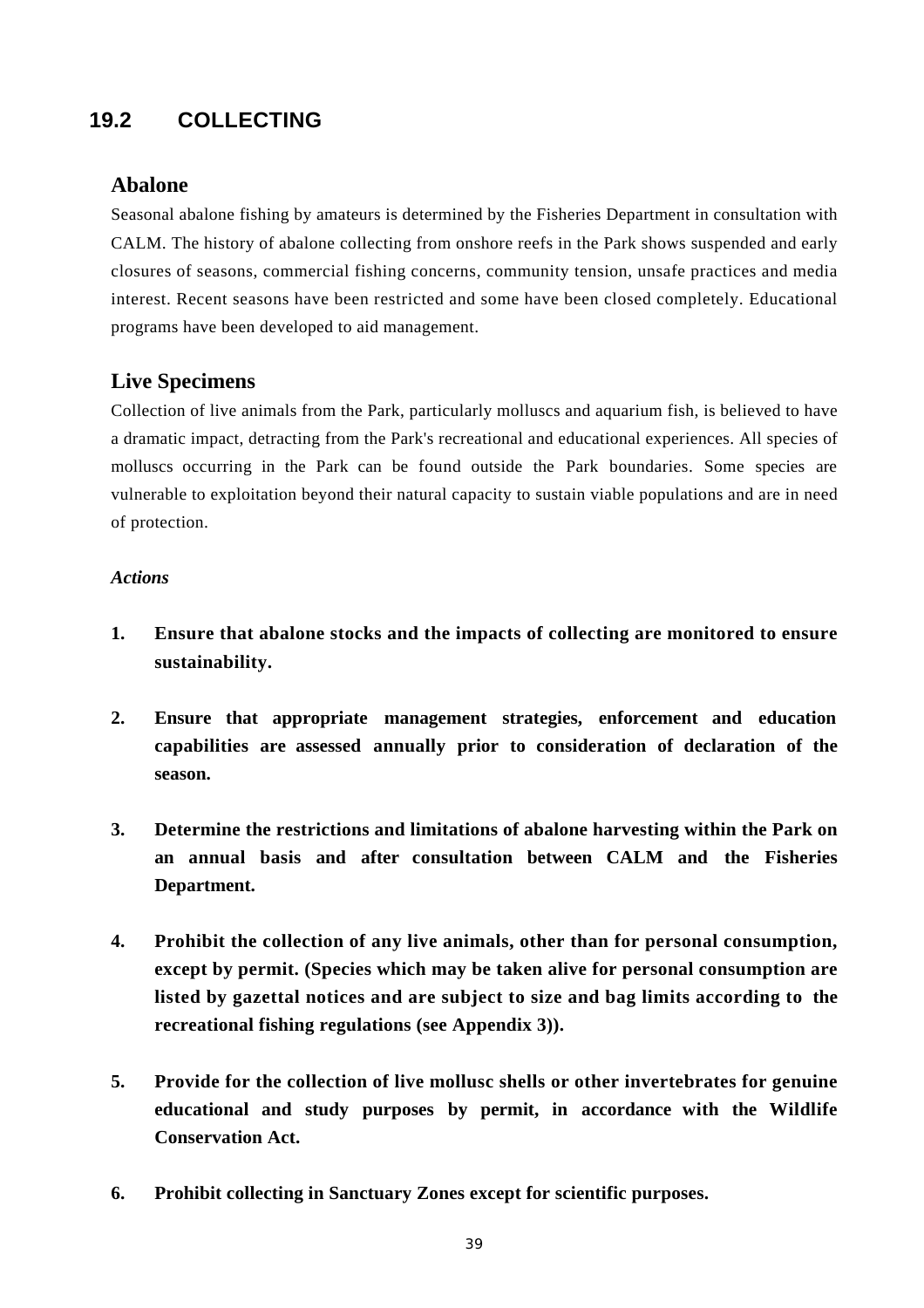## 19.2 COLLECTING

### Abalone

Seasonal abalone fishing by amateurs is determined by the Fisheries Department in consultation with CALM. The history of abalone collecting from onshore reefs in the Park shows suspended and early closures of seasons, commercial fishing concerns, community tension, unsafe practices and media interest. Recent seasons have been restricted and some have been closed completely. Educational programs have been developed to aid management.

### Live Specimens

Collection of live animals from the Park, particularly molluscs and aquarium fish, is believed to have a dramatic impact, detracting from the Park's recreational and educational experiences. All species of molluscs occurring in the Park can be found outside the Park boundaries. Some species are vulnerable to exploitation beyond their natural capacity to sustain viable populations and are in need of protection.

*Actions*

1. **Ensure that abalone stocks and the impacts of collecting are monitored to ensure sustainability.**

2. **Ensure that appropriate management strategies, enforcement and education capabilities are assessed annually prior to consideration of declaration of the season.**

3. **Determine the restrictions and limitations of abalone harvesting within the Park on an annual basis and after consultation between CALM and the Fisheries Department.**

4. **Prohibit the collection of any live animals, other than for personal consumption, except by permit. (Species which may be taken alive for personal consumption are listed by gazettal notices and are subject to size and bag limits according to the recreational fishing regulations (see Appendix 3)).**

5. **Provide for the collection of live mollusc shells or other invertebrates for genuine educational and study purposes by permit, in accordance with the Wildlife Conservation Act.**

6. **Prohibit collecting in Sanctuary Zones except for scientific purposes.**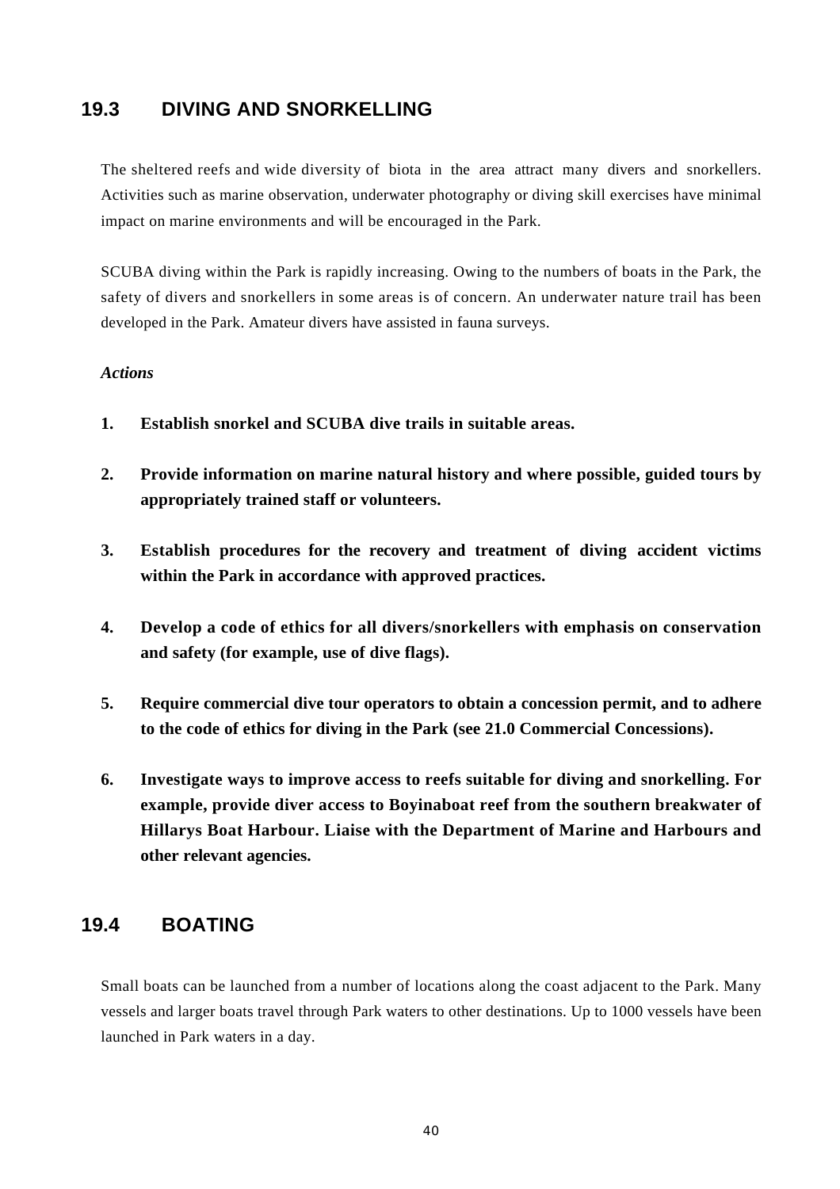## 19.3 DIVING AND SNORKELLING

The sheltered reefs and wide diversity of biota in the area attract many divers and snorkellers. Activities such as marine observation, underwater photography or diving skill exercises have minimal impact on marine environments and will be encouraged in the Park.

SCUBA diving within the Park is rapidly increasing. Owing to the numbers of boats in the Park, the safety of divers and snorkellers in some areas is of concern. An underwater nature trail has been developed in the Park. Amateur divers have assisted in fauna surveys.

***Actions***

1. **Establish snorkel and SCUBA dive trails in suitable areas.**

2. **Provide information on marine natural history and where possible, guided tours by appropriately trained staff or volunteers.**

3. **Establish procedures for the recovery and treatment of diving accident victims within the Park in accordance with approved practices.**

4. **Develop a code of ethics for all divers/snorkellers with emphasis on conservation and safety (for example, use of dive flags).**

5. **Require commercial dive tour operators to obtain a concession permit, and to adhere to the code of ethics for diving in the Park (see 21.0 Commercial Concessions).**

6. **Investigate ways to improve access to reefs suitable for diving and snorkelling. For example, provide diver access to Boyinaboat reef from the southern breakwater of Hillarys Boat Harbour. Liaise with the Department of Marine and Harbours and other relevant agencies.**

## 19.4 BOATING

Small boats can be launched from a number of locations along the coast adjacent to the Park. Many vessels and larger boats travel through Park waters to other destinations. Up to 1000 vessels have been launched in Park waters in a day.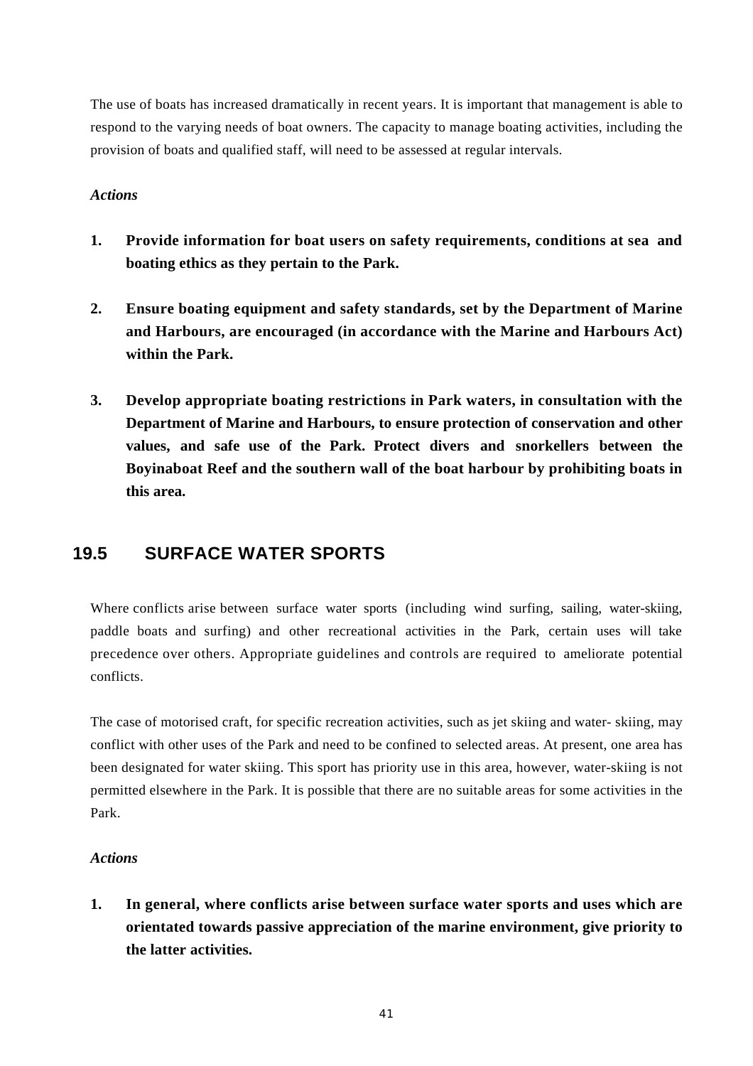The use of boats has increased dramatically in recent years. It is important that management is able to respond to the varying needs of boat owners. The capacity to manage boating activities, including the provision of boats and qualified staff, will need to be assessed at regular intervals.

*Actions*

1. **Provide information for boat users on safety requirements, conditions at sea and boating ethics as they pertain to the Park.**

2. **Ensure boating equipment and safety standards, set by the Department of Marine and Harbours, are encouraged (in accordance with the Marine and Harbours Act) within the Park.**

3. **Develop appropriate boating restrictions in Park waters, in consultation with the Department of Marine and Harbours, to ensure protection of conservation and other values, and safe use of the Park. Protect divers and snorkellers between the Boyinaboat Reef and the southern wall of the boat harbour by prohibiting boats in this area.**

## 19.5 SURFACE WATER SPORTS

Where conflicts arise between surface water sports (including wind surfing, sailing, water-skiing, paddle boats and surfing) and other recreational activities in the Park, certain uses will take precedence over others. Appropriate guidelines and controls are required to ameliorate potential conflicts.

The case of motorised craft, for specific recreation activities, such as jet skiing and water- skiing, may conflict with other uses of the Park and need to be confined to selected areas. At present, one area has been designated for water skiing. This sport has priority use in this area, however, water-skiing is not permitted elsewhere in the Park. It is possible that there are no suitable areas for some activities in the Park.

*Actions*

1. **In general, where conflicts arise between surface water sports and uses which are orientated towards passive appreciation of the marine environment, give priority to the latter activities.**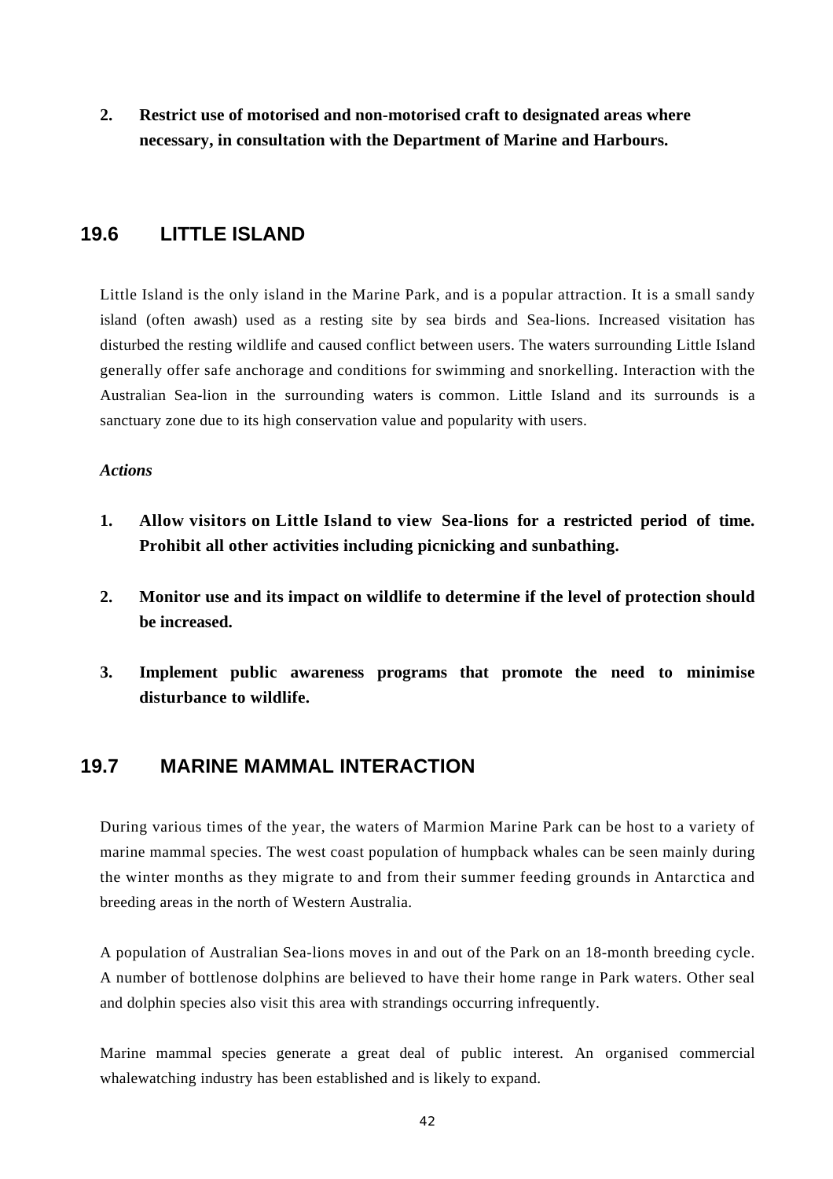**2. Restrict use of motorised and non-motorised craft to designated areas where necessary, in consultation with the Department of Marine and Harbours.**

## 19.6 LITTLE ISLAND

Little Island is the only island in the Marine Park, and is a popular attraction. It is a small sandy island (often awash) used as a resting site by sea birds and Sea-lions. Increased visitation has disturbed the resting wildlife and caused conflict between users. The waters surrounding Little Island generally offer safe anchorage and conditions for swimming and snorkelling. Interaction with the Australian Sea-lion in the surrounding waters is common. Little Island and its surrounds is a sanctuary zone due to its high conservation value and popularity with users.

***Actions***

**1. Allow visitors on Little Island to view Sea-lions for a restricted period of time. Prohibit all other activities including picnicking and sunbathing.**

**2. Monitor use and its impact on wildlife to determine if the level of protection should be increased.**

**3. Implement public awareness programs that promote the need to minimise disturbance to wildlife.**

## 19.7 MARINE MAMMAL INTERACTION

During various times of the year, the waters of Marmion Marine Park can be host to a variety of marine mammal species. The west coast population of humpback whales can be seen mainly during the winter months as they migrate to and from their summer feeding grounds in Antarctica and breeding areas in the north of Western Australia.

A population of Australian Sea-lions moves in and out of the Park on an 18-month breeding cycle. A number of bottlenose dolphins are believed to have their home range in Park waters. Other seal and dolphin species also visit this area with strandings occurring infrequently.

Marine mammal species generate a great deal of public interest. An organised commercial whalewatching industry has been established and is likely to expand.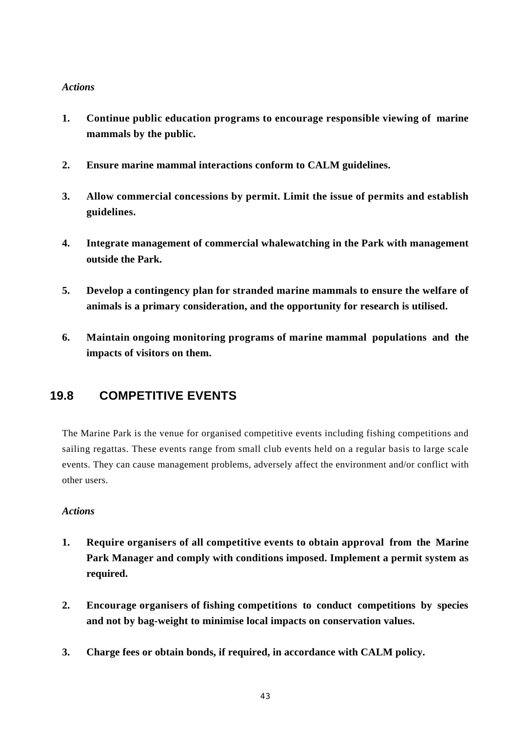*Actions*

1. **Continue public education programs to encourage responsible viewing of marine mammals by the public.**

2. **Ensure marine mammal interactions conform to CALM guidelines.**

3. **Allow commercial concessions by permit. Limit the issue of permits and establish guidelines.**

4. **Integrate management of commercial whalewatching in the Park with management outside the Park.**

5. **Develop a contingency plan for stranded marine mammals to ensure the welfare of animals is a primary consideration, and the opportunity for research is utilised.**

6. **Maintain ongoing monitoring programs of marine mammal populations and the impacts of visitors on them.**

## 19.8 COMPETITIVE EVENTS

The Marine Park is the venue for organised competitive events including fishing competitions and sailing regattas. These events range from small club events held on a regular basis to large scale events. They can cause management problems, adversely affect the environment and/or conflict with other users.

*Actions*

1. **Require organisers of all competitive events to obtain approval from the Marine Park Manager and comply with conditions imposed. Implement a permit system as required.**

2. **Encourage organisers of fishing competitions to conduct competitions by species and not by bag-weight to minimise local impacts on conservation values.**

3. **Charge fees or obtain bonds, if required, in accordance with CALM policy.**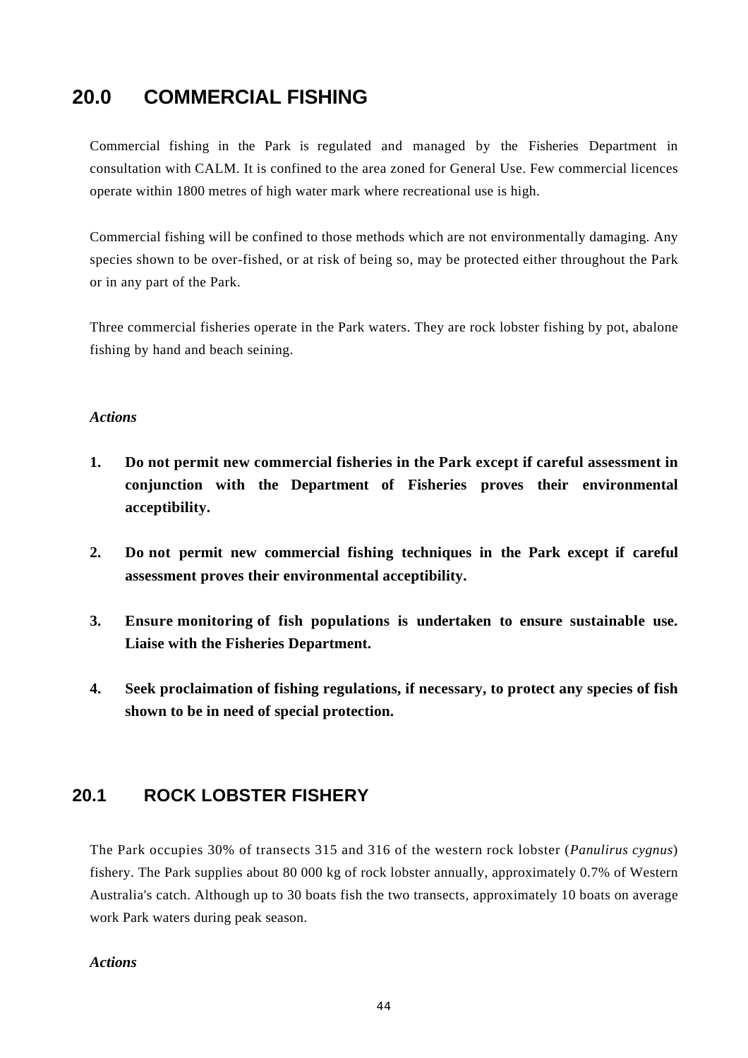# 20.0 COMMERCIAL FISHING

Commercial fishing in the Park is regulated and managed by the Fisheries Department in consultation with CALM. It is confined to the area zoned for General Use. Few commercial licences operate within 1800 metres of high water mark where recreational use is high.

Commercial fishing will be confined to those methods which are not environmentally damaging. Any species shown to be over-fished, or at risk of being so, may be protected either throughout the Park or in any part of the Park.

Three commercial fisheries operate in the Park waters. They are rock lobster fishing by pot, abalone fishing by hand and beach seining.

*Actions*

1. **Do not permit new commercial fisheries in the Park except if careful assessment in conjunction with the Department of Fisheries proves their environmental acceptibility.**

2. **Do not permit new commercial fishing techniques in the Park except if careful assessment proves their environmental acceptibility.**

3. **Ensure monitoring of fish populations is undertaken to ensure sustainable use. Liaise with the Fisheries Department.**

4. **Seek proclaimation of fishing regulations, if necessary, to protect any species of fish shown to be in need of special protection.**

## 20.1 ROCK LOBSTER FISHERY

The Park occupies 30% of transects 315 and 316 of the western rock lobster (*Panulirus cygnus*) fishery. The Park supplies about 80 000 kg of rock lobster annually, approximately 0.7% of Western Australia's catch. Although up to 30 boats fish the two transects, approximately 10 boats on average work Park waters during peak season.

*Actions*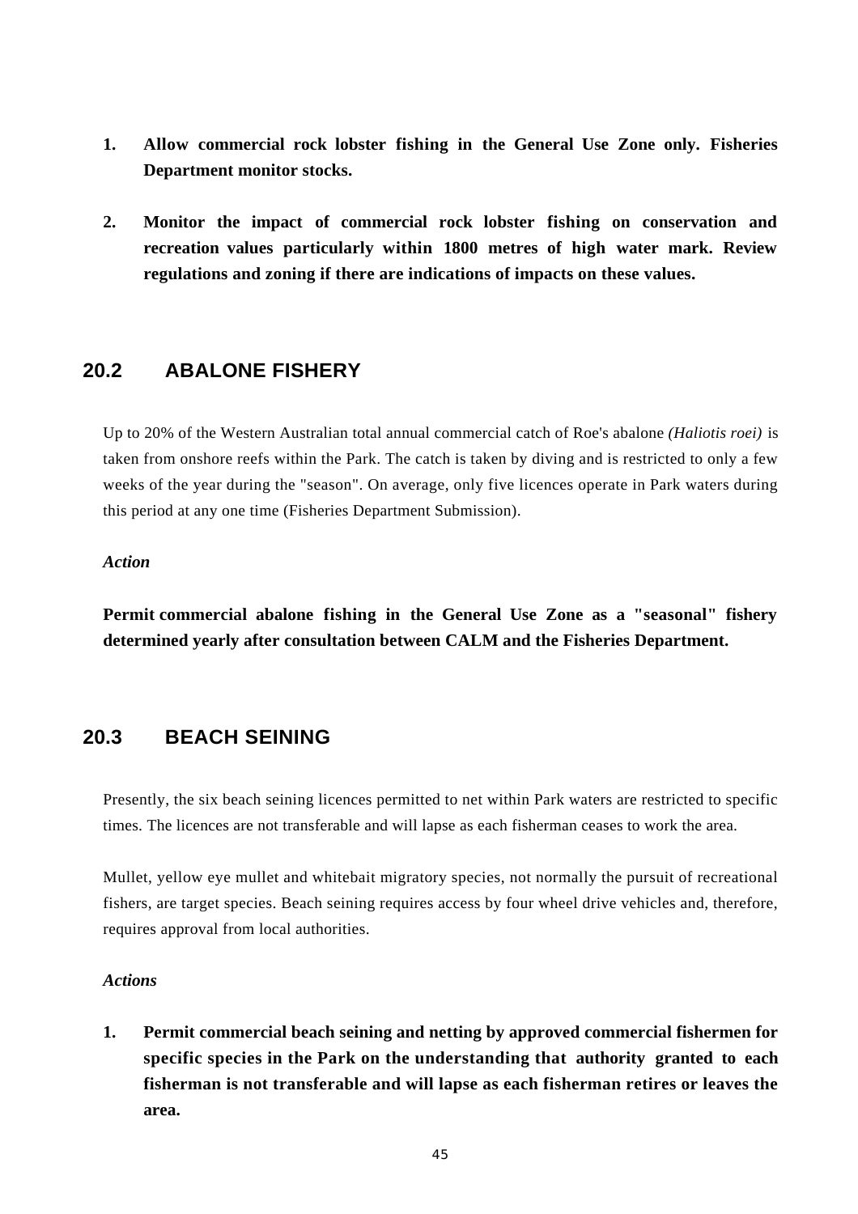1. **Allow commercial rock lobster fishing in the General Use Zone only. Fisheries Department monitor stocks.**

2. **Monitor the impact of commercial rock lobster fishing on conservation and recreation values particularly within 1800 metres of high water mark. Review regulations and zoning if there are indications of impacts on these values.**

## 20.2 ABALONE FISHERY

Up to 20% of the Western Australian total annual commercial catch of Roe's abalone *(Haliotis roei)* is taken from onshore reefs within the Park. The catch is taken by diving and is restricted to only a few weeks of the year during the "season". On average, only five licences operate in Park waters during this period at any one time (Fisheries Department Submission).

*Action*

**Permit commercial abalone fishing in the General Use Zone as a "seasonal" fishery determined yearly after consultation between CALM and the Fisheries Department.**

## 20.3 BEACH SEINING

Presently, the six beach seining licences permitted to net within Park waters are restricted to specific times. The licences are not transferable and will lapse as each fisherman ceases to work the area.

Mullet, yellow eye mullet and whitebait migratory species, not normally the pursuit of recreational fishers, are target species. Beach seining requires access by four wheel drive vehicles and, therefore, requires approval from local authorities.

*Actions*

1. **Permit commercial beach seining and netting by approved commercial fishermen for specific species in the Park on the understanding that authority granted to each fisherman is not transferable and will lapse as each fisherman retires or leaves the area.**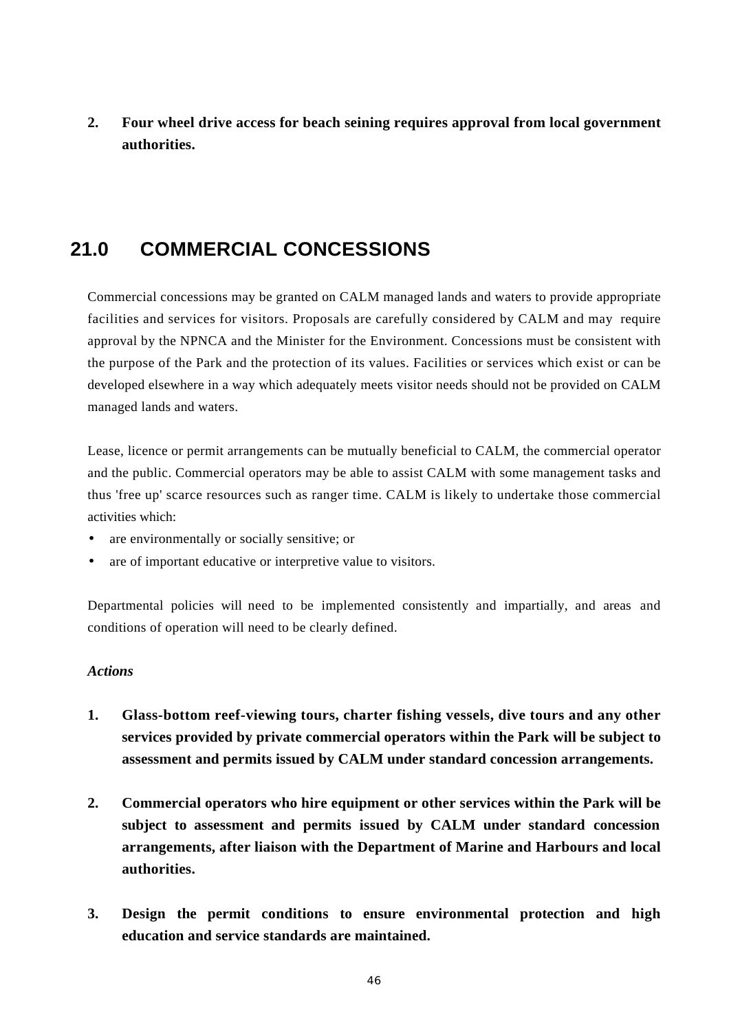2. **Four wheel drive access for beach seining requires approval from local government authorities.**

## 21.0 COMMERCIAL CONCESSIONS

Commercial concessions may be granted on CALM managed lands and waters to provide appropriate facilities and services for visitors. Proposals are carefully considered by CALM and may require approval by the NPNCA and the Minister for the Environment. Concessions must be consistent with the purpose of the Park and the protection of its values. Facilities or services which exist or can be developed elsewhere in a way which adequately meets visitor needs should not be provided on CALM managed lands and waters.

Lease, licence or permit arrangements can be mutually beneficial to CALM, the commercial operator and the public. Commercial operators may be able to assist CALM with some management tasks and thus 'free up' scarce resources such as ranger time. CALM is likely to undertake those commercial activities which:

- are environmentally or socially sensitive; or
- are of important educative or interpretive value to visitors.

Departmental policies will need to be implemented consistently and impartially, and areas and conditions of operation will need to be clearly defined.

***Actions***

1. **Glass-bottom reef-viewing tours, charter fishing vessels, dive tours and any other services provided by private commercial operators within the Park will be subject to assessment and permits issued by CALM under standard concession arrangements.**

2. **Commercial operators who hire equipment or other services within the Park will be subject to assessment and permits issued by CALM under standard concession arrangements, after liaison with the Department of Marine and Harbours and local authorities.**

3. **Design the permit conditions to ensure environmental protection and high education and service standards are maintained.**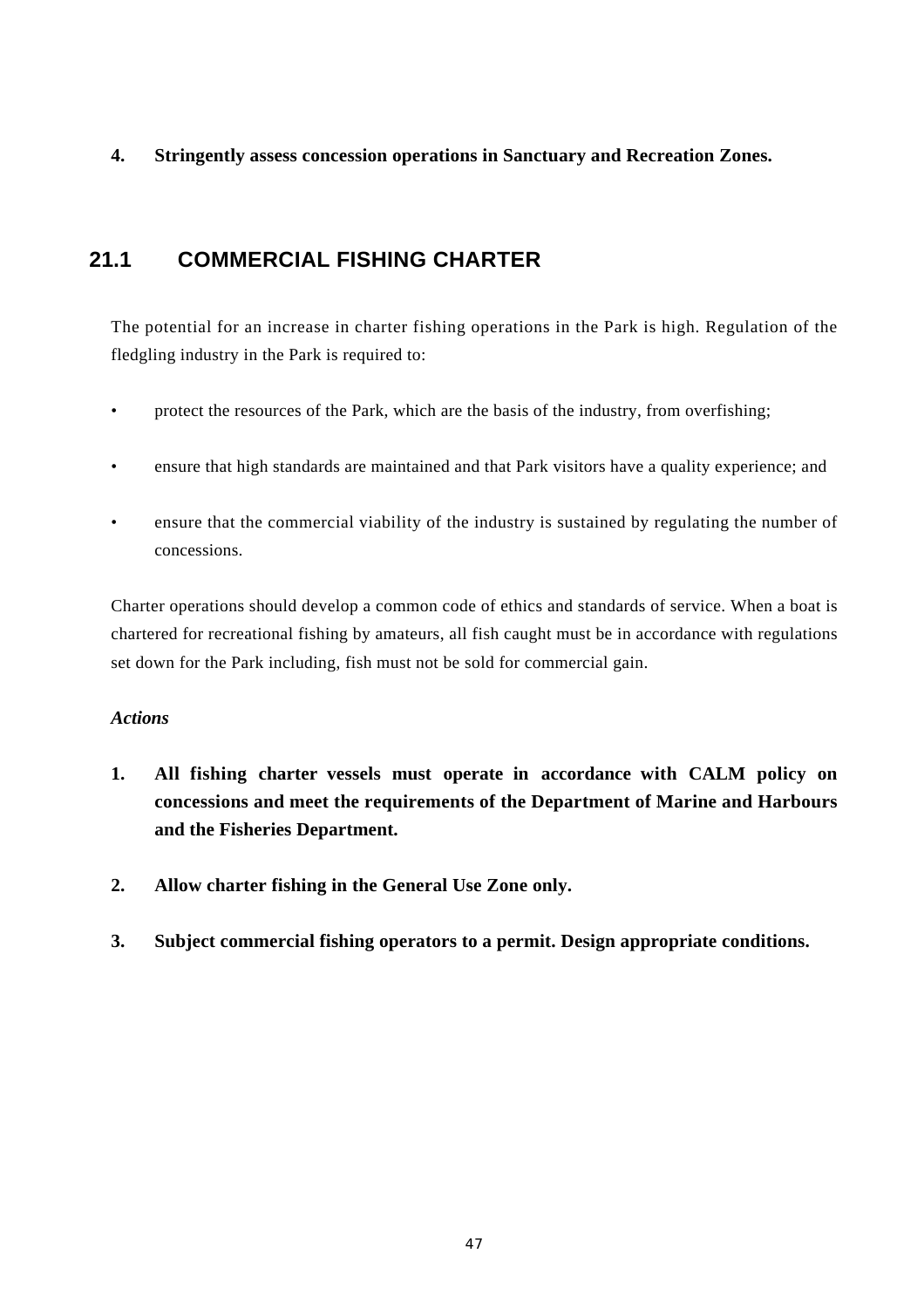**4. Stringently assess concession operations in Sanctuary and Recreation Zones.**

## 21.1 COMMERCIAL FISHING CHARTER

The potential for an increase in charter fishing operations in the Park is high. Regulation of the fledgling industry in the Park is required to:

- protect the resources of the Park, which are the basis of the industry, from overfishing;
- ensure that high standards are maintained and that Park visitors have a quality experience; and
- ensure that the commercial viability of the industry is sustained by regulating the number of concessions.

Charter operations should develop a common code of ethics and standards of service. When a boat is chartered for recreational fishing by amateurs, all fish caught must be in accordance with regulations set down for the Park including, fish must not be sold for commercial gain.

*Actions*

1. **All fishing charter vessels must operate in accordance with CALM policy on concessions and meet the requirements of the Department of Marine and Harbours and the Fisheries Department.**
2. **Allow charter fishing in the General Use Zone only.**
3. **Subject commercial fishing operators to a permit. Design appropriate conditions.**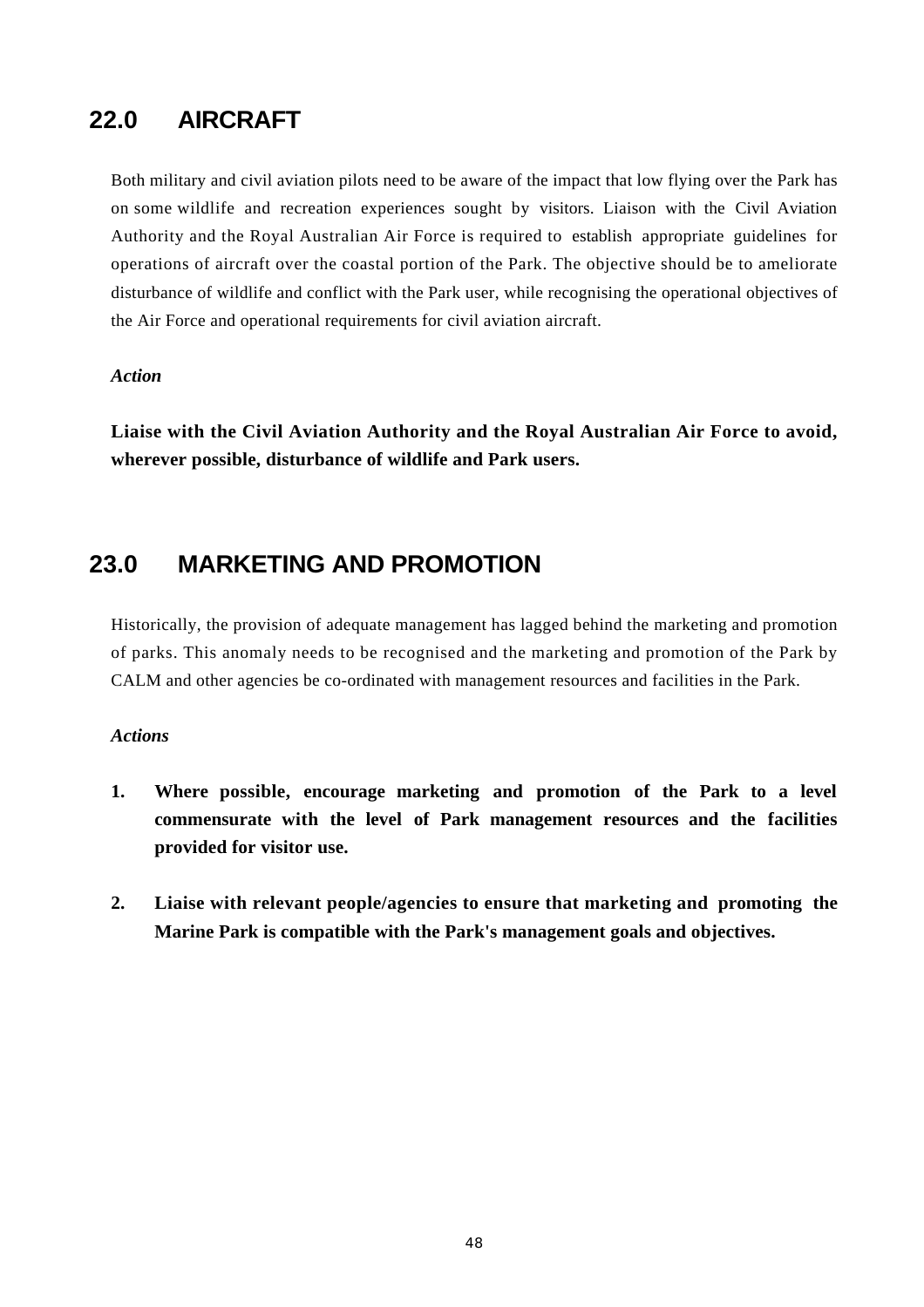## 22.0 AIRCRAFT

Both military and civil aviation pilots need to be aware of the impact that low flying over the Park has on some wildlife and recreation experiences sought by visitors. Liaison with the Civil Aviation Authority and the Royal Australian Air Force is required to establish appropriate guidelines for operations of aircraft over the coastal portion of the Park. The objective should be to ameliorate disturbance of wildlife and conflict with the Park user, while recognising the operational objectives of the Air Force and operational requirements for civil aviation aircraft.

***Action***

**Liaise with the Civil Aviation Authority and the Royal Australian Air Force to avoid, wherever possible, disturbance of wildlife and Park users.**

## 23.0 MARKETING AND PROMOTION

Historically, the provision of adequate management has lagged behind the marketing and promotion of parks. This anomaly needs to be recognised and the marketing and promotion of the Park by CALM and other agencies be co-ordinated with management resources and facilities in the Park.

***Actions***

1. **Where possible, encourage marketing and promotion of the Park to a level commensurate with the level of Park management resources and the facilities provided for visitor use.**

2. **Liaise with relevant people/agencies to ensure that marketing and promoting the Marine Park is compatible with the Park's management goals and objectives.**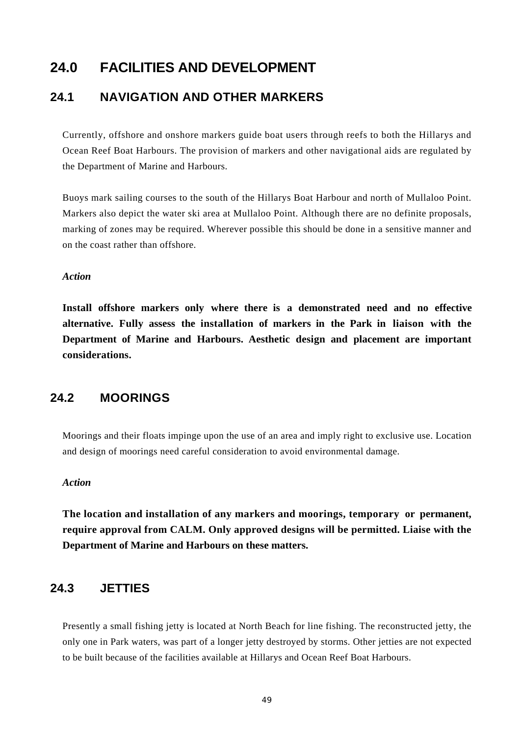# 24.0 FACILITIES AND DEVELOPMENT

## 24.1 NAVIGATION AND OTHER MARKERS

Currently, offshore and onshore markers guide boat users through reefs to both the Hillarys and Ocean Reef Boat Harbours. The provision of markers and other navigational aids are regulated by the Department of Marine and Harbours.

Buoys mark sailing courses to the south of the Hillarys Boat Harbour and north of Mullaloo Point. Markers also depict the water ski area at Mullaloo Point. Although there are no definite proposals, marking of zones may be required. Wherever possible this should be done in a sensitive manner and on the coast rather than offshore.

***Action***

**Install offshore markers only where there is a demonstrated need and no effective alternative. Fully assess the installation of markers in the Park in liaison with the Department of Marine and Harbours. Aesthetic design and placement are important considerations.**

## 24.2 MOORINGS

Moorings and their floats impinge upon the use of an area and imply right to exclusive use. Location and design of moorings need careful consideration to avoid environmental damage.

***Action***

**The location and installation of any markers and moorings, temporary or permanent, require approval from CALM. Only approved designs will be permitted. Liaise with the Department of Marine and Harbours on these matters.**

## 24.3 JETTIES

Presently a small fishing jetty is located at North Beach for line fishing. The reconstructed jetty, the only one in Park waters, was part of a longer jetty destroyed by storms. Other jetties are not expected to be built because of the facilities available at Hillarys and Ocean Reef Boat Harbours.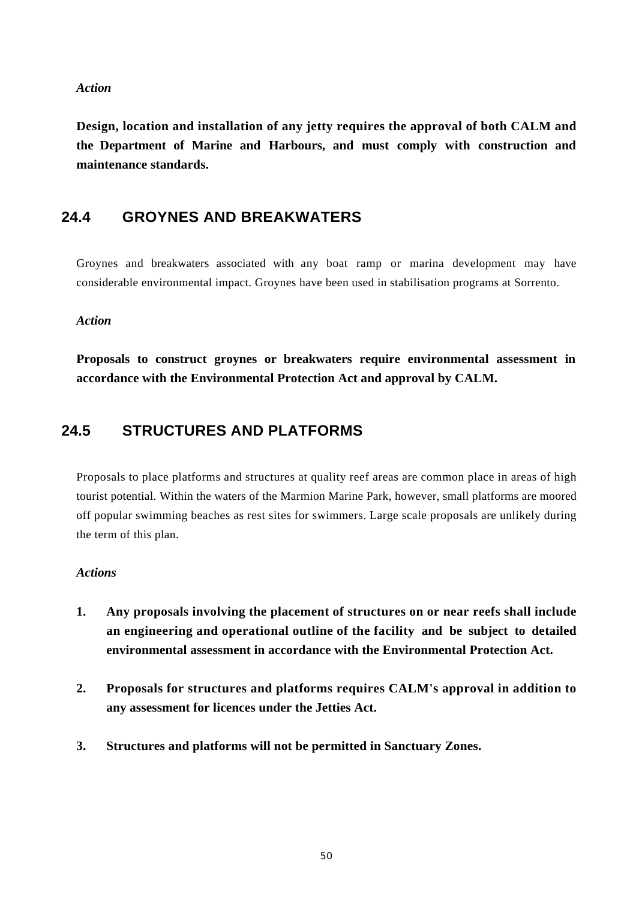*Action*

**Design, location and installation of any jetty requires the approval of both CALM and the Department of Marine and Harbours, and must comply with construction and maintenance standards.**

## 24.4 GROYNES AND BREAKWATERS

Groynes and breakwaters associated with any boat ramp or marina development may have considerable environmental impact. Groynes have been used in stabilisation programs at Sorrento.

*Action*

**Proposals to construct groynes or breakwaters require environmental assessment in accordance with the Environmental Protection Act and approval by CALM.**

## 24.5 STRUCTURES AND PLATFORMS

Proposals to place platforms and structures at quality reef areas are common place in areas of high tourist potential. Within the waters of the Marmion Marine Park, however, small platforms are moored off popular swimming beaches as rest sites for swimmers. Large scale proposals are unlikely during the term of this plan.

*Actions*

1. **Any proposals involving the placement of structures on or near reefs shall include an engineering and operational outline of the facility and be subject to detailed environmental assessment in accordance with the Environmental Protection Act.**

2. **Proposals for structures and platforms requires CALM's approval in addition to any assessment for licences under the Jetties Act.**

3. **Structures and platforms will not be permitted in Sanctuary Zones.**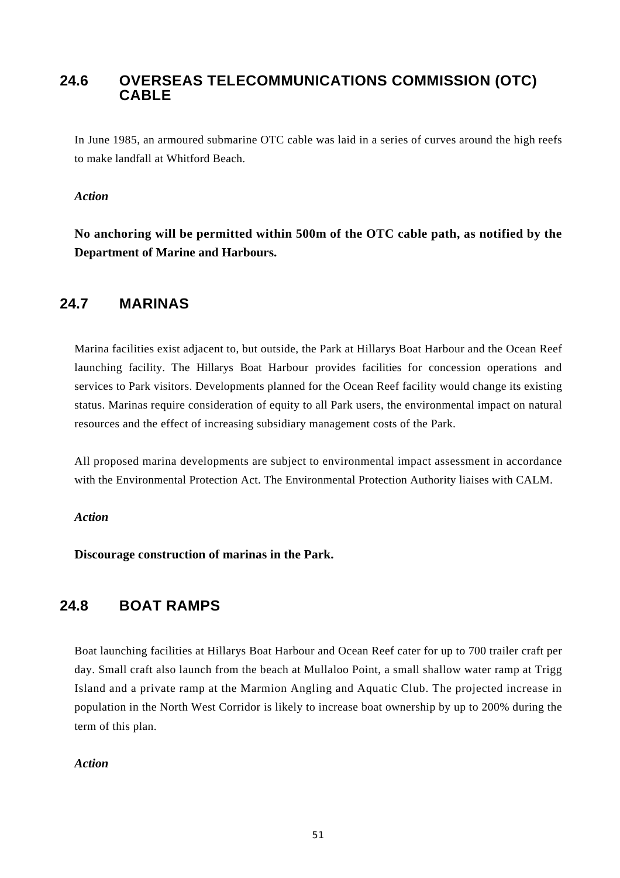## 24.6 OVERSEAS TELECOMMUNICATIONS COMMISSION (OTC) CABLE

In June 1985, an armoured submarine OTC cable was laid in a series of curves around the high reefs to make landfall at Whitford Beach.

*Action*

**No anchoring will be permitted within 500m of the OTC cable path, as notified by the Department of Marine and Harbours.**

## 24.7 MARINAS

Marina facilities exist adjacent to, but outside, the Park at Hillarys Boat Harbour and the Ocean Reef launching facility. The Hillarys Boat Harbour provides facilities for concession operations and services to Park visitors. Developments planned for the Ocean Reef facility would change its existing status. Marinas require consideration of equity to all Park users, the environmental impact on natural resources and the effect of increasing subsidiary management costs of the Park.

All proposed marina developments are subject to environmental impact assessment in accordance with the Environmental Protection Act. The Environmental Protection Authority liaises with CALM.

*Action*

**Discourage construction of marinas in the Park.**

## 24.8 BOAT RAMPS

Boat launching facilities at Hillarys Boat Harbour and Ocean Reef cater for up to 700 trailer craft per day. Small craft also launch from the beach at Mullaloo Point, a small shallow water ramp at Trigg Island and a private ramp at the Marmion Angling and Aquatic Club. The projected increase in population in the North West Corridor is likely to increase boat ownership by up to 200% during the term of this plan.

*Action*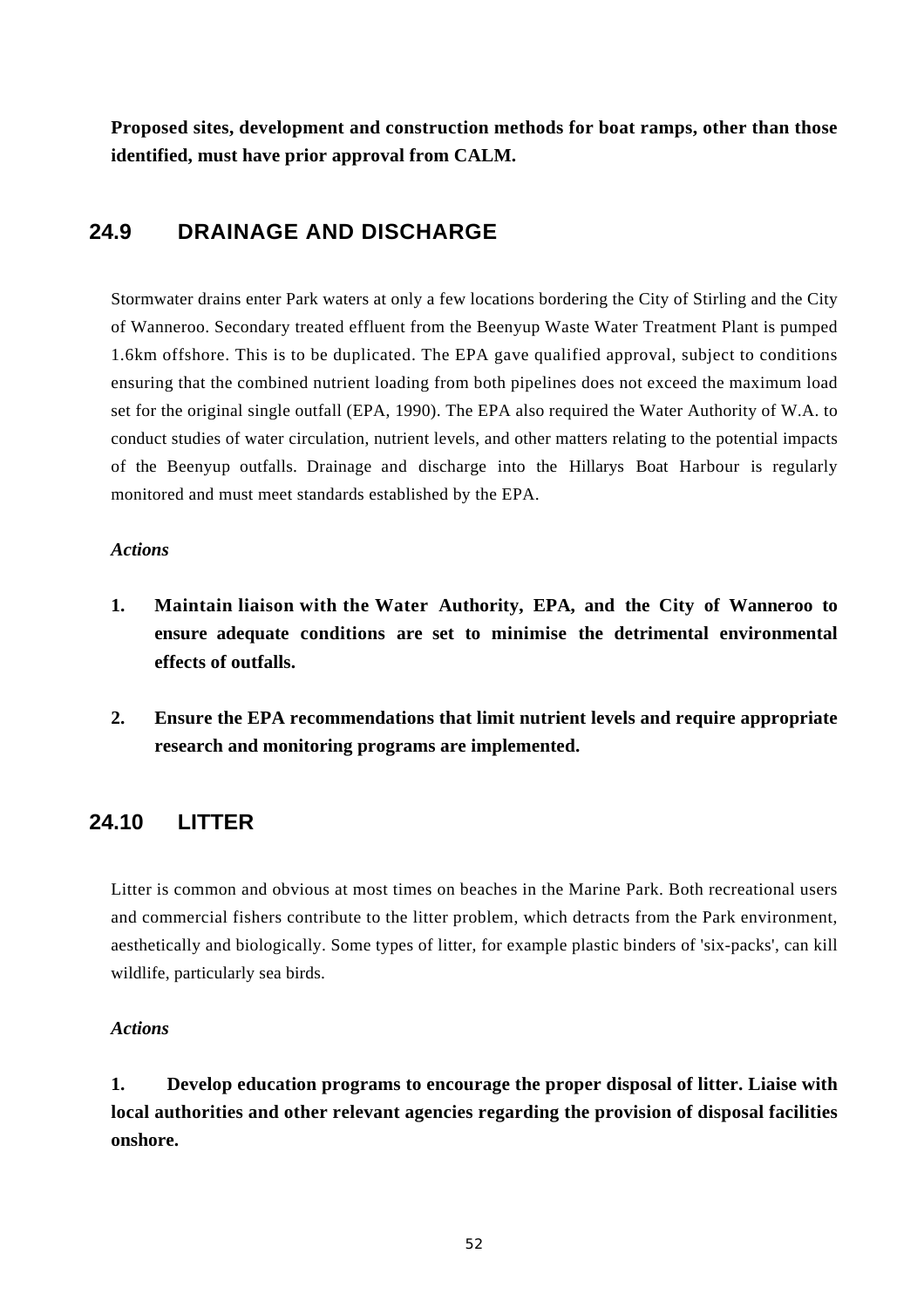**Proposed sites, development and construction methods for boat ramps, other than those identified, must have prior approval from CALM.**

## 24.9 DRAINAGE AND DISCHARGE

Stormwater drains enter Park waters at only a few locations bordering the City of Stirling and the City of Wanneroo. Secondary treated effluent from the Beenyup Waste Water Treatment Plant is pumped 1.6km offshore. This is to be duplicated. The EPA gave qualified approval, subject to conditions ensuring that the combined nutrient loading from both pipelines does not exceed the maximum load set for the original single outfall (EPA, 1990). The EPA also required the Water Authority of W.A. to conduct studies of water circulation, nutrient levels, and other matters relating to the potential impacts of the Beenyup outfalls. Drainage and discharge into the Hillarys Boat Harbour is regularly monitored and must meet standards established by the EPA.

*Actions*

1. **Maintain liaison with the Water Authority, EPA, and the City of Wanneroo to ensure adequate conditions are set to minimise the detrimental environmental effects of outfalls.**

2. **Ensure the EPA recommendations that limit nutrient levels and require appropriate research and monitoring programs are implemented.**

## 24.10 LITTER

Litter is common and obvious at most times on beaches in the Marine Park. Both recreational users and commercial fishers contribute to the litter problem, which detracts from the Park environment, aesthetically and biologically. Some types of litter, for example plastic binders of 'six-packs', can kill wildlife, particularly sea birds.

*Actions*

1. **Develop education programs to encourage the proper disposal of litter. Liaise with local authorities and other relevant agencies regarding the provision of disposal facilities onshore.**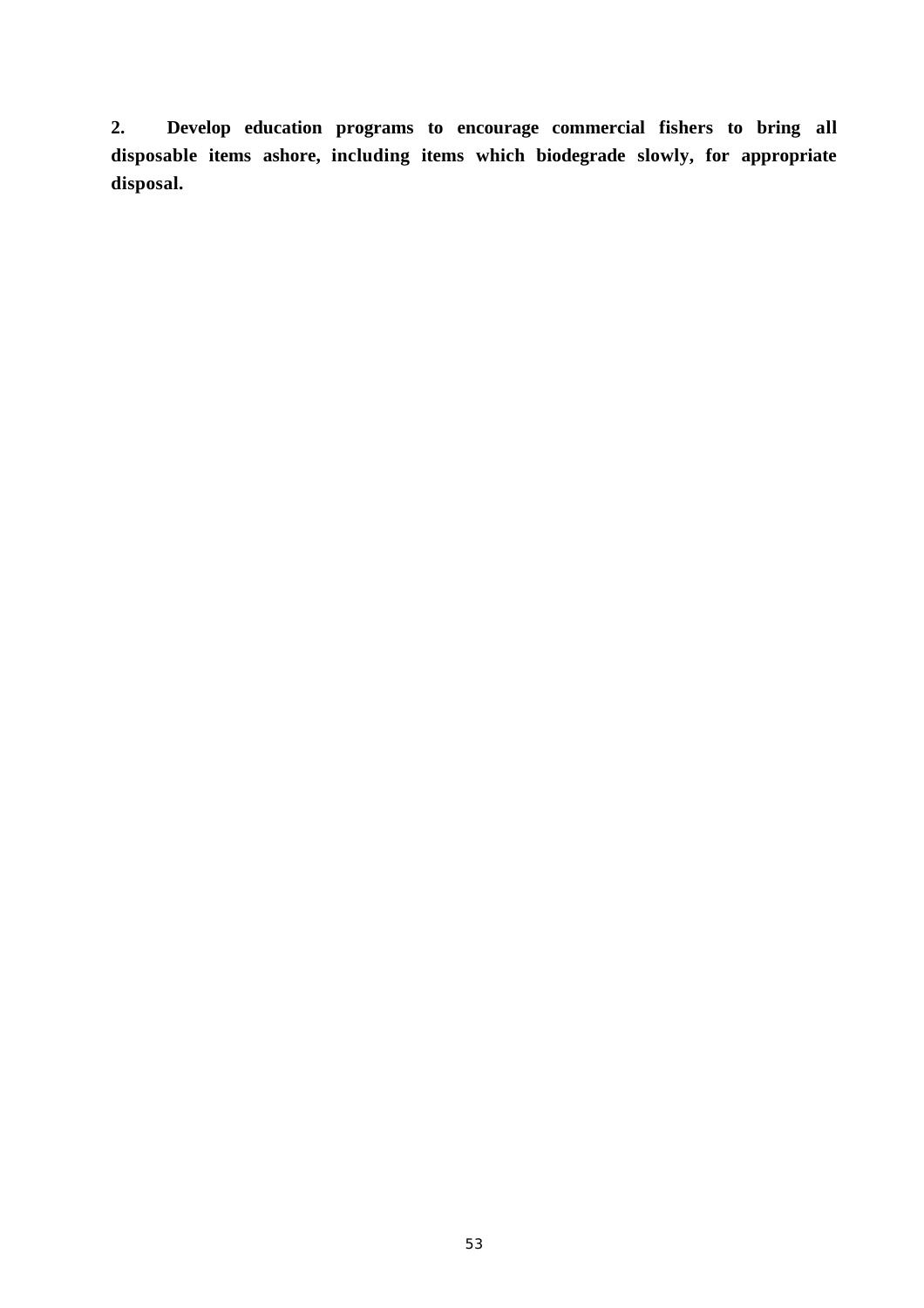**2. Develop education programs to encourage commercial fishers to bring all disposable items ashore, including items which biodegrade slowly, for appropriate disposal.**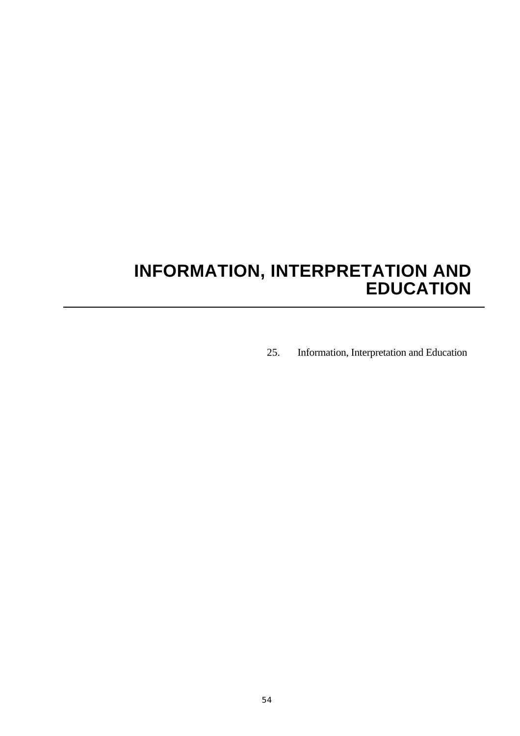# INFORMATION, INTERPRETATION AND EDUCATION

25. Information, Interpretation and Education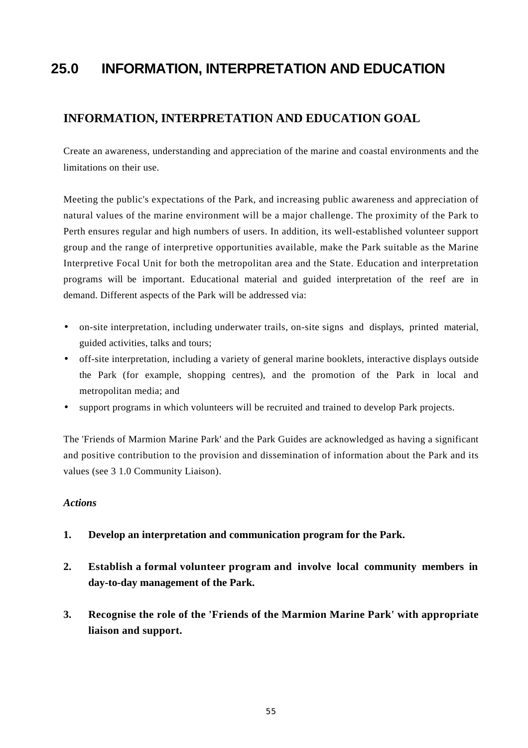# 25.0 INFORMATION, INTERPRETATION AND EDUCATION

## INFORMATION, INTERPRETATION AND EDUCATION GOAL

Create an awareness, understanding and appreciation of the marine and coastal environments and the limitations on their use.

Meeting the public's expectations of the Park, and increasing public awareness and appreciation of natural values of the marine environment will be a major challenge. The proximity of the Park to Perth ensures regular and high numbers of users. In addition, its well-established volunteer support group and the range of interpretive opportunities available, make the Park suitable as the Marine Interpretive Focal Unit for both the metropolitan area and the State. Education and interpretation programs will be important. Educational material and guided interpretation of the reef are in demand. Different aspects of the Park will be addressed via:

- on-site interpretation, including underwater trails, on-site signs and displays, printed material, guided activities, talks and tours;
- off-site interpretation, including a variety of general marine booklets, interactive displays outside the Park (for example, shopping centres), and the promotion of the Park in local and metropolitan media; and
- support programs in which volunteers will be recruited and trained to develop Park projects.

The 'Friends of Marmion Marine Park' and the Park Guides are acknowledged as having a significant and positive contribution to the provision and dissemination of information about the Park and its values (see 3 1.0 Community Liaison).

*Actions*

1. **Develop an interpretation and communication program for the Park.**

2. **Establish a formal volunteer program and involve local community members in day-to-day management of the Park.**

3. **Recognise the role of the 'Friends of the Marmion Marine Park' with appropriate liaison and support.**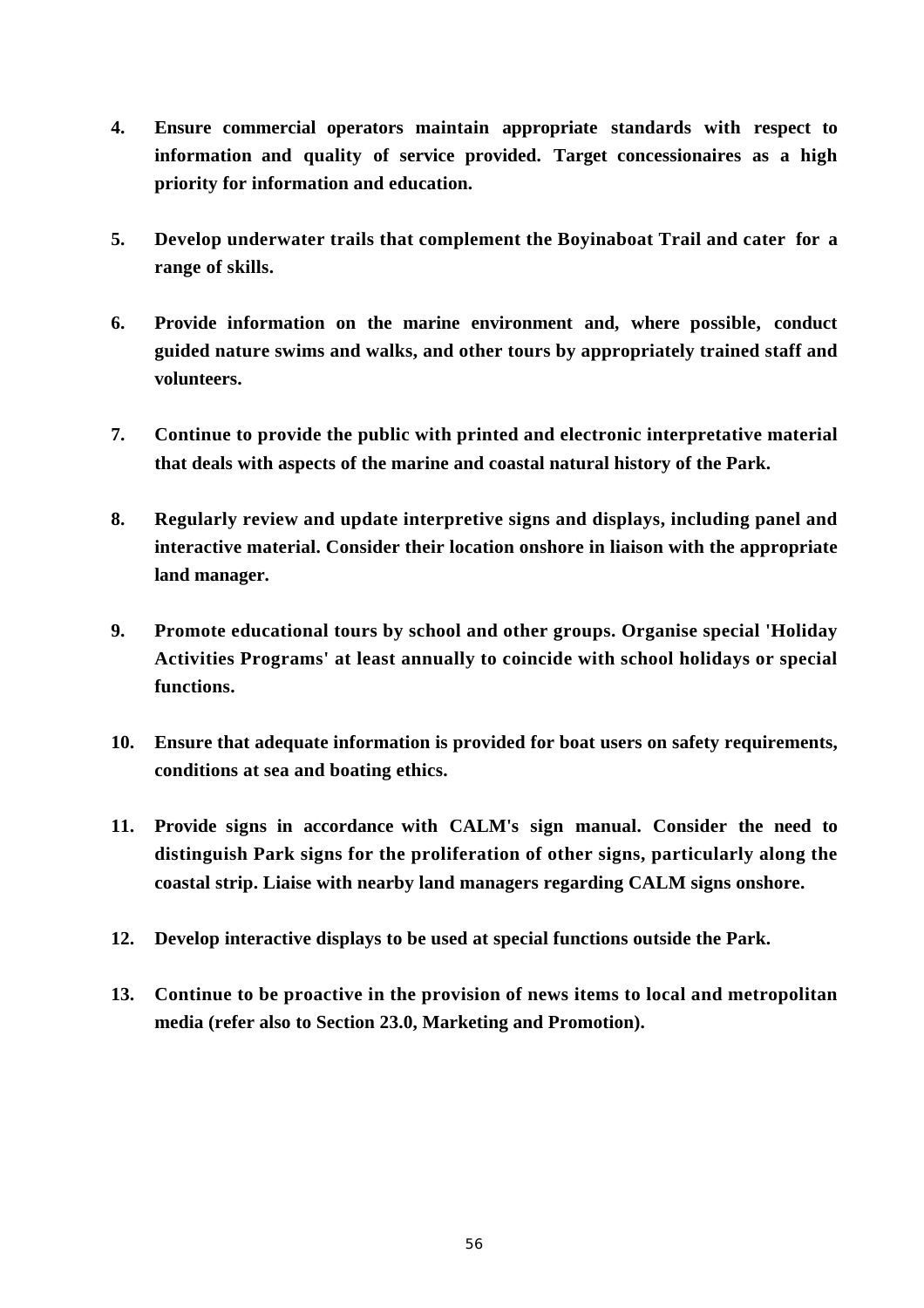4. **Ensure commercial operators maintain appropriate standards with respect to information and quality of service provided. Target concessionaires as a high priority for information and education.**

5. **Develop underwater trails that complement the Boyinaboat Trail and cater for a range of skills.**

6. **Provide information on the marine environment and, where possible, conduct guided nature swims and walks, and other tours by appropriately trained staff and volunteers.**

7. **Continue to provide the public with printed and electronic interpretative material that deals with aspects of the marine and coastal natural history of the Park.**

8. **Regularly review and update interpretive signs and displays, including panel and interactive material. Consider their location onshore in liaison with the appropriate land manager.**

9. **Promote educational tours by school and other groups. Organise special 'Holiday Activities Programs' at least annually to coincide with school holidays or special functions.**

10. **Ensure that adequate information is provided for boat users on safety requirements, conditions at sea and boating ethics.**

11. **Provide signs in accordance with CALM's sign manual. Consider the need to distinguish Park signs for the proliferation of other signs, particularly along the coastal strip. Liaise with nearby land managers regarding CALM signs onshore.**

12. **Develop interactive displays to be used at special functions outside the Park.**

13. **Continue to be proactive in the provision of news items to local and metropolitan media (refer also to Section 23.0, Marketing and Promotion).**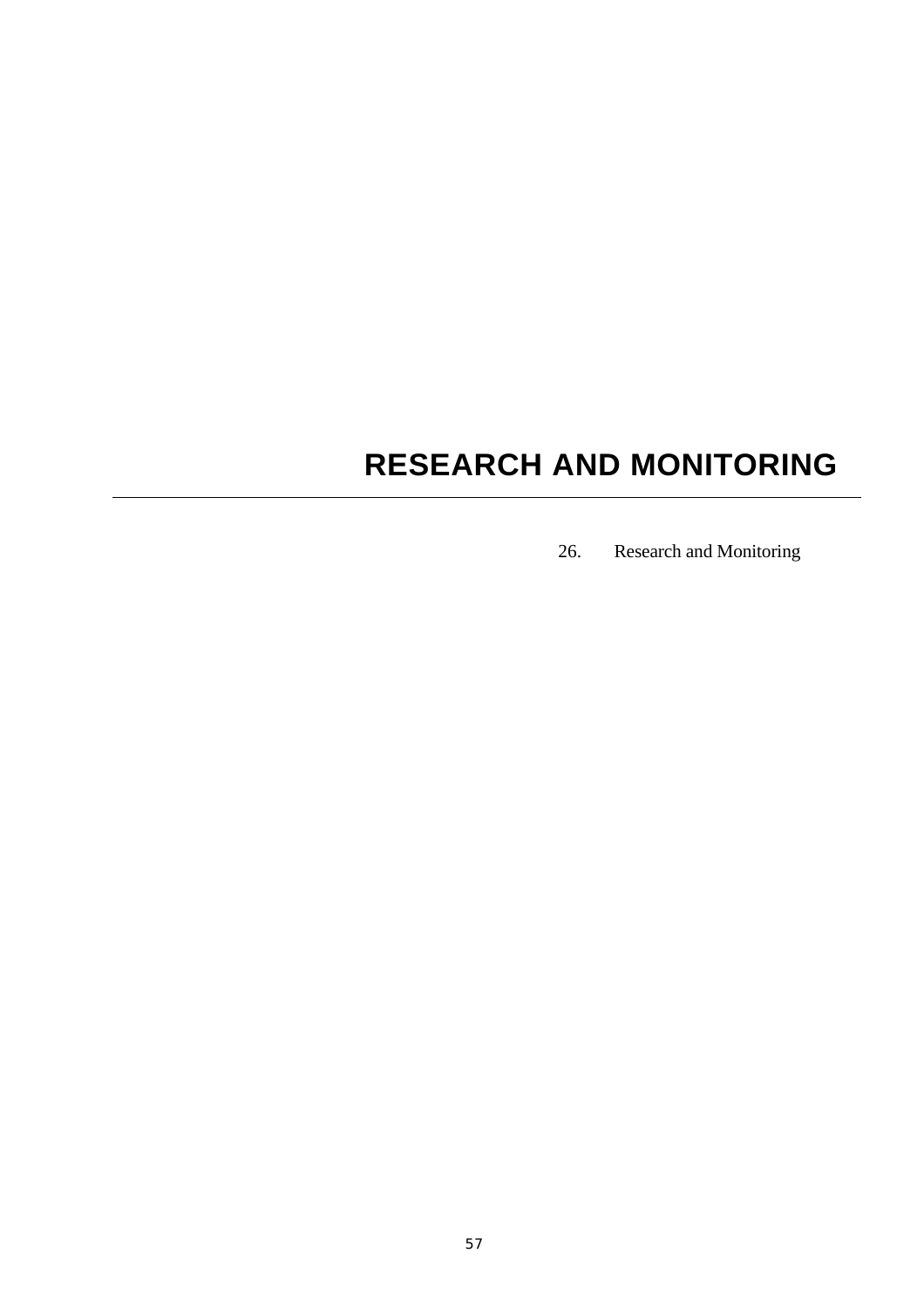# RESEARCH AND MONITORING

26. Research and Monitoring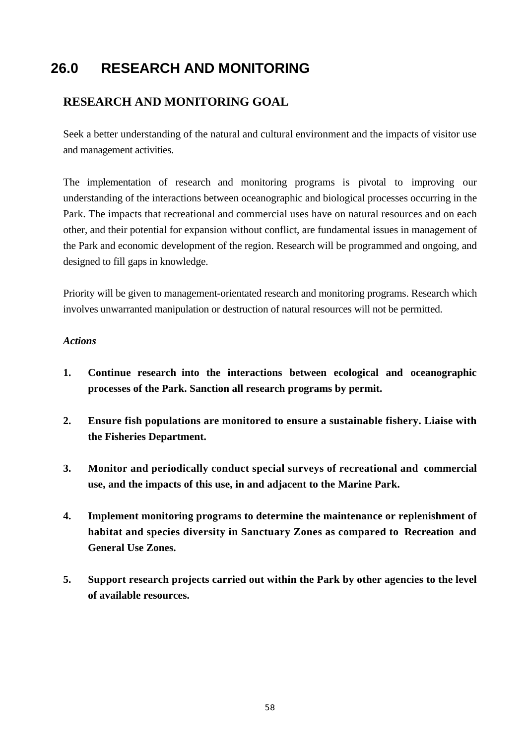# 26.0 RESEARCH AND MONITORING

## RESEARCH AND MONITORING GOAL

Seek a better understanding of the natural and cultural environment and the impacts of visitor use and management activities.

The implementation of research and monitoring programs is pivotal to improving our understanding of the interactions between oceanographic and biological processes occurring in the Park. The impacts that recreational and commercial uses have on natural resources and on each other, and their potential for expansion without conflict, are fundamental issues in management of the Park and economic development of the region. Research will be programmed and ongoing, and designed to fill gaps in knowledge.

Priority will be given to management-orientated research and monitoring programs. Research which involves unwarranted manipulation or destruction of natural resources will not be permitted.

*Actions*

1. **Continue research into the interactions between ecological and oceanographic processes of the Park. Sanction all research programs by permit.**

2. **Ensure fish populations are monitored to ensure a sustainable fishery. Liaise with the Fisheries Department.**

3. **Monitor and periodically conduct special surveys of recreational and commercial use, and the impacts of this use, in and adjacent to the Marine Park.**

4. **Implement monitoring programs to determine the maintenance or replenishment of habitat and species diversity in Sanctuary Zones as compared to Recreation and General Use Zones.**

5. **Support research projects carried out within the Park by other agencies to the level of available resources.**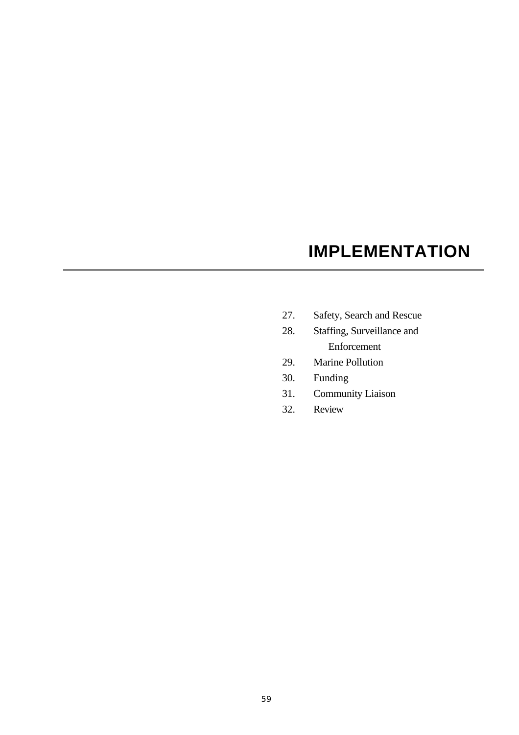# IMPLEMENTATION

---

27. Safety, Search and Rescue
28. Staffing, Surveillance and Enforcement
29. Marine Pollution
30. Funding
31. Community Liaison
32. Review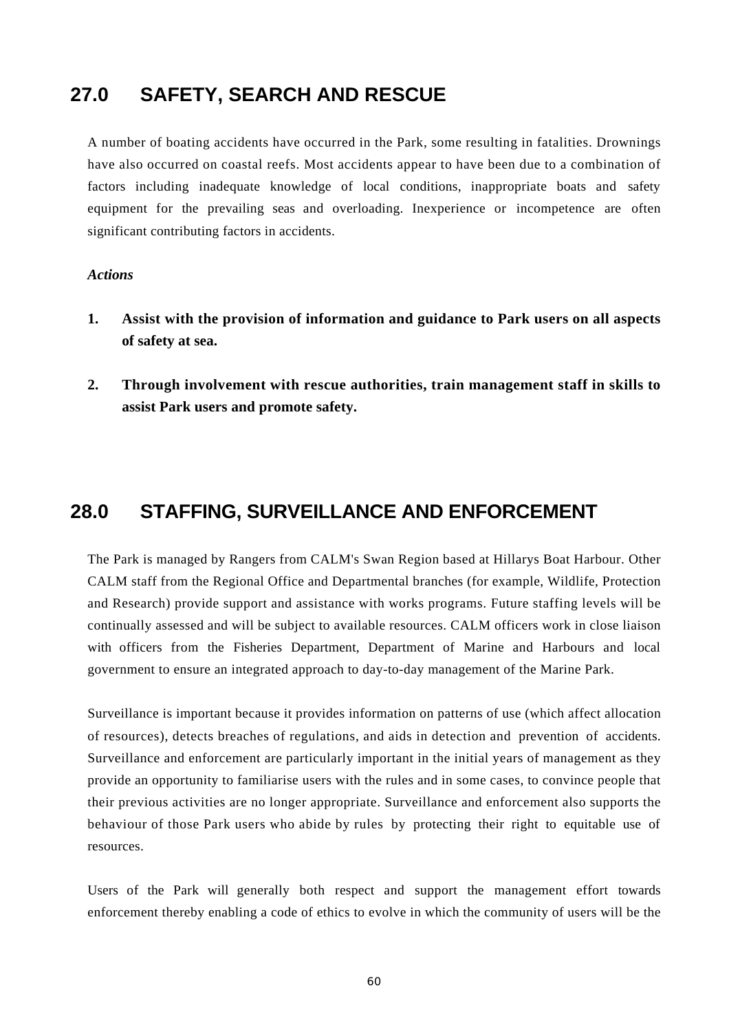## 27.0 SAFETY, SEARCH AND RESCUE

A number of boating accidents have occurred in the Park, some resulting in fatalities. Drownings have also occurred on coastal reefs. Most accidents appear to have been due to a combination of factors including inadequate knowledge of local conditions, inappropriate boats and safety equipment for the prevailing seas and overloading. Inexperience or incompetence are often significant contributing factors in accidents.

***Actions***

1. **Assist with the provision of information and guidance to Park users on all aspects of safety at sea.**

2. **Through involvement with rescue authorities, train management staff in skills to assist Park users and promote safety.**

## 28.0 STAFFING, SURVEILLANCE AND ENFORCEMENT

The Park is managed by Rangers from CALM's Swan Region based at Hillarys Boat Harbour. Other CALM staff from the Regional Office and Departmental branches (for example, Wildlife, Protection and Research) provide support and assistance with works programs. Future staffing levels will be continually assessed and will be subject to available resources. CALM officers work in close liaison with officers from the Fisheries Department, Department of Marine and Harbours and local government to ensure an integrated approach to day-to-day management of the Marine Park.

Surveillance is important because it provides information on patterns of use (which affect allocation of resources), detects breaches of regulations, and aids in detection and prevention of accidents. Surveillance and enforcement are particularly important in the initial years of management as they provide an opportunity to familiarise users with the rules and in some cases, to convince people that their previous activities are no longer appropriate. Surveillance and enforcement also supports the behaviour of those Park users who abide by rules by protecting their right to equitable use of resources.

Users of the Park will generally both respect and support the management effort towards enforcement thereby enabling a code of ethics to evolve in which the community of users will be the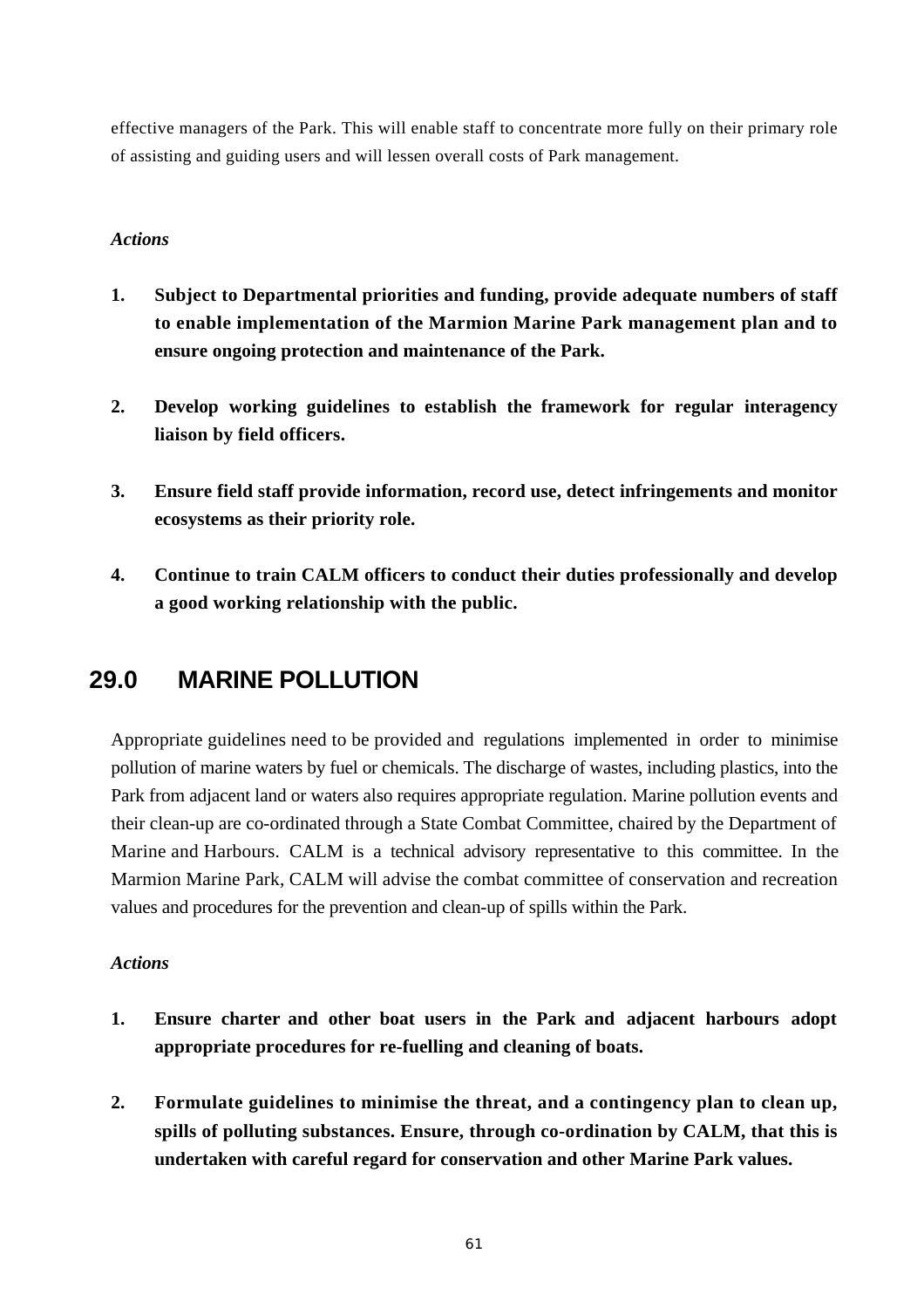effective managers of the Park. This will enable staff to concentrate more fully on their primary role of assisting and guiding users and will lessen overall costs of Park management.

*Actions*

1. **Subject to Departmental priorities and funding, provide adequate numbers of staff to enable implementation of the Marmion Marine Park management plan and to ensure ongoing protection and maintenance of the Park.**

2. **Develop working guidelines to establish the framework for regular interagency liaison by field officers.**

3. **Ensure field staff provide information, record use, detect infringements and monitor ecosystems as their priority role.**

4. **Continue to train CALM officers to conduct their duties professionally and develop a good working relationship with the public.**

## 29.0 MARINE POLLUTION

Appropriate guidelines need to be provided and regulations implemented in order to minimise pollution of marine waters by fuel or chemicals. The discharge of wastes, including plastics, into the Park from adjacent land or waters also requires appropriate regulation. Marine pollution events and their clean-up are co-ordinated through a State Combat Committee, chaired by the Department of Marine and Harbours. CALM is a technical advisory representative to this committee. In the Marmion Marine Park, CALM will advise the combat committee of conservation and recreation values and procedures for the prevention and clean-up of spills within the Park.

*Actions*

1. **Ensure charter and other boat users in the Park and adjacent harbours adopt appropriate procedures for re-fuelling and cleaning of boats.**

2. **Formulate guidelines to minimise the threat, and a contingency plan to clean up, spills of polluting substances. Ensure, through co-ordination by CALM, that this is undertaken with careful regard for conservation and other Marine Park values.**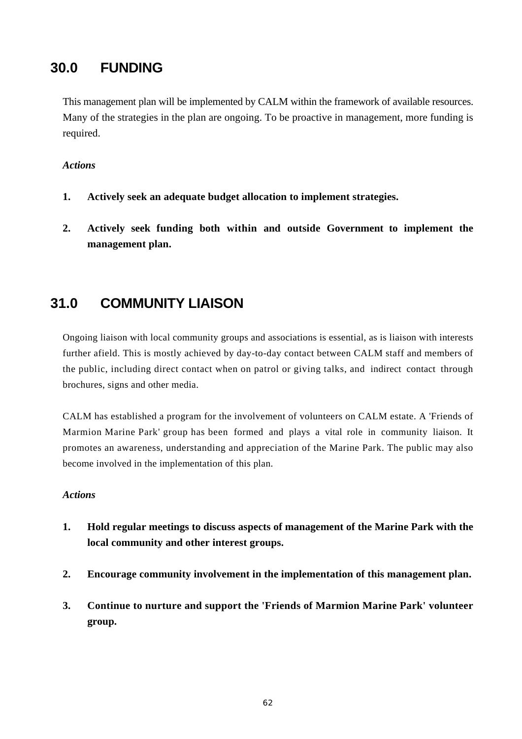## 30.0 FUNDING

This management plan will be implemented by CALM within the framework of available resources. Many of the strategies in the plan are ongoing. To be proactive in management, more funding is required.

*Actions*

1. **Actively seek an adequate budget allocation to implement strategies.**

2. **Actively seek funding both within and outside Government to implement the management plan.**

## 31.0 COMMUNITY LIAISON

Ongoing liaison with local community groups and associations is essential, as is liaison with interests further afield. This is mostly achieved by day-to-day contact between CALM staff and members of the public, including direct contact when on patrol or giving talks, and indirect contact through brochures, signs and other media.

CALM has established a program for the involvement of volunteers on CALM estate. A 'Friends of Marmion Marine Park' group has been formed and plays a vital role in community liaison. It promotes an awareness, understanding and appreciation of the Marine Park. The public may also become involved in the implementation of this plan.

*Actions*

1. **Hold regular meetings to discuss aspects of management of the Marine Park with the local community and other interest groups.**

2. **Encourage community involvement in the implementation of this management plan.**

3. **Continue to nurture and support the 'Friends of Marmion Marine Park' volunteer group.**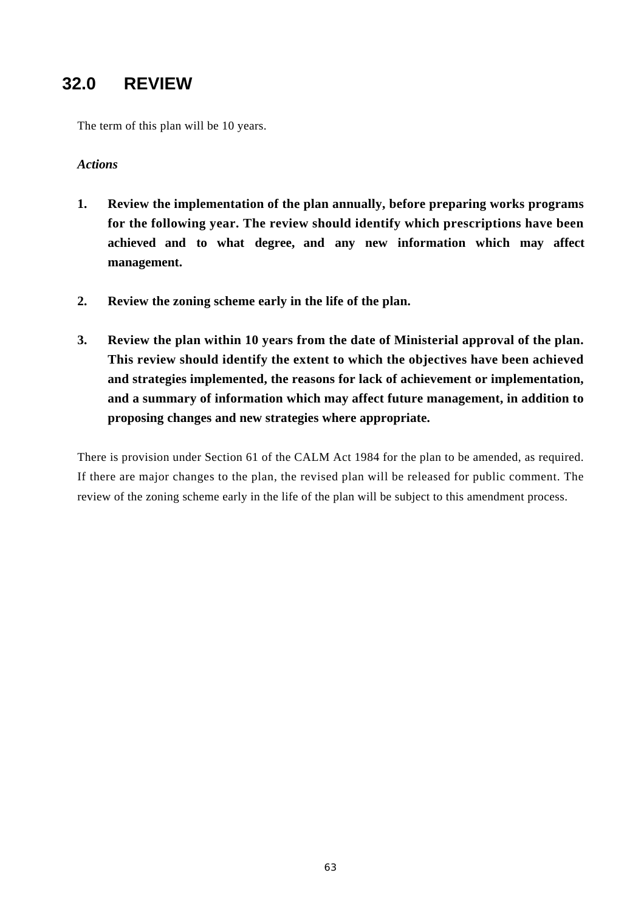# 32.0 REVIEW

The term of this plan will be 10 years.

***Actions***

1. **Review the implementation of the plan annually, before preparing works programs for the following year. The review should identify which prescriptions have been achieved and to what degree, and any new information which may affect management.**

2. **Review the zoning scheme early in the life of the plan.**

3. **Review the plan within 10 years from the date of Ministerial approval of the plan. This review should identify the extent to which the objectives have been achieved and strategies implemented, the reasons for lack of achievement or implementation, and a summary of information which may affect future management, in addition to proposing changes and new strategies where appropriate.**

There is provision under Section 61 of the CALM Act 1984 for the plan to be amended, as required. If there are major changes to the plan, the revised plan will be released for public comment. The review of the zoning scheme early in the life of the plan will be subject to this amendment process.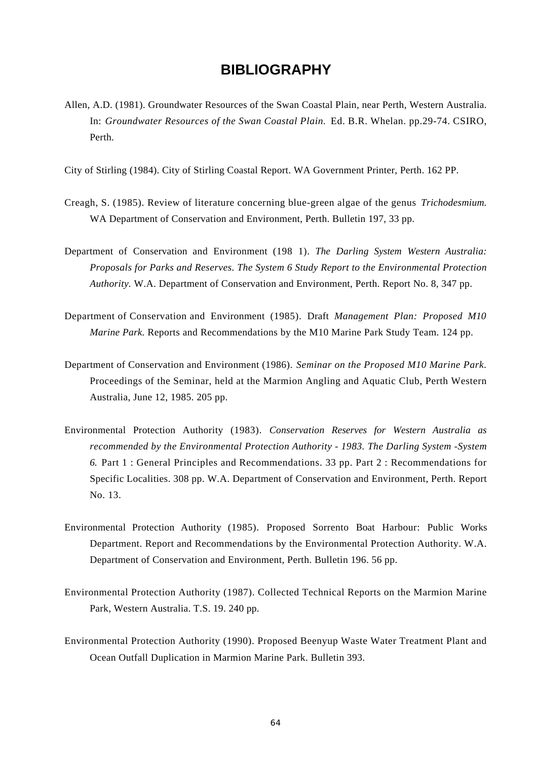# BIBLIOGRAPHY

Allen, A.D. (1981). Groundwater Resources of the Swan Coastal Plain, near Perth, Western Australia. In: *Groundwater Resources of the Swan Coastal Plain.* Ed. B.R. Whelan. pp.29-74. CSIRO, Perth.

City of Stirling (1984). City of Stirling Coastal Report. WA Government Printer, Perth. 162 PP.

Creagh, S. (1985). Review of literature concerning blue-green algae of the genus *Trichodesmium.* WA Department of Conservation and Environment, Perth. Bulletin 197, 33 pp.

Department of Conservation and Environment (198 1). *The Darling System Western Australia: Proposals for Parks and Reserves. The System 6 Study Report to the Environmental Protection Authority.* W.A. Department of Conservation and Environment, Perth. Report No. 8, 347 pp.

Department of Conservation and Environment (1985). Draft *Management Plan: Proposed M10 Marine Park.* Reports and Recommendations by the M10 Marine Park Study Team. 124 pp.

Department of Conservation and Environment (1986). *Seminar on the Proposed M10 Marine Park.* Proceedings of the Seminar, held at the Marmion Angling and Aquatic Club, Perth Western Australia, June 12, 1985. 205 pp.

Environmental Protection Authority (1983). *Conservation Reserves for Western Australia as recommended by the Environmental Protection Authority - 1983. The Darling System -System 6.* Part 1 : General Principles and Recommendations. 33 pp. Part 2 : Recommendations for Specific Localities. 308 pp. W.A. Department of Conservation and Environment, Perth. Report No. 13.

Environmental Protection Authority (1985). Proposed Sorrento Boat Harbour: Public Works Department. Report and Recommendations by the Environmental Protection Authority. W.A. Department of Conservation and Environment, Perth. Bulletin 196. 56 pp.

Environmental Protection Authority (1987). Collected Technical Reports on the Marmion Marine Park, Western Australia. T.S. 19. 240 pp.

Environmental Protection Authority (1990). Proposed Beenyup Waste Water Treatment Plant and Ocean Outfall Duplication in Marmion Marine Park. Bulletin 393.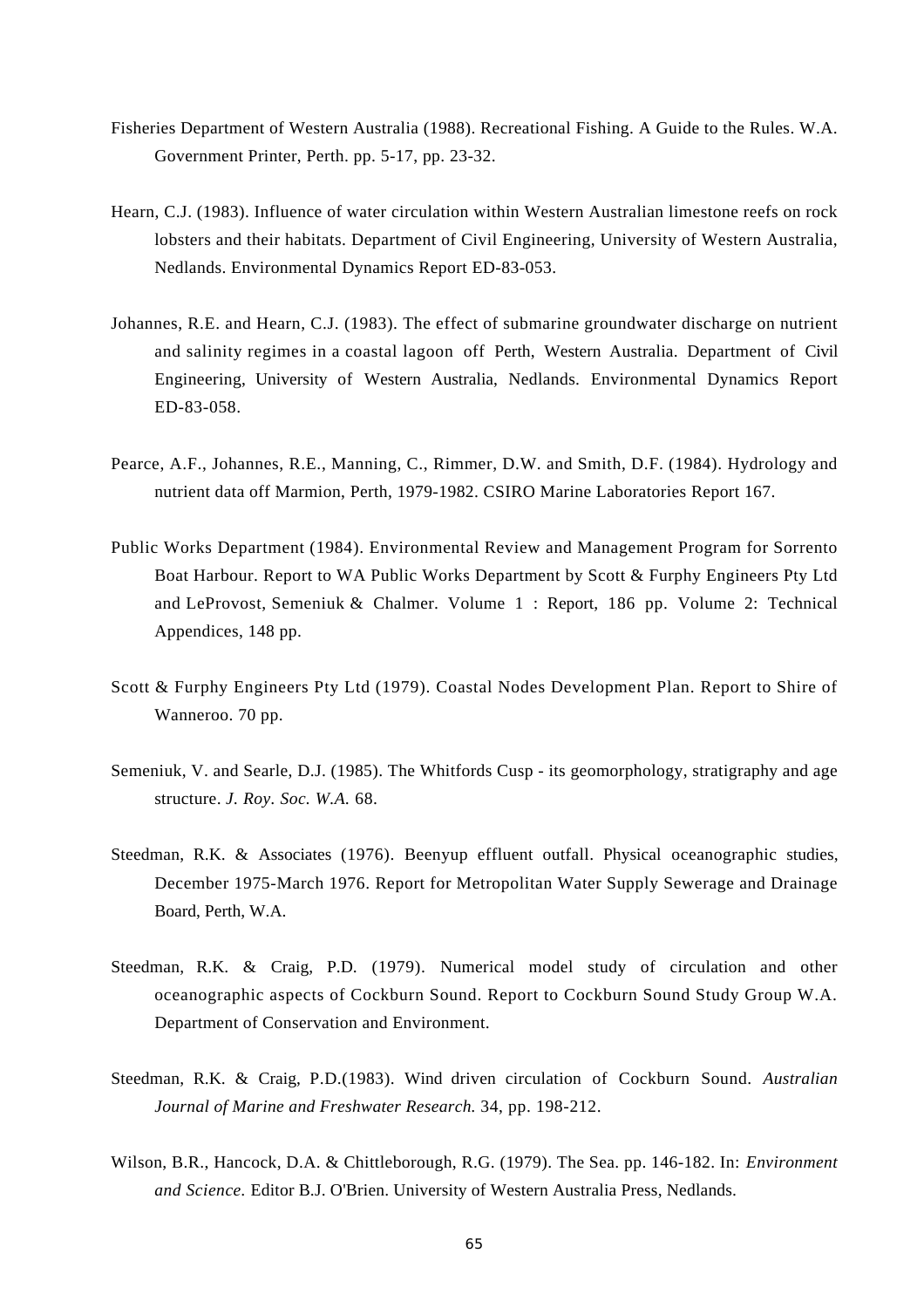Fisheries Department of Western Australia (1988). Recreational Fishing. A Guide to the Rules. W.A. Government Printer, Perth. pp. 5-17, pp. 23-32.

Hearn, C.J. (1983). Influence of water circulation within Western Australian limestone reefs on rock lobsters and their habitats. Department of Civil Engineering, University of Western Australia, Nedlands. Environmental Dynamics Report ED-83-053.

Johannes, R.E. and Hearn, C.J. (1983). The effect of submarine groundwater discharge on nutrient and salinity regimes in a coastal lagoon off Perth, Western Australia. Department of Civil Engineering, University of Western Australia, Nedlands. Environmental Dynamics Report ED-83-058.

Pearce, A.F., Johannes, R.E., Manning, C., Rimmer, D.W. and Smith, D.F. (1984). Hydrology and nutrient data off Marmion, Perth, 1979-1982. CSIRO Marine Laboratories Report 167.

Public Works Department (1984). Environmental Review and Management Program for Sorrento Boat Harbour. Report to WA Public Works Department by Scott & Furphy Engineers Pty Ltd and LeProvost, Semeniuk & Chalmer. Volume 1 : Report, 186 pp. Volume 2: Technical Appendices, 148 pp.

Scott & Furphy Engineers Pty Ltd (1979). Coastal Nodes Development Plan. Report to Shire of Wanneroo. 70 pp.

Semeniuk, V. and Searle, D.J. (1985). The Whitfords Cusp - its geomorphology, stratigraphy and age structure. *J. Roy. Soc. W.A.* 68.

Steedman, R.K. & Associates (1976). Beenyup effluent outfall. Physical oceanographic studies, December 1975-March 1976. Report for Metropolitan Water Supply Sewerage and Drainage Board, Perth, W.A.

Steedman, R.K. & Craig, P.D. (1979). Numerical model study of circulation and other oceanographic aspects of Cockburn Sound. Report to Cockburn Sound Study Group W.A. Department of Conservation and Environment.

Steedman, R.K. & Craig, P.D.(1983). Wind driven circulation of Cockburn Sound. *Australian Journal of Marine and Freshwater Research.* 34, pp. 198-212.

Wilson, B.R., Hancock, D.A. & Chittleborough, R.G. (1979). The Sea. pp. 146-182. In: *Environment and Science.* Editor B.J. O'Brien. University of Western Australia Press, Nedlands.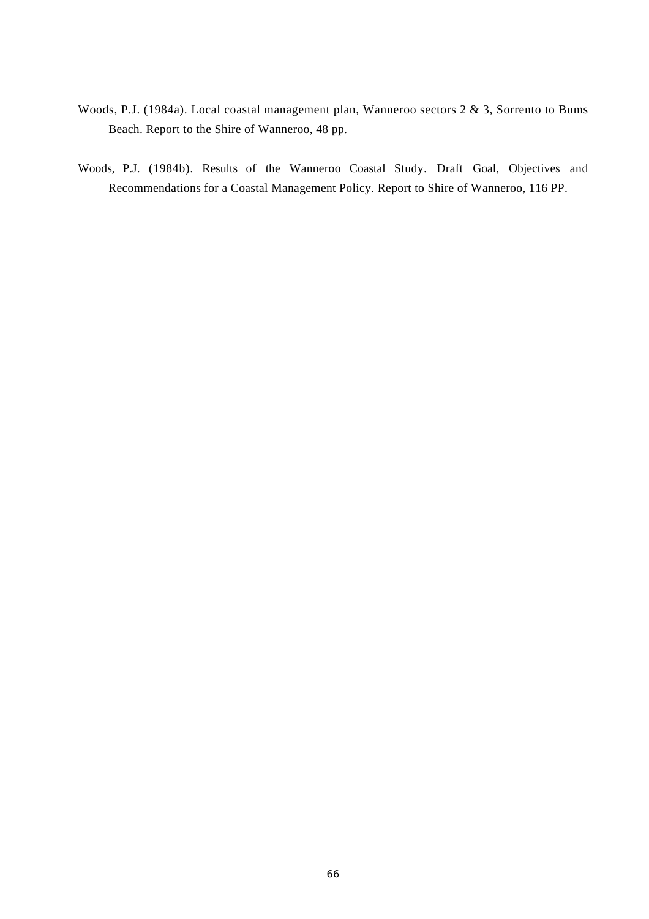Woods, P.J. (1984a). Local coastal management plan, Wanneroo sectors 2 & 3, Sorrento to Bums Beach. Report to the Shire of Wanneroo, 48 pp.

Woods, P.J. (1984b). Results of the Wanneroo Coastal Study. Draft Goal, Objectives and Recommendations for a Coastal Management Policy. Report to Shire of Wanneroo, 116 PP.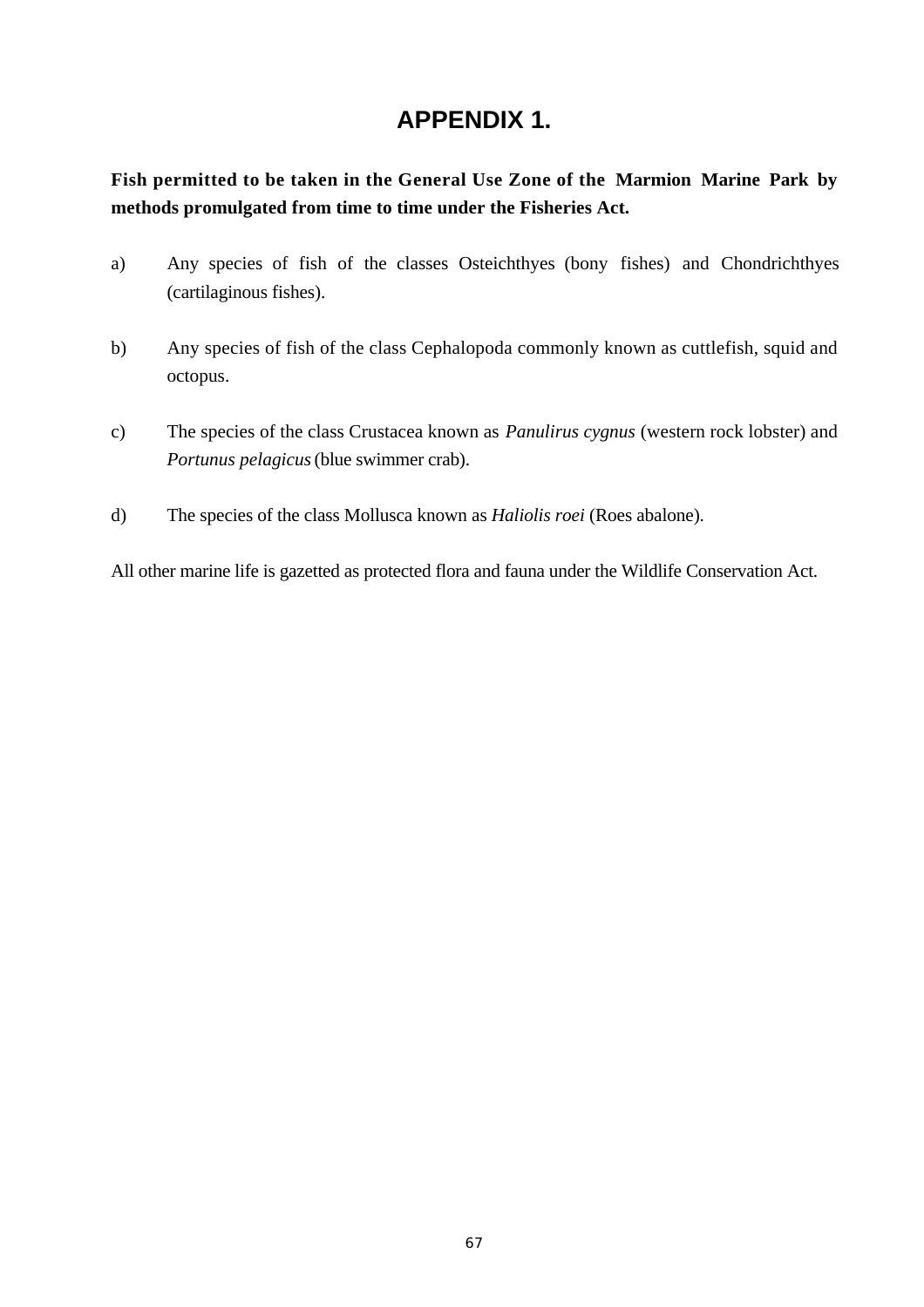# APPENDIX 1.

**Fish permitted to be taken in the General Use Zone of the Marmion Marine Park by methods promulgated from time to time under the Fisheries Act.**

a) Any species of fish of the classes Osteichthyes (bony fishes) and Chondrichthyes (cartilaginous fishes).

b) Any species of fish of the class Cephalopoda commonly known as cuttlefish, squid and octopus.

c) The species of the class Crustacea known as *Panulirus cygnus* (western rock lobster) and *Portunus pelagicus* (blue swimmer crab).

d) The species of the class Mollusca known as *Haliolis roei* (Roes abalone).

All other marine life is gazetted as protected flora and fauna under the Wildlife Conservation Act.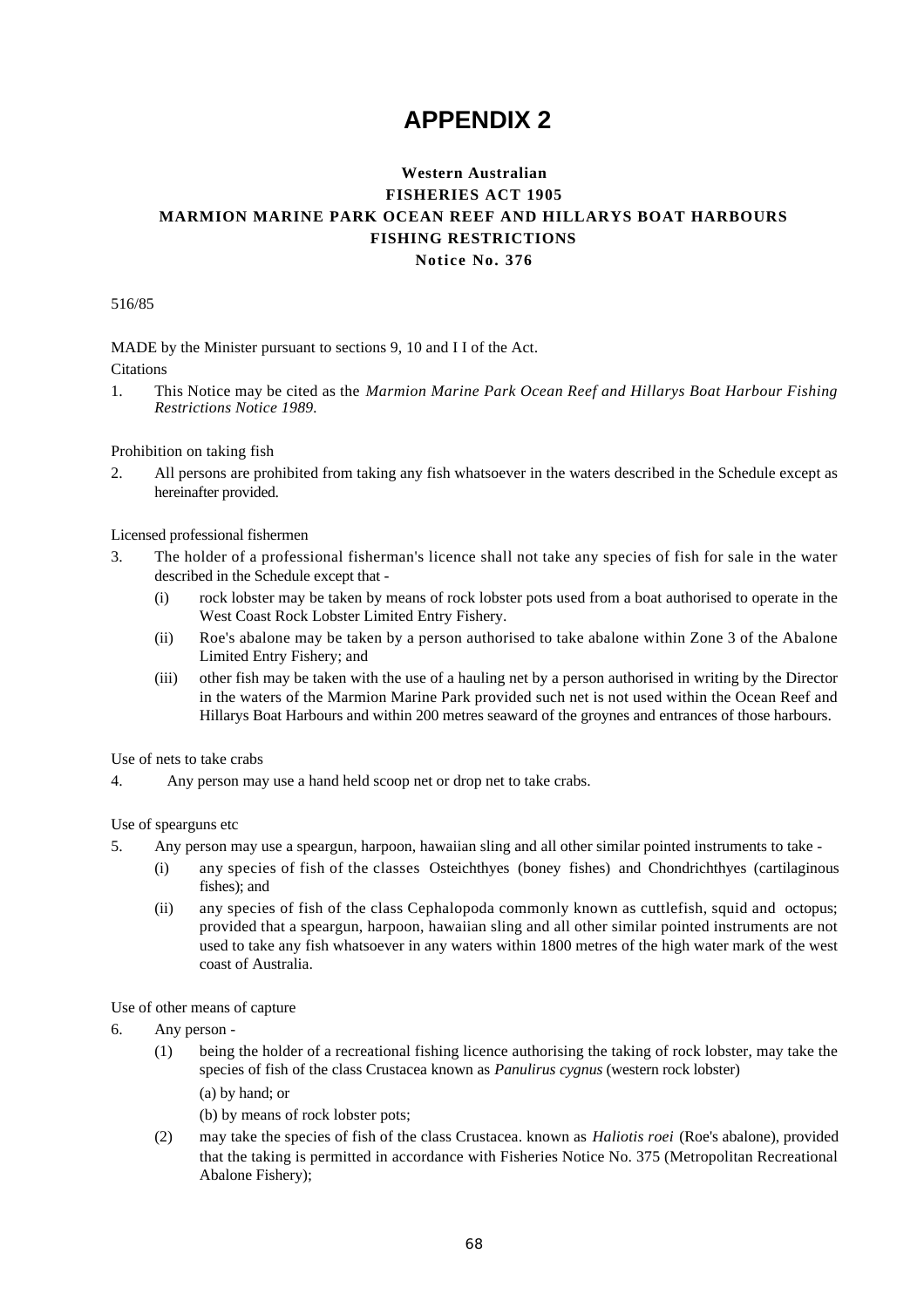# APPENDIX 2

**Western Australian**
**FISHERIES ACT 1905**
**MARMION MARINE PARK OCEAN REEF AND HILLARYS BOAT HARBOURS**
**FISHING RESTRICTIONS**
**Notice No. 376**

516/85

MADE by the Minister pursuant to sections 9, 10 and I I of the Act.

Citations

1. This Notice may be cited as the *Marmion Marine Park Ocean Reef and Hillarys Boat Harbour Fishing Restrictions Notice 1989.*

Prohibition on taking fish

2. All persons are prohibited from taking any fish whatsoever in the waters described in the Schedule except as hereinafter provided.

Licensed professional fishermen

3. The holder of a professional fisherman's licence shall not take any species of fish for sale in the water described in the Schedule except that -
   (i) rock lobster may be taken by means of rock lobster pots used from a boat authorised to operate in the West Coast Rock Lobster Limited Entry Fishery.
   (ii) Roe's abalone may be taken by a person authorised to take abalone within Zone 3 of the Abalone Limited Entry Fishery; and
   (iii) other fish may be taken with the use of a hauling net by a person authorised in writing by the Director in the waters of the Marmion Marine Park provided such net is not used within the Ocean Reef and Hillarys Boat Harbours and within 200 metres seaward of the groynes and entrances of those harbours.

Use of nets to take crabs

4. Any person may use a hand held scoop net or drop net to take crabs.

Use of spearguns etc

5. Any person may use a speargun, harpoon, hawaiian sling and all other similar pointed instruments to take -
   (i) any species of fish of the classes Osteichthyes (boney fishes) and Chondrichthyes (cartilaginous fishes); and
   (ii) any species of fish of the class Cephalopoda commonly known as cuttlefish, squid and octopus; provided that a speargun, harpoon, hawaiian sling and all other similar pointed instruments are not used to take any fish whatsoever in any waters within 1800 metres of the high water mark of the west coast of Australia.

Use of other means of capture

6. Any person -
   (1) being the holder of a recreational fishing licence authorising the taking of rock lobster, may take the species of fish of the class Crustacea known as *Panulirus cygnus* (western rock lobster)
      (a) by hand; or
      (b) by means of rock lobster pots;
   (2) may take the species of fish of the class Crustacea. known as *Haliotis roei* (Roe's abalone), provided that the taking is permitted in accordance with Fisheries Notice No. 375 (Metropolitan Recreational Abalone Fishery);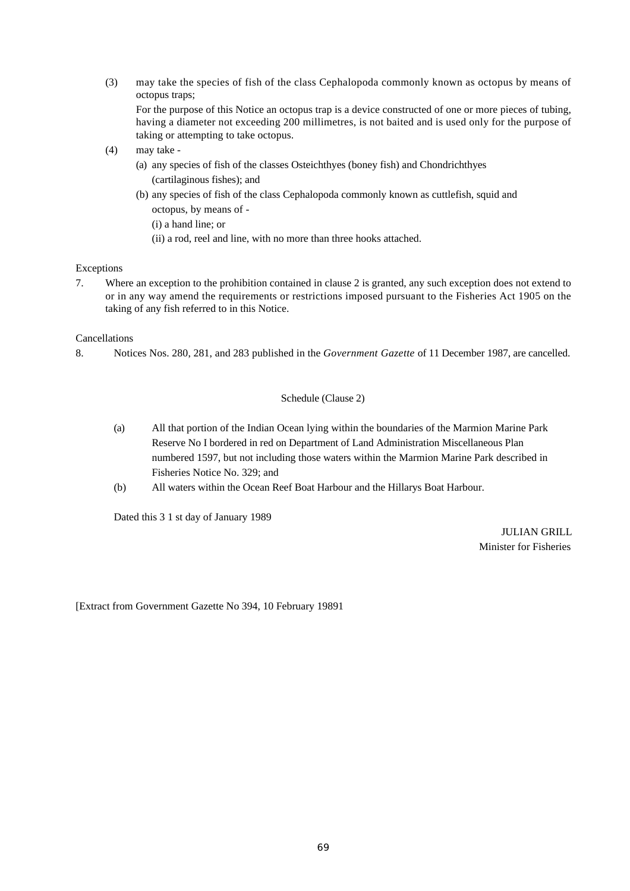(3) may take the species of fish of the class Cephalopoda commonly known as octopus by means of octopus traps;

For the purpose of this Notice an octopus trap is a device constructed of one or more pieces of tubing, having a diameter not exceeding 200 millimetres, is not baited and is used only for the purpose of taking or attempting to take octopus.

(4) may take -

(a) any species of fish of the classes Osteichthyes (boney fish) and Chondrichthyes (cartilaginous fishes); and

(b) any species of fish of the class Cephalopoda commonly known as cuttlefish, squid and octopus, by means of -

(i) a hand line; or

(ii) a rod, reel and line, with no more than three hooks attached.

Exceptions

7. Where an exception to the prohibition contained in clause 2 is granted, any such exception does not extend to or in any way amend the requirements or restrictions imposed pursuant to the Fisheries Act 1905 on the taking of any fish referred to in this Notice.

Cancellations

8. Notices Nos. 280, 281, and 283 published in the *Government Gazette* of 11 December 1987, are cancelled.

Schedule (Clause 2)

(a) All that portion of the Indian Ocean lying within the boundaries of the Marmion Marine Park Reserve No I bordered in red on Department of Land Administration Miscellaneous Plan numbered 1597, but not including those waters within the Marmion Marine Park described in Fisheries Notice No. 329; and

(b) All waters within the Ocean Reef Boat Harbour and the Hillarys Boat Harbour.

Dated this 3 1 st day of January 1989

JULIAN GRILL
Minister for Fisheries

[Extract from Government Gazette No 394, 10 February 19891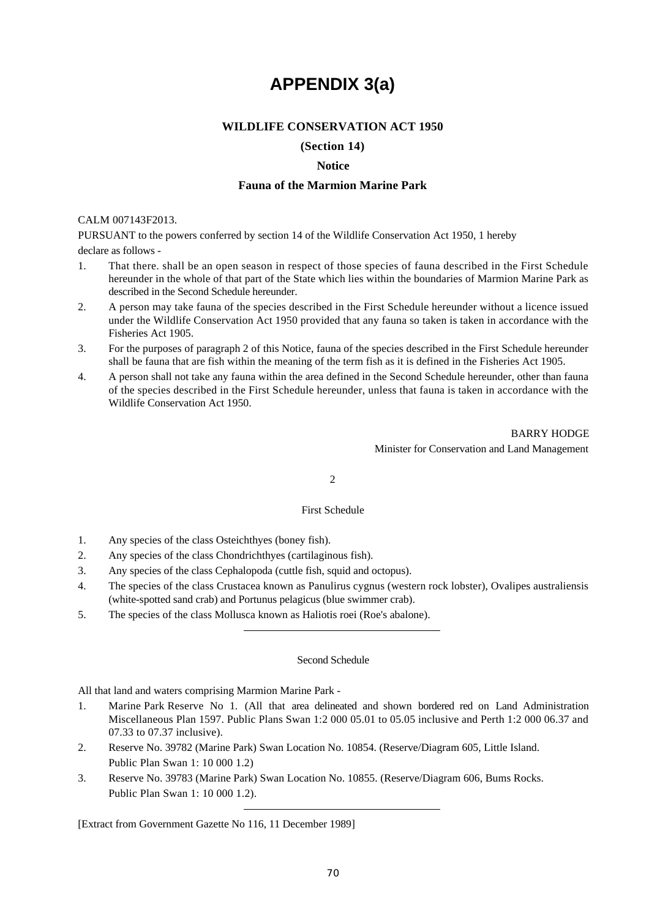# APPENDIX 3(a)

**WILDLIFE CONSERVATION ACT 1950**

**(Section 14)**

**Notice**

**Fauna of the Marmion Marine Park**

CALM 007143F2013.

PURSUANT to the powers conferred by section 14 of the Wildlife Conservation Act 1950, 1 hereby declare as follows -

1. That there. shall be an open season in respect of those species of fauna described in the First Schedule hereunder in the whole of that part of the State which lies within the boundaries of Marmion Marine Park as described in the Second Schedule hereunder.
2. A person may take fauna of the species described in the First Schedule hereunder without a licence issued under the Wildlife Conservation Act 1950 provided that any fauna so taken is taken in accordance with the Fisheries Act 1905.
3. For the purposes of paragraph 2 of this Notice, fauna of the species described in the First Schedule hereunder shall be fauna that are fish within the meaning of the term fish as it is defined in the Fisheries Act 1905.
4. A person shall not take any fauna within the area defined in the Second Schedule hereunder, other than fauna of the species described in the First Schedule hereunder, unless that fauna is taken in accordance with the Wildlife Conservation Act 1950.

BARRY HODGE
Minister for Conservation and Land Management

2

First Schedule

1. Any species of the class Osteichthyes (boney fish).
2. Any species of the class Chondrichthyes (cartilaginous fish).
3. Any species of the class Cephalopoda (cuttle fish, squid and octopus).
4. The species of the class Crustacea known as Panulirus cygnus (western rock lobster), Ovalipes australiensis (white-spotted sand crab) and Portunus pelagicus (blue swimmer crab).
5. The species of the class Mollusca known as Haliotis roei (Roe's abalone).

---

Second Schedule

All that land and waters comprising Marmion Marine Park -

1. Marine Park Reserve No 1. (All that area delineated and shown bordered red on Land Administration Miscellaneous Plan 1597. Public Plans Swan 1:2 000 05.01 to 05.05 inclusive and Perth 1:2 000 06.37 and 07.33 to 07.37 inclusive).
2. Reserve No. 39782 (Marine Park) Swan Location No. 10854. (Reserve/Diagram 605, Little Island. Public Plan Swan 1: 10 000 1.2)
3. Reserve No. 39783 (Marine Park) Swan Location No. 10855. (Reserve/Diagram 606, Bums Rocks. Public Plan Swan 1: 10 000 1.2).

---

[Extract from Government Gazette No 116, 11 December 1989]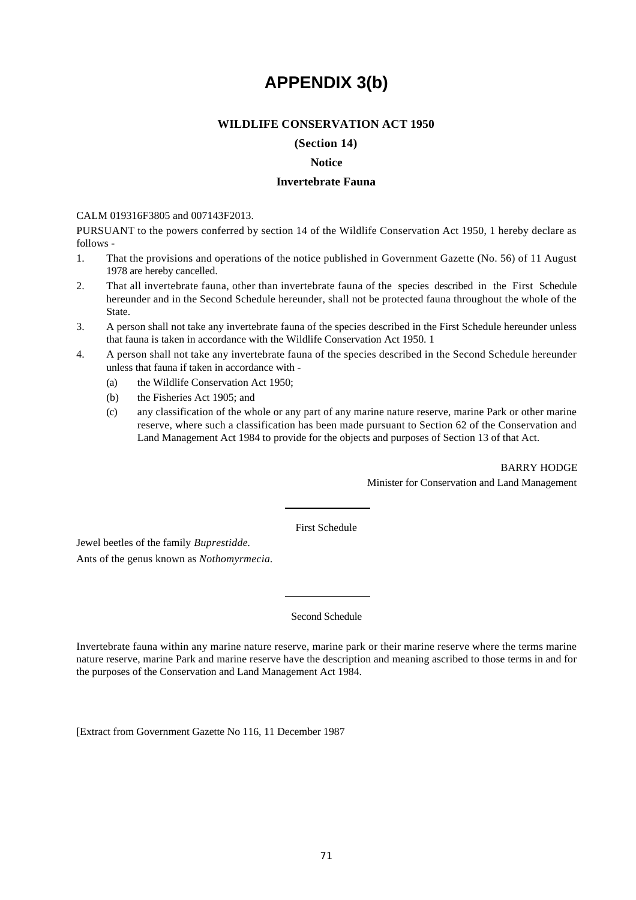# APPENDIX 3(b)

**WILDLIFE CONSERVATION ACT 1950**

**(Section 14)**

**Notice**

**Invertebrate Fauna**

CALM 019316F3805 and 007143F2013.

PURSUANT to the powers conferred by section 14 of the Wildlife Conservation Act 1950, 1 hereby declare as follows -

1. That the provisions and operations of the notice published in Government Gazette (No. 56) of 11 August 1978 are hereby cancelled.
2. That all invertebrate fauna, other than invertebrate fauna of the species described in the First Schedule hereunder and in the Second Schedule hereunder, shall not be protected fauna throughout the whole of the State.
3. A person shall not take any invertebrate fauna of the species described in the First Schedule hereunder unless that fauna is taken in accordance with the Wildlife Conservation Act 1950. 1
4. A person shall not take any invertebrate fauna of the species described in the Second Schedule hereunder unless that fauna if taken in accordance with -
   (a) the Wildlife Conservation Act 1950;
   (b) the Fisheries Act 1905; and
   (c) any classification of the whole or any part of any marine nature reserve, marine Park or other marine reserve, where such a classification has been made pursuant to Section 62 of the Conservation and Land Management Act 1984 to provide for the objects and purposes of Section 13 of that Act.

BARRY HODGE
Minister for Conservation and Land Management

---

First Schedule

Jewel beetles of the family *Buprestidde.*
Ants of the genus known as *Nothomyrmecia.*

---

Second Schedule

Invertebrate fauna within any marine nature reserve, marine park or their marine reserve where the terms marine nature reserve, marine Park and marine reserve have the description and meaning ascribed to those terms in and for the purposes of the Conservation and Land Management Act 1984.

[Extract from Government Gazette No 116, 11 December 1987